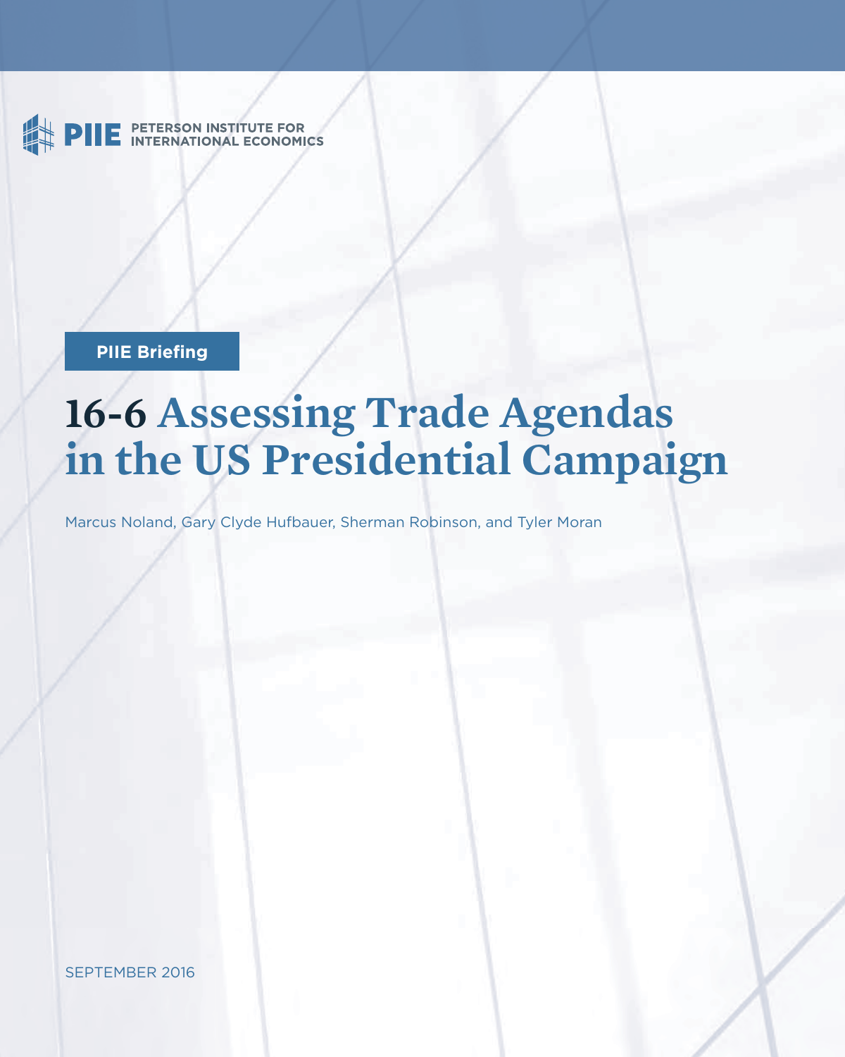PIIE PETERSON INSTITUTE FOR INTERNATIONAL ECONOMICS

PIIE Briefing

# 16-6 Assessing Trade Agendas in the US Presidential Campaign

Marcus Noland, Gary Clyde Hufbauer, Sherman Robinson, and Tyler Moran

SEPTEMBER 2016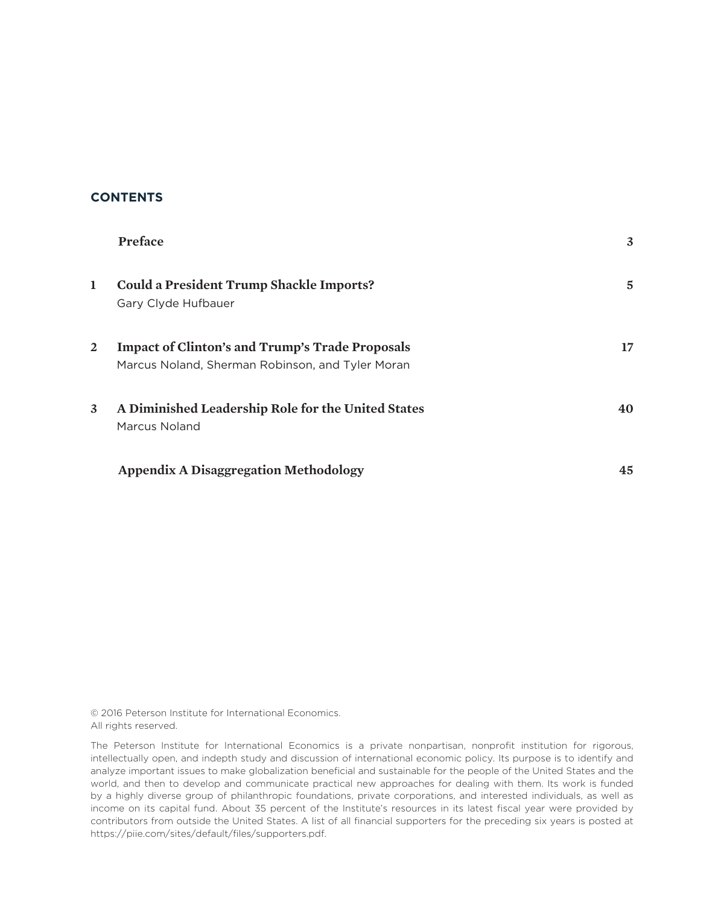## CONTENTS

| | | |
|---|---|---|
| | **Preface** | **3** |
| **1** | **Could a President Trump Shackle Imports?** Gary Clyde Hufbauer | **5** |
| **2** | **Impact of Clinton's and Trump's Trade Proposals** Marcus Noland, Sherman Robinson, and Tyler Moran | **17** |
| **3** | **A Diminished Leadership Role for the United States** Marcus Noland | **40** |
| | **Appendix A Disaggregation Methodology** | **45** |

© 2016 Peterson Institute for International Economics.
All rights reserved.

The Peterson Institute for International Economics is a private nonpartisan, nonprofit institution for rigorous, intellectually open, and indepth study and discussion of international economic policy. Its purpose is to identify and analyze important issues to make globalization beneficial and sustainable for the people of the United States and the world, and then to develop and communicate practical new approaches for dealing with them. Its work is funded by a highly diverse group of philanthropic foundations, private corporations, and interested individuals, as well as income on its capital fund. About 35 percent of the Institute's resources in its latest fiscal year were provided by contributors from outside the United States. A list of all financial supporters for the preceding six years is posted at https://piie.com/sites/default/files/supporters.pdf.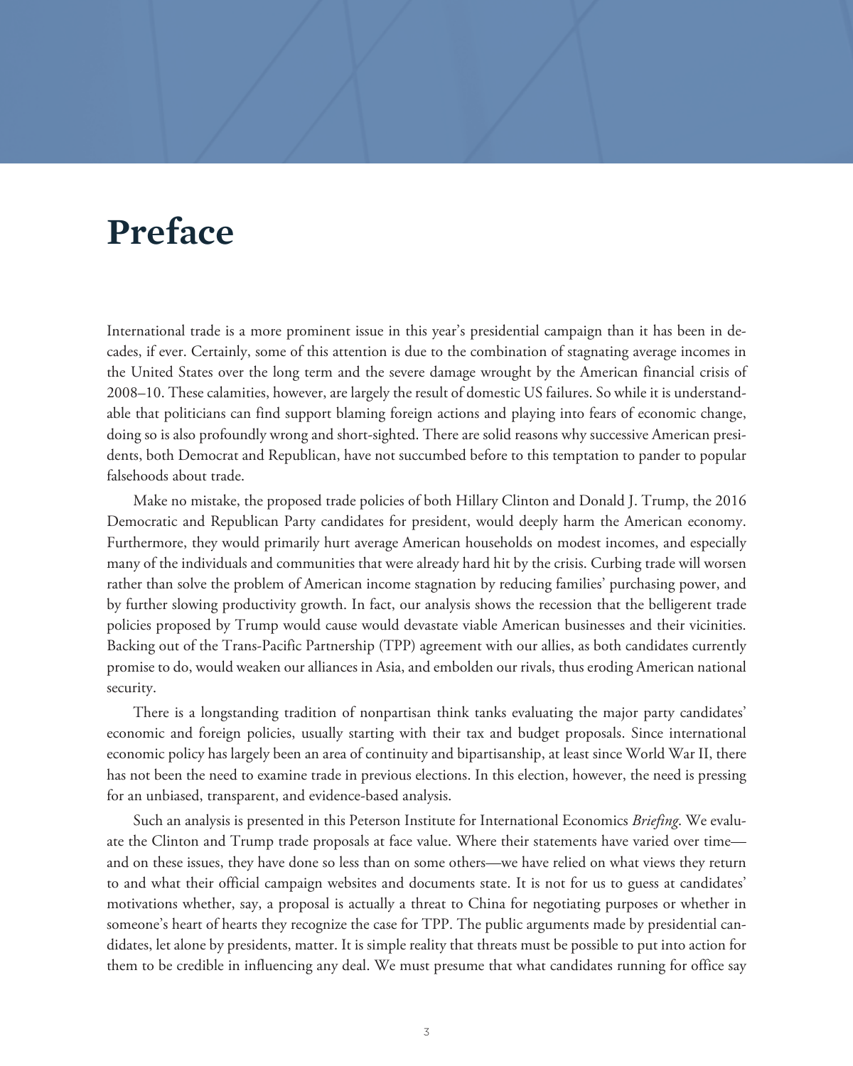# Preface

International trade is a more prominent issue in this year's presidential campaign than it has been in decades, if ever. Certainly, some of this attention is due to the combination of stagnating average incomes in the United States over the long term and the severe damage wrought by the American financial crisis of 2008–10. These calamities, however, are largely the result of domestic US failures. So while it is understandable that politicians can find support blaming foreign actions and playing into fears of economic change, doing so is also profoundly wrong and short-sighted. There are solid reasons why successive American presidents, both Democrat and Republican, have not succumbed before to this temptation to pander to popular falsehoods about trade.

Make no mistake, the proposed trade policies of both Hillary Clinton and Donald J. Trump, the 2016 Democratic and Republican Party candidates for president, would deeply harm the American economy. Furthermore, they would primarily hurt average American households on modest incomes, and especially many of the individuals and communities that were already hard hit by the crisis. Curbing trade will worsen rather than solve the problem of American income stagnation by reducing families' purchasing power, and by further slowing productivity growth. In fact, our analysis shows the recession that the belligerent trade policies proposed by Trump would cause would devastate viable American businesses and their vicinities. Backing out of the Trans-Pacific Partnership (TPP) agreement with our allies, as both candidates currently promise to do, would weaken our alliances in Asia, and embolden our rivals, thus eroding American national security.

There is a longstanding tradition of nonpartisan think tanks evaluating the major party candidates' economic and foreign policies, usually starting with their tax and budget proposals. Since international economic policy has largely been an area of continuity and bipartisanship, at least since World War II, there has not been the need to examine trade in previous elections. In this election, however, the need is pressing for an unbiased, transparent, and evidence-based analysis.

Such an analysis is presented in this Peterson Institute for International Economics *Briefing*. We evaluate the Clinton and Trump trade proposals at face value. Where their statements have varied over time—and on these issues, they have done so less than on some others—we have relied on what views they return to and what their official campaign websites and documents state. It is not for us to guess at candidates' motivations whether, say, a proposal is actually a threat to China for negotiating purposes or whether in someone's heart of hearts they recognize the case for TPP. The public arguments made by presidential candidates, let alone by presidents, matter. It is simple reality that threats must be possible to put into action for them to be credible in influencing any deal. We must presume that what candidates running for office say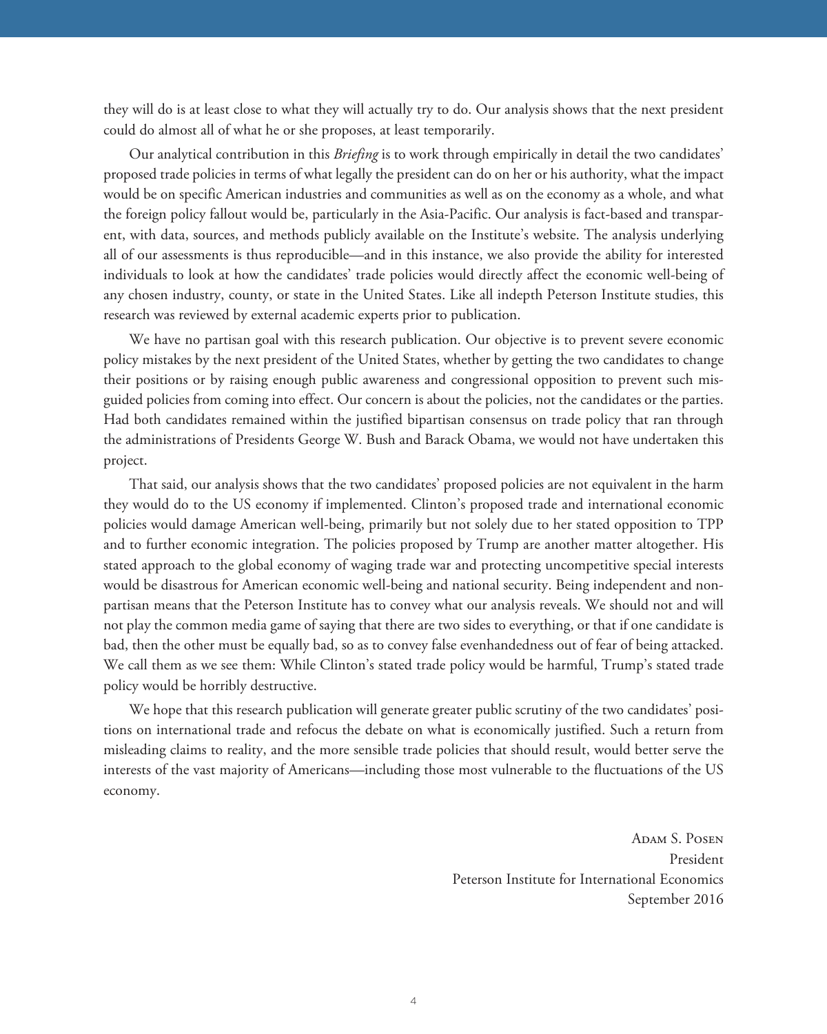they will do is at least close to what they will actually try to do. Our analysis shows that the next president could do almost all of what he or she proposes, at least temporarily.

Our analytical contribution in this *Briefing* is to work through empirically in detail the two candidates' proposed trade policies in terms of what legally the president can do on her or his authority, what the impact would be on specific American industries and communities as well as on the economy as a whole, and what the foreign policy fallout would be, particularly in the Asia-Pacific. Our analysis is fact-based and transparent, with data, sources, and methods publicly available on the Institute's website. The analysis underlying all of our assessments is thus reproducible—and in this instance, we also provide the ability for interested individuals to look at how the candidates' trade policies would directly affect the economic well-being of any chosen industry, county, or state in the United States. Like all indepth Peterson Institute studies, this research was reviewed by external academic experts prior to publication.

We have no partisan goal with this research publication. Our objective is to prevent severe economic policy mistakes by the next president of the United States, whether by getting the two candidates to change their positions or by raising enough public awareness and congressional opposition to prevent such misguided policies from coming into effect. Our concern is about the policies, not the candidates or the parties. Had both candidates remained within the justified bipartisan consensus on trade policy that ran through the administrations of Presidents George W. Bush and Barack Obama, we would not have undertaken this project.

That said, our analysis shows that the two candidates' proposed policies are not equivalent in the harm they would do to the US economy if implemented. Clinton's proposed trade and international economic policies would damage American well-being, primarily but not solely due to her stated opposition to TPP and to further economic integration. The policies proposed by Trump are another matter altogether. His stated approach to the global economy of waging trade war and protecting uncompetitive special interests would be disastrous for American economic well-being and national security. Being independent and nonpartisan means that the Peterson Institute has to convey what our analysis reveals. We should not and will not play the common media game of saying that there are two sides to everything, or that if one candidate is bad, then the other must be equally bad, so as to convey false evenhandedness out of fear of being attacked. We call them as we see them: While Clinton's stated trade policy would be harmful, Trump's stated trade policy would be horribly destructive.

We hope that this research publication will generate greater public scrutiny of the two candidates' positions on international trade and refocus the debate on what is economically justified. Such a return from misleading claims to reality, and the more sensible trade policies that should result, would better serve the interests of the vast majority of Americans—including those most vulnerable to the fluctuations of the US economy.

Adam S. Posen  
President  
Peterson Institute for International Economics  
September 2016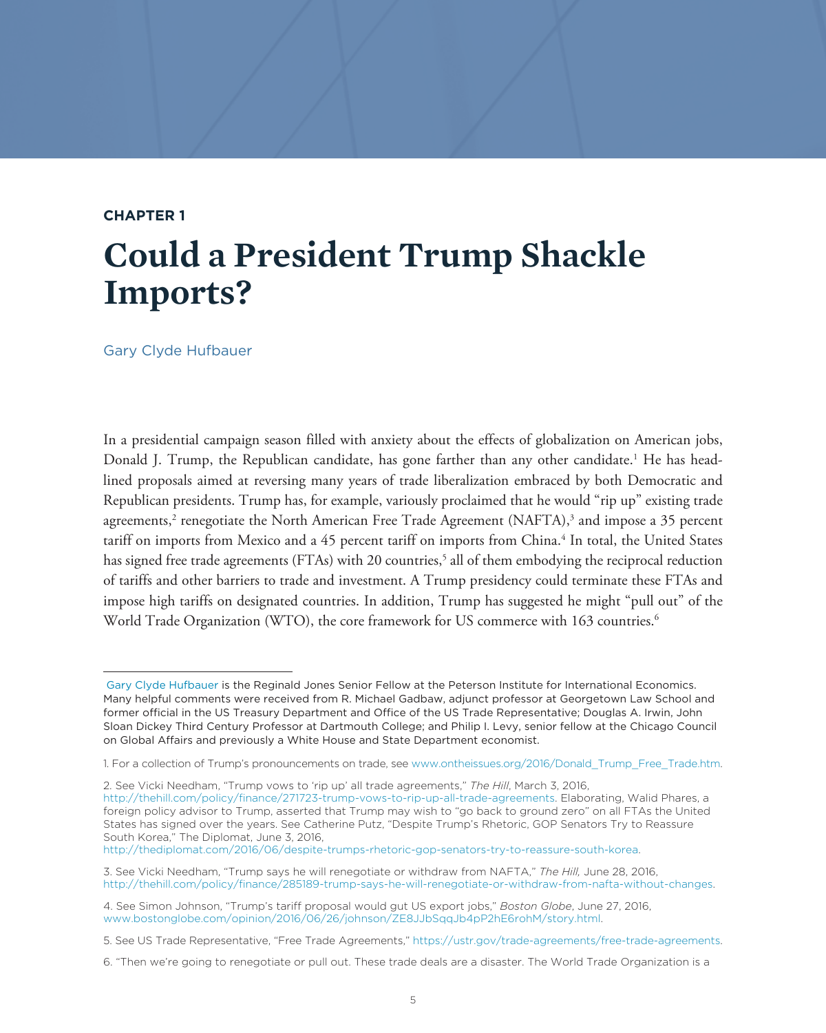**CHAPTER 1**

# Could a President Trump Shackle Imports?

Gary Clyde Hufbauer

In a presidential campaign season filled with anxiety about the effects of globalization on American jobs, Donald J. Trump, the Republican candidate, has gone farther than any other candidate.[1] He has headlined proposals aimed at reversing many years of trade liberalization embraced by both Democratic and Republican presidents. Trump has, for example, variously proclaimed that he would "rip up" existing trade agreements,[2] renegotiate the North American Free Trade Agreement (NAFTA),[3] and impose a 35 percent tariff on imports from Mexico and a 45 percent tariff on imports from China.[4] In total, the United States has signed free trade agreements (FTAs) with 20 countries,[5] all of them embodying the reciprocal reduction of tariffs and other barriers to trade and investment. A Trump presidency could terminate these FTAs and impose high tariffs on designated countries. In addition, Trump has suggested he might "pull out" of the World Trade Organization (WTO), the core framework for US commerce with 163 countries.[6]

---

Gary Clyde Hufbauer is the Reginald Jones Senior Fellow at the Peterson Institute for International Economics. Many helpful comments were received from R. Michael Gadbaw, adjunct professor at Georgetown Law School and former official in the US Treasury Department and Office of the US Trade Representative; Douglas A. Irwin, John Sloan Dickey Third Century Professor at Dartmouth College; and Philip I. Levy, senior fellow at the Chicago Council on Global Affairs and previously a White House and State Department economist.

1. For a collection of Trump's pronouncements on trade, see www.ontheissues.org/2016/Donald_Trump_Free_Trade.htm.

2. See Vicki Needham, "Trump vows to 'rip up' all trade agreements," *The Hill*, March 3, 2016, http://thehill.com/policy/finance/271723-trump-vows-to-rip-up-all-trade-agreements. Elaborating, Walid Phares, a foreign policy advisor to Trump, asserted that Trump may wish to "go back to ground zero" on all FTAs the United States has signed over the years. See Catherine Putz, "Despite Trump's Rhetoric, GOP Senators Try to Reassure South Korea," The Diplomat, June 3, 2016, http://thediplomat.com/2016/06/despite-trumps-rhetoric-gop-senators-try-to-reassure-south-korea.

3. See Vicki Needham, "Trump says he will renegotiate or withdraw from NAFTA," *The Hill,* June 28, 2016, http://thehill.com/policy/finance/285189-trump-says-he-will-renegotiate-or-withdraw-from-nafta-without-changes.

4. See Simon Johnson, "Trump's tariff proposal would gut US export jobs," *Boston Globe*, June 27, 2016, www.bostonglobe.com/opinion/2016/06/26/johnson/ZE8JJbSqqJb4pP2hE6rohM/story.html.

5. See US Trade Representative, "Free Trade Agreements," https://ustr.gov/trade-agreements/free-trade-agreements.

6. "Then we're going to renegotiate or pull out. These trade deals are a disaster. The World Trade Organization is a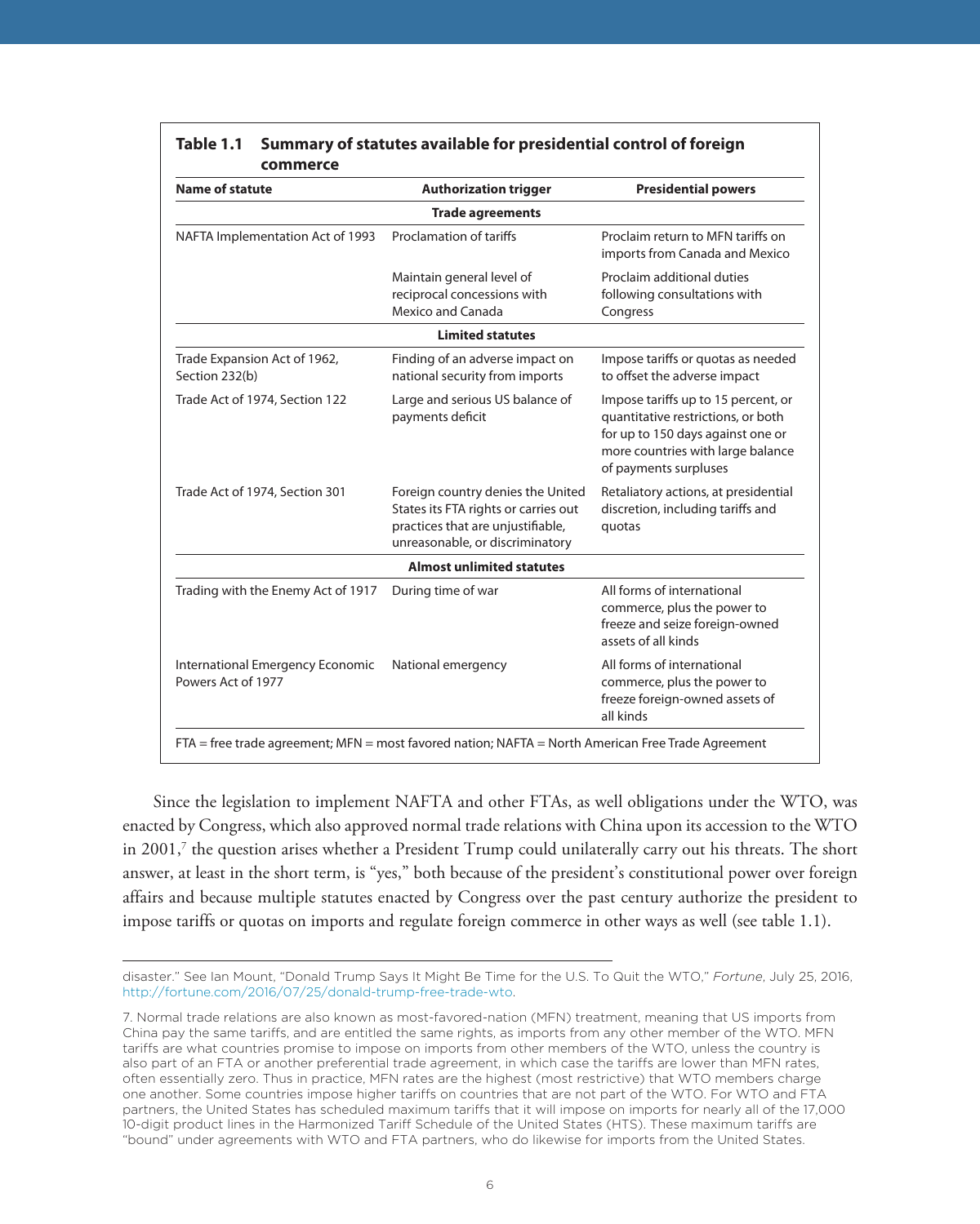**Table 1.1 Summary of statutes available for presidential control of foreign commerce**

| Name of statute | Authorization trigger | Presidential powers |
|---|---|---|
| | **Trade agreements** | |
| NAFTA Implementation Act of 1993 | Proclamation of tariffs | Proclaim return to MFN tariffs on imports from Canada and Mexico |
| | Maintain general level of reciprocal concessions with Mexico and Canada | Proclaim additional duties following consultations with Congress |
| | **Limited statutes** | |
| Trade Expansion Act of 1962, Section 232(b) | Finding of an adverse impact on national security from imports | Impose tariffs or quotas as needed to offset the adverse impact |
| Trade Act of 1974, Section 122 | Large and serious US balance of payments deficit | Impose tariffs up to 15 percent, or quantitative restrictions, or both for up to 150 days against one or more countries with large balance of payments surpluses |
| Trade Act of 1974, Section 301 | Foreign country denies the United States its FTA rights or carries out practices that are unjustifiable, unreasonable, or discriminatory | Retaliatory actions, at presidential discretion, including tariffs and quotas |
| | **Almost unlimited statutes** | |
| Trading with the Enemy Act of 1917 | During time of war | All forms of international commerce, plus the power to freeze and seize foreign-owned assets of all kinds |
| International Emergency Economic Powers Act of 1977 | National emergency | All forms of international commerce, plus the power to freeze foreign-owned assets of all kinds |

FTA = free trade agreement; MFN = most favored nation; NAFTA = North American Free Trade Agreement

Since the legislation to implement NAFTA and other FTAs, as well obligations under the WTO, was enacted by Congress, which also approved normal trade relations with China upon its accession to the WTO in 2001,[7] the question arises whether a President Trump could unilaterally carry out his threats. The short answer, at least in the short term, is "yes," both because of the president's constitutional power over foreign affairs and because multiple statutes enacted by Congress over the past century authorize the president to impose tariffs or quotas on imports and regulate foreign commerce in other ways as well (see table 1.1).

---

disaster." See Ian Mount, "Donald Trump Says It Might Be Time for the U.S. To Quit the WTO," *Fortune*, July 25, 2016, http://fortune.com/2016/07/25/donald-trump-free-trade-wto.

7. Normal trade relations are also known as most-favored-nation (MFN) treatment, meaning that US imports from China pay the same tariffs, and are entitled the same rights, as imports from any other member of the WTO. MFN tariffs are what countries promise to impose on imports from other members of the WTO, unless the country is also part of an FTA or another preferential trade agreement, in which case the tariffs are lower than MFN rates, often essentially zero. Thus in practice, MFN rates are the highest (most restrictive) that WTO members charge one another. Some countries impose higher tariffs on countries that are not part of the WTO. For WTO and FTA partners, the United States has scheduled maximum tariffs that it will impose on imports for nearly all of the 17,000 10-digit product lines in the Harmonized Tariff Schedule of the United States (HTS). These maximum tariffs are "bound" under agreements with WTO and FTA partners, who do likewise for imports from the United States.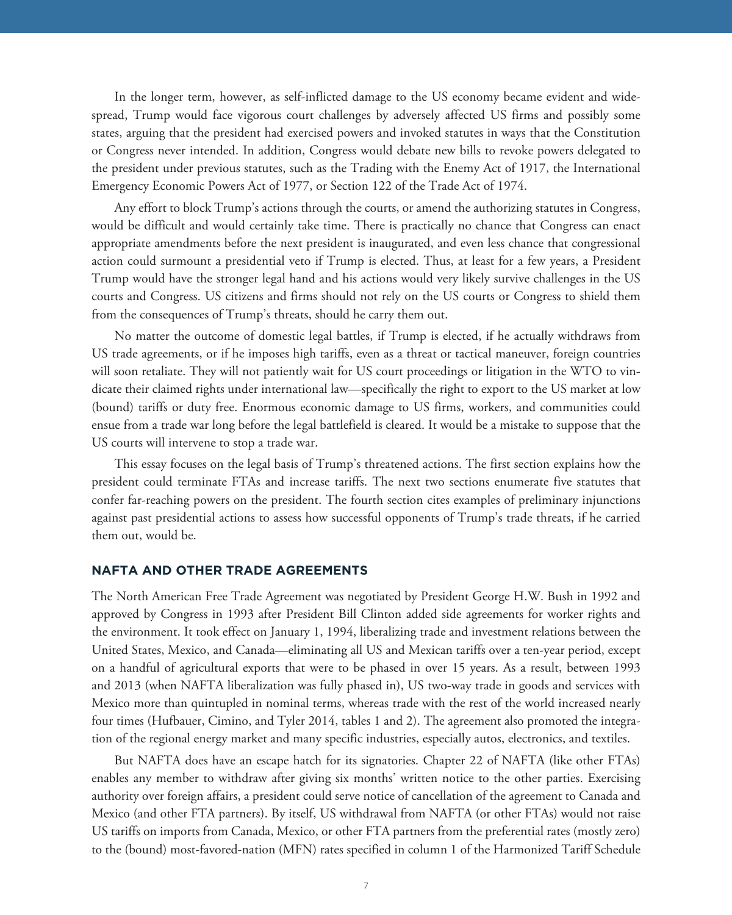In the longer term, however, as self-inflicted damage to the US economy became evident and widespread, Trump would face vigorous court challenges by adversely affected US firms and possibly some states, arguing that the president had exercised powers and invoked statutes in ways that the Constitution or Congress never intended. In addition, Congress would debate new bills to revoke powers delegated to the president under previous statutes, such as the Trading with the Enemy Act of 1917, the International Emergency Economic Powers Act of 1977, or Section 122 of the Trade Act of 1974.

Any effort to block Trump's actions through the courts, or amend the authorizing statutes in Congress, would be difficult and would certainly take time. There is practically no chance that Congress can enact appropriate amendments before the next president is inaugurated, and even less chance that congressional action could surmount a presidential veto if Trump is elected. Thus, at least for a few years, a President Trump would have the stronger legal hand and his actions would very likely survive challenges in the US courts and Congress. US citizens and firms should not rely on the US courts or Congress to shield them from the consequences of Trump's threats, should he carry them out.

No matter the outcome of domestic legal battles, if Trump is elected, if he actually withdraws from US trade agreements, or if he imposes high tariffs, even as a threat or tactical maneuver, foreign countries will soon retaliate. They will not patiently wait for US court proceedings or litigation in the WTO to vindicate their claimed rights under international law—specifically the right to export to the US market at low (bound) tariffs or duty free. Enormous economic damage to US firms, workers, and communities could ensue from a trade war long before the legal battlefield is cleared. It would be a mistake to suppose that the US courts will intervene to stop a trade war.

This essay focuses on the legal basis of Trump's threatened actions. The first section explains how the president could terminate FTAs and increase tariffs. The next two sections enumerate five statutes that confer far-reaching powers on the president. The fourth section cites examples of preliminary injunctions against past presidential actions to assess how successful opponents of Trump's trade threats, if he carried them out, would be.

## NAFTA AND OTHER TRADE AGREEMENTS

The North American Free Trade Agreement was negotiated by President George H.W. Bush in 1992 and approved by Congress in 1993 after President Bill Clinton added side agreements for worker rights and the environment. It took effect on January 1, 1994, liberalizing trade and investment relations between the United States, Mexico, and Canada—eliminating all US and Mexican tariffs over a ten-year period, except on a handful of agricultural exports that were to be phased in over 15 years. As a result, between 1993 and 2013 (when NAFTA liberalization was fully phased in), US two-way trade in goods and services with Mexico more than quintupled in nominal terms, whereas trade with the rest of the world increased nearly four times (Hufbauer, Cimino, and Tyler 2014, tables 1 and 2). The agreement also promoted the integration of the regional energy market and many specific industries, especially autos, electronics, and textiles.

But NAFTA does have an escape hatch for its signatories. Chapter 22 of NAFTA (like other FTAs) enables any member to withdraw after giving six months' written notice to the other parties. Exercising authority over foreign affairs, a president could serve notice of cancellation of the agreement to Canada and Mexico (and other FTA partners). By itself, US withdrawal from NAFTA (or other FTAs) would not raise US tariffs on imports from Canada, Mexico, or other FTA partners from the preferential rates (mostly zero) to the (bound) most-favored-nation (MFN) rates specified in column 1 of the Harmonized Tariff Schedule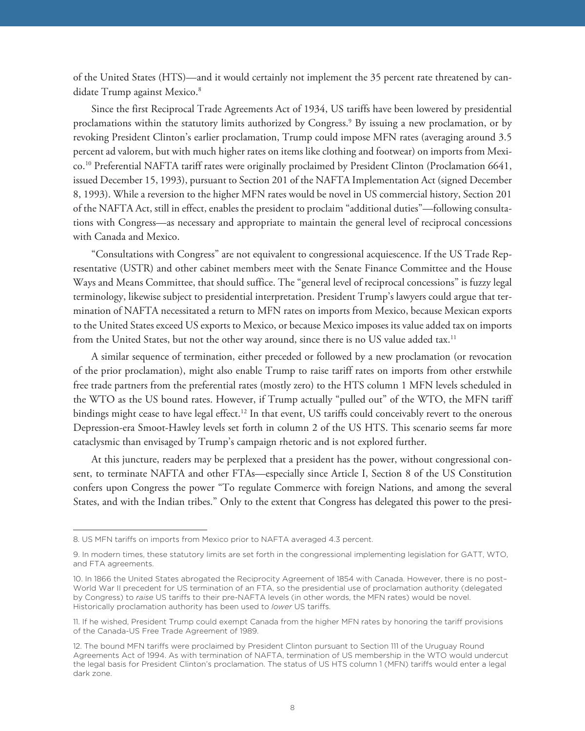of the United States (HTS)—and it would certainly not implement the 35 percent rate threatened by candidate Trump against Mexico.[8]

Since the first Reciprocal Trade Agreements Act of 1934, US tariffs have been lowered by presidential proclamations within the statutory limits authorized by Congress.[9] By issuing a new proclamation, or by revoking President Clinton's earlier proclamation, Trump could impose MFN rates (averaging around 3.5 percent ad valorem, but with much higher rates on items like clothing and footwear) on imports from Mexico.[10] Preferential NAFTA tariff rates were originally proclaimed by President Clinton (Proclamation 6641, issued December 15, 1993), pursuant to Section 201 of the NAFTA Implementation Act (signed December 8, 1993). While a reversion to the higher MFN rates would be novel in US commercial history, Section 201 of the NAFTA Act, still in effect, enables the president to proclaim "additional duties"—following consultations with Congress—as necessary and appropriate to maintain the general level of reciprocal concessions with Canada and Mexico.

"Consultations with Congress" are not equivalent to congressional acquiescence. If the US Trade Representative (USTR) and other cabinet members meet with the Senate Finance Committee and the House Ways and Means Committee, that should suffice. The "general level of reciprocal concessions" is fuzzy legal terminology, likewise subject to presidential interpretation. President Trump's lawyers could argue that termination of NAFTA necessitated a return to MFN rates on imports from Mexico, because Mexican exports to the United States exceed US exports to Mexico, or because Mexico imposes its value added tax on imports from the United States, but not the other way around, since there is no US value added tax.[11]

A similar sequence of termination, either preceded or followed by a new proclamation (or revocation of the prior proclamation), might also enable Trump to raise tariff rates on imports from other erstwhile free trade partners from the preferential rates (mostly zero) to the HTS column 1 MFN levels scheduled in the WTO as the US bound rates. However, if Trump actually "pulled out" of the WTO, the MFN tariff bindings might cease to have legal effect.[12] In that event, US tariffs could conceivably revert to the onerous Depression-era Smoot-Hawley levels set forth in column 2 of the US HTS. This scenario seems far more cataclysmic than envisaged by Trump's campaign rhetoric and is not explored further.

At this juncture, readers may be perplexed that a president has the power, without congressional consent, to terminate NAFTA and other FTAs—especially since Article I, Section 8 of the US Constitution confers upon Congress the power "To regulate Commerce with foreign Nations, and among the several States, and with the Indian tribes." Only to the extent that Congress has delegated this power to the presi-

---

8. US MFN tariffs on imports from Mexico prior to NAFTA averaged 4.3 percent.

9. In modern times, these statutory limits are set forth in the congressional implementing legislation for GATT, WTO, and FTA agreements.

10. In 1866 the United States abrogated the Reciprocity Agreement of 1854 with Canada. However, there is no post–World War II precedent for US termination of an FTA, so the presidential use of proclamation authority (delegated by Congress) to *raise* US tariffs to their pre-NAFTA levels (in other words, the MFN rates) would be novel. Historically proclamation authority has been used to *lower* US tariffs.

11. If he wished, President Trump could exempt Canada from the higher MFN rates by honoring the tariff provisions of the Canada-US Free Trade Agreement of 1989.

12. The bound MFN tariffs were proclaimed by President Clinton pursuant to Section 111 of the Uruguay Round Agreements Act of 1994. As with termination of NAFTA, termination of US membership in the WTO would undercut the legal basis for President Clinton's proclamation. The status of US HTS column 1 (MFN) tariffs would enter a legal dark zone.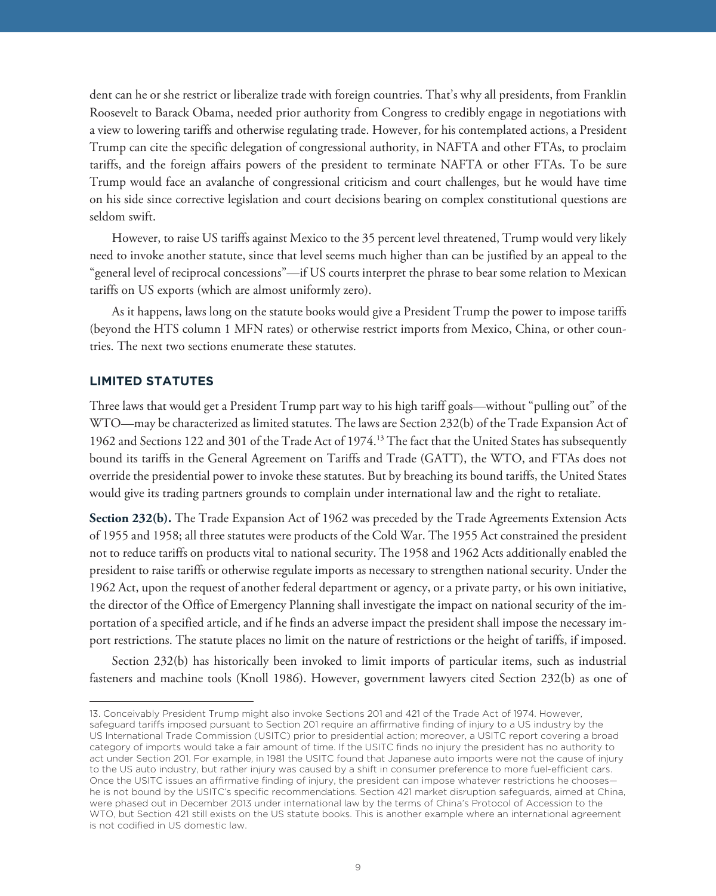dent can he or she restrict or liberalize trade with foreign countries. That's why all presidents, from Franklin Roosevelt to Barack Obama, needed prior authority from Congress to credibly engage in negotiations with a view to lowering tariffs and otherwise regulating trade. However, for his contemplated actions, a President Trump can cite the specific delegation of congressional authority, in NAFTA and other FTAs, to proclaim tariffs, and the foreign affairs powers of the president to terminate NAFTA or other FTAs. To be sure Trump would face an avalanche of congressional criticism and court challenges, but he would have time on his side since corrective legislation and court decisions bearing on complex constitutional questions are seldom swift.

However, to raise US tariffs against Mexico to the 35 percent level threatened, Trump would very likely need to invoke another statute, since that level seems much higher than can be justified by an appeal to the "general level of reciprocal concessions"—if US courts interpret the phrase to bear some relation to Mexican tariffs on US exports (which are almost uniformly zero).

As it happens, laws long on the statute books would give a President Trump the power to impose tariffs (beyond the HTS column 1 MFN rates) or otherwise restrict imports from Mexico, China, or other countries. The next two sections enumerate these statutes.

## LIMITED STATUTES

Three laws that would get a President Trump part way to his high tariff goals—without "pulling out" of the WTO—may be characterized as limited statutes. The laws are Section 232(b) of the Trade Expansion Act of 1962 and Sections 122 and 301 of the Trade Act of 1974.[13] The fact that the United States has subsequently bound its tariffs in the General Agreement on Tariffs and Trade (GATT), the WTO, and FTAs does not override the presidential power to invoke these statutes. But by breaching its bound tariffs, the United States would give its trading partners grounds to complain under international law and the right to retaliate.

**Section 232(b).** The Trade Expansion Act of 1962 was preceded by the Trade Agreements Extension Acts of 1955 and 1958; all three statutes were products of the Cold War. The 1955 Act constrained the president not to reduce tariffs on products vital to national security. The 1958 and 1962 Acts additionally enabled the president to raise tariffs or otherwise regulate imports as necessary to strengthen national security. Under the 1962 Act, upon the request of another federal department or agency, or a private party, or his own initiative, the director of the Office of Emergency Planning shall investigate the impact on national security of the importation of a specified article, and if he finds an adverse impact the president shall impose the necessary import restrictions. The statute places no limit on the nature of restrictions or the height of tariffs, if imposed.

Section 232(b) has historically been invoked to limit imports of particular items, such as industrial fasteners and machine tools (Knoll 1986). However, government lawyers cited Section 232(b) as one of

13. Conceivably President Trump might also invoke Sections 201 and 421 of the Trade Act of 1974. However, safeguard tariffs imposed pursuant to Section 201 require an affirmative finding of injury to a US industry by the US International Trade Commission (USITC) prior to presidential action; moreover, a USITC report covering a broad category of imports would take a fair amount of time. If the USITC finds no injury the president has no authority to act under Section 201. For example, in 1981 the USITC found that Japanese auto imports were not the cause of injury to the US auto industry, but rather injury was caused by a shift in consumer preference to more fuel-efficient cars. Once the USITC issues an affirmative finding of injury, the president can impose whatever restrictions he chooses—he is not bound by the USITC's specific recommendations. Section 421 market disruption safeguards, aimed at China, were phased out in December 2013 under international law by the terms of China's Protocol of Accession to the WTO, but Section 421 still exists on the US statute books. This is another example where an international agreement is not codified in US domestic law.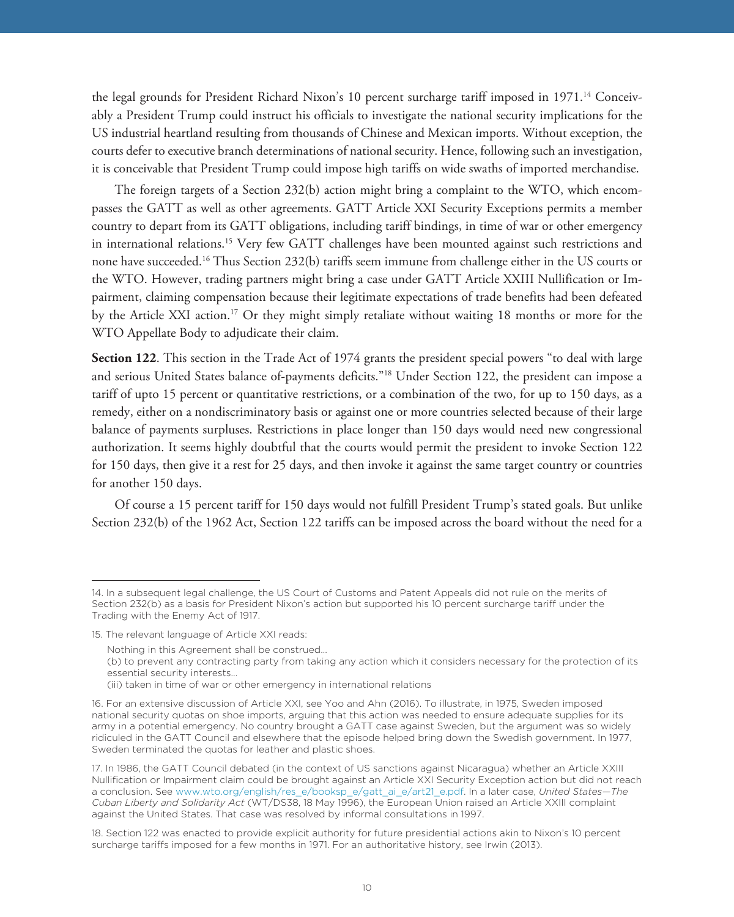the legal grounds for President Richard Nixon's 10 percent surcharge tariff imposed in 1971.[14] Conceivably a President Trump could instruct his officials to investigate the national security implications for the US industrial heartland resulting from thousands of Chinese and Mexican imports. Without exception, the courts defer to executive branch determinations of national security. Hence, following such an investigation, it is conceivable that President Trump could impose high tariffs on wide swaths of imported merchandise.

The foreign targets of a Section 232(b) action might bring a complaint to the WTO, which encompasses the GATT as well as other agreements. GATT Article XXI Security Exceptions permits a member country to depart from its GATT obligations, including tariff bindings, in time of war or other emergency in international relations.[15] Very few GATT challenges have been mounted against such restrictions and none have succeeded.[16] Thus Section 232(b) tariffs seem immune from challenge either in the US courts or the WTO. However, trading partners might bring a case under GATT Article XXIII Nullification or Impairment, claiming compensation because their legitimate expectations of trade benefits had been defeated by the Article XXI action.[17] Or they might simply retaliate without waiting 18 months or more for the WTO Appellate Body to adjudicate their claim.

**Section 122**. This section in the Trade Act of 1974 grants the president special powers "to deal with large and serious United States balance of-payments deficits."[18] Under Section 122, the president can impose a tariff of upto 15 percent or quantitative restrictions, or a combination of the two, for up to 150 days, as a remedy, either on a nondiscriminatory basis or against one or more countries selected because of their large balance of payments surpluses. Restrictions in place longer than 150 days would need new congressional authorization. It seems highly doubtful that the courts would permit the president to invoke Section 122 for 150 days, then give it a rest for 25 days, and then invoke it against the same target country or countries for another 150 days.

Of course a 15 percent tariff for 150 days would not fulfill President Trump's stated goals. But unlike Section 232(b) of the 1962 Act, Section 122 tariffs can be imposed across the board without the need for a

---

14. In a subsequent legal challenge, the US Court of Customs and Patent Appeals did not rule on the merits of Section 232(b) as a basis for President Nixon's action but supported his 10 percent surcharge tariff under the Trading with the Enemy Act of 1917.

15. The relevant language of Article XXI reads:

> Nothing in this Agreement shall be construed…
> (b) to prevent any contracting party from taking any action which it considers necessary for the protection of its essential security interests…
> (iii) taken in time of war or other emergency in international relations

16. For an extensive discussion of Article XXI, see Yoo and Ahn (2016). To illustrate, in 1975, Sweden imposed national security quotas on shoe imports, arguing that this action was needed to ensure adequate supplies for its army in a potential emergency. No country brought a GATT case against Sweden, but the argument was so widely ridiculed in the GATT Council and elsewhere that the episode helped bring down the Swedish government. In 1977, Sweden terminated the quotas for leather and plastic shoes.

17. In 1986, the GATT Council debated (in the context of US sanctions against Nicaragua) whether an Article XXIII Nullification or Impairment claim could be brought against an Article XXI Security Exception action but did not reach a conclusion. See www.wto.org/english/res_e/booksp_e/gatt_ai_e/art21_e.pdf. In a later case, *United States—The Cuban Liberty and Solidarity Act* (WT/DS38, 18 May 1996), the European Union raised an Article XXIII complaint against the United States. That case was resolved by informal consultations in 1997.

18. Section 122 was enacted to provide explicit authority for future presidential actions akin to Nixon's 10 percent surcharge tariffs imposed for a few months in 1971. For an authoritative history, see Irwin (2013).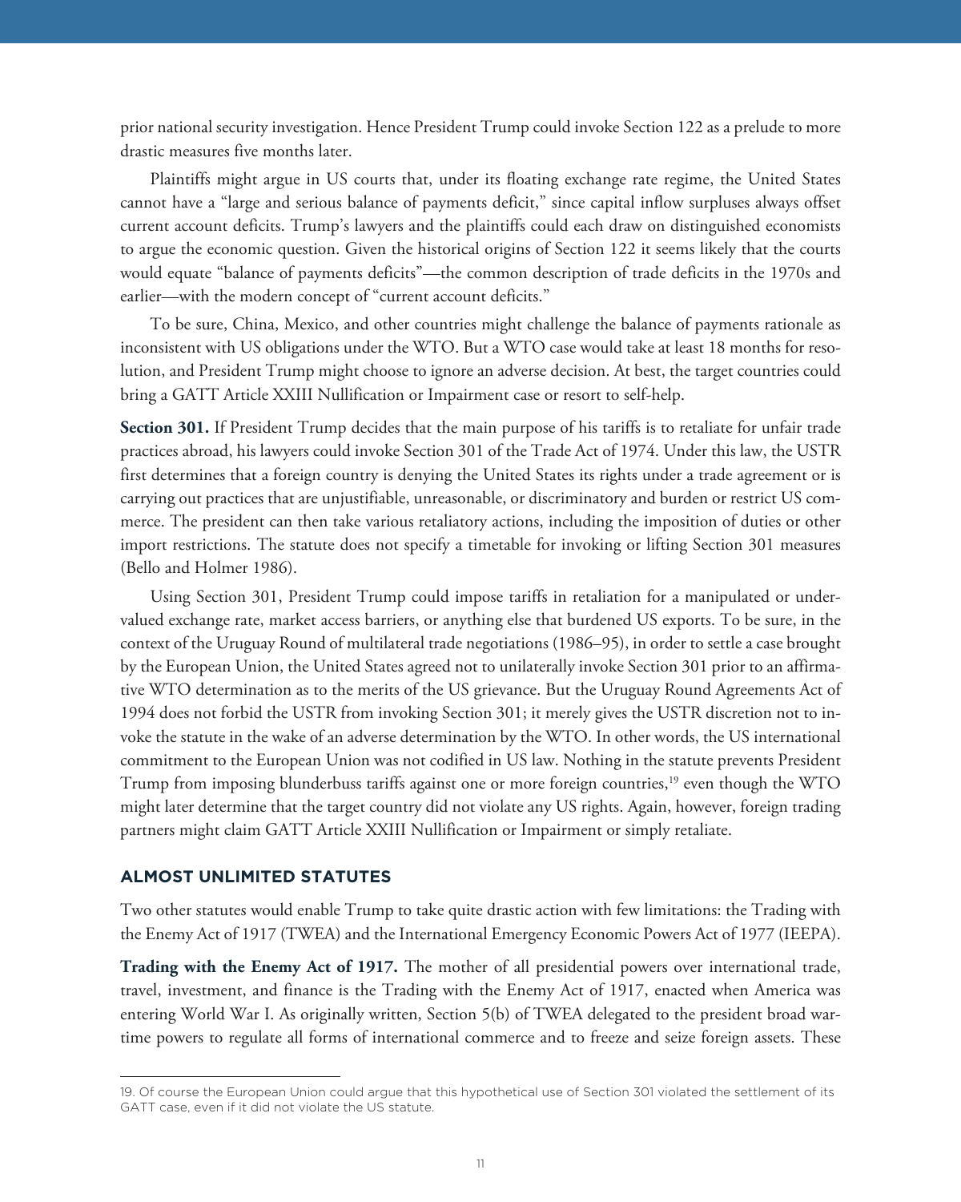prior national security investigation. Hence President Trump could invoke Section 122 as a prelude to more drastic measures five months later.

Plaintiffs might argue in US courts that, under its floating exchange rate regime, the United States cannot have a "large and serious balance of payments deficit," since capital inflow surpluses always offset current account deficits. Trump's lawyers and the plaintiffs could each draw on distinguished economists to argue the economic question. Given the historical origins of Section 122 it seems likely that the courts would equate "balance of payments deficits"—the common description of trade deficits in the 1970s and earlier—with the modern concept of "current account deficits."

To be sure, China, Mexico, and other countries might challenge the balance of payments rationale as inconsistent with US obligations under the WTO. But a WTO case would take at least 18 months for resolution, and President Trump might choose to ignore an adverse decision. At best, the target countries could bring a GATT Article XXIII Nullification or Impairment case or resort to self-help.

**Section 301.** If President Trump decides that the main purpose of his tariffs is to retaliate for unfair trade practices abroad, his lawyers could invoke Section 301 of the Trade Act of 1974. Under this law, the USTR first determines that a foreign country is denying the United States its rights under a trade agreement or is carrying out practices that are unjustifiable, unreasonable, or discriminatory and burden or restrict US commerce. The president can then take various retaliatory actions, including the imposition of duties or other import restrictions. The statute does not specify a timetable for invoking or lifting Section 301 measures (Bello and Holmer 1986).

Using Section 301, President Trump could impose tariffs in retaliation for a manipulated or undervalued exchange rate, market access barriers, or anything else that burdened US exports. To be sure, in the context of the Uruguay Round of multilateral trade negotiations (1986–95), in order to settle a case brought by the European Union, the United States agreed not to unilaterally invoke Section 301 prior to an affirmative WTO determination as to the merits of the US grievance. But the Uruguay Round Agreements Act of 1994 does not forbid the USTR from invoking Section 301; it merely gives the USTR discretion not to invoke the statute in the wake of an adverse determination by the WTO. In other words, the US international commitment to the European Union was not codified in US law. Nothing in the statute prevents President Trump from imposing blunderbuss tariffs against one or more foreign countries,[19] even though the WTO might later determine that the target country did not violate any US rights. Again, however, foreign trading partners might claim GATT Article XXIII Nullification or Impairment or simply retaliate.

### ALMOST UNLIMITED STATUTES

Two other statutes would enable Trump to take quite drastic action with few limitations: the Trading with the Enemy Act of 1917 (TWEA) and the International Emergency Economic Powers Act of 1977 (IEEPA).

**Trading with the Enemy Act of 1917.** The mother of all presidential powers over international trade, travel, investment, and finance is the Trading with the Enemy Act of 1917, enacted when America was entering World War I. As originally written, Section 5(b) of TWEA delegated to the president broad wartime powers to regulate all forms of international commerce and to freeze and seize foreign assets. These

---

19. Of course the European Union could argue that this hypothetical use of Section 301 violated the settlement of its GATT case, even if it did not violate the US statute.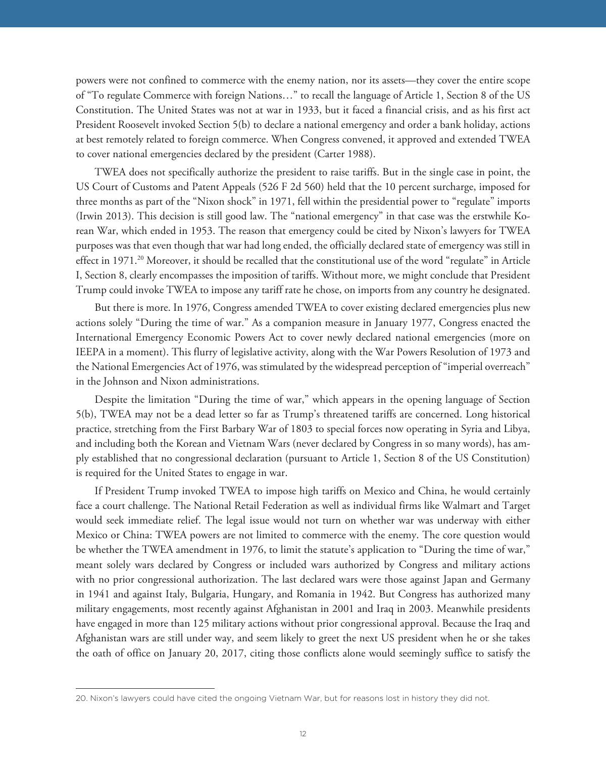powers were not confined to commerce with the enemy nation, nor its assets—they cover the entire scope of "To regulate Commerce with foreign Nations…" to recall the language of Article 1, Section 8 of the US Constitution. The United States was not at war in 1933, but it faced a financial crisis, and as his first act President Roosevelt invoked Section 5(b) to declare a national emergency and order a bank holiday, actions at best remotely related to foreign commerce. When Congress convened, it approved and extended TWEA to cover national emergencies declared by the president (Carter 1988).

TWEA does not specifically authorize the president to raise tariffs. But in the single case in point, the US Court of Customs and Patent Appeals (526 F 2d 560) held that the 10 percent surcharge, imposed for three months as part of the "Nixon shock" in 1971, fell within the presidential power to "regulate" imports (Irwin 2013). This decision is still good law. The "national emergency" in that case was the erstwhile Korean War, which ended in 1953. The reason that emergency could be cited by Nixon's lawyers for TWEA purposes was that even though that war had long ended, the officially declared state of emergency was still in effect in 1971.[20] Moreover, it should be recalled that the constitutional use of the word "regulate" in Article I, Section 8, clearly encompasses the imposition of tariffs. Without more, we might conclude that President Trump could invoke TWEA to impose any tariff rate he chose, on imports from any country he designated.

But there is more. In 1976, Congress amended TWEA to cover existing declared emergencies plus new actions solely "During the time of war." As a companion measure in January 1977, Congress enacted the International Emergency Economic Powers Act to cover newly declared national emergencies (more on IEEPA in a moment). This flurry of legislative activity, along with the War Powers Resolution of 1973 and the National Emergencies Act of 1976, was stimulated by the widespread perception of "imperial overreach" in the Johnson and Nixon administrations.

Despite the limitation "During the time of war," which appears in the opening language of Section 5(b), TWEA may not be a dead letter so far as Trump's threatened tariffs are concerned. Long historical practice, stretching from the First Barbary War of 1803 to special forces now operating in Syria and Libya, and including both the Korean and Vietnam Wars (never declared by Congress in so many words), has amply established that no congressional declaration (pursuant to Article 1, Section 8 of the US Constitution) is required for the United States to engage in war.

If President Trump invoked TWEA to impose high tariffs on Mexico and China, he would certainly face a court challenge. The National Retail Federation as well as individual firms like Walmart and Target would seek immediate relief. The legal issue would not turn on whether war was underway with either Mexico or China: TWEA powers are not limited to commerce with the enemy. The core question would be whether the TWEA amendment in 1976, to limit the statute's application to "During the time of war," meant solely wars declared by Congress or included wars authorized by Congress and military actions with no prior congressional authorization. The last declared wars were those against Japan and Germany in 1941 and against Italy, Bulgaria, Hungary, and Romania in 1942. But Congress has authorized many military engagements, most recently against Afghanistan in 2001 and Iraq in 2003. Meanwhile presidents have engaged in more than 125 military actions without prior congressional approval. Because the Iraq and Afghanistan wars are still under way, and seem likely to greet the next US president when he or she takes the oath of office on January 20, 2017, citing those conflicts alone would seemingly suffice to satisfy the

---

20. Nixon's lawyers could have cited the ongoing Vietnam War, but for reasons lost in history they did not.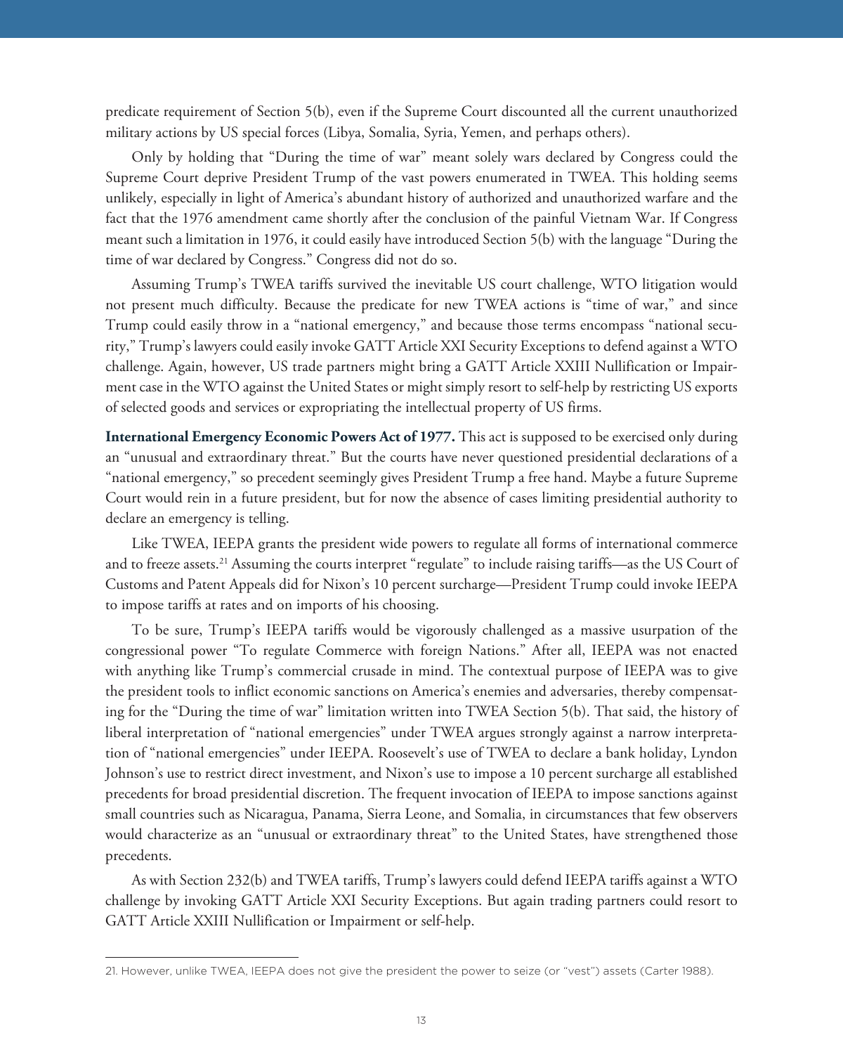predicate requirement of Section 5(b), even if the Supreme Court discounted all the current unauthorized military actions by US special forces (Libya, Somalia, Syria, Yemen, and perhaps others).

Only by holding that "During the time of war" meant solely wars declared by Congress could the Supreme Court deprive President Trump of the vast powers enumerated in TWEA. This holding seems unlikely, especially in light of America's abundant history of authorized and unauthorized warfare and the fact that the 1976 amendment came shortly after the conclusion of the painful Vietnam War. If Congress meant such a limitation in 1976, it could easily have introduced Section 5(b) with the language "During the time of war declared by Congress." Congress did not do so.

Assuming Trump's TWEA tariffs survived the inevitable US court challenge, WTO litigation would not present much difficulty. Because the predicate for new TWEA actions is "time of war," and since Trump could easily throw in a "national emergency," and because those terms encompass "national security," Trump's lawyers could easily invoke GATT Article XXI Security Exceptions to defend against a WTO challenge. Again, however, US trade partners might bring a GATT Article XXIII Nullification or Impairment case in the WTO against the United States or might simply resort to self-help by restricting US exports of selected goods and services or expropriating the intellectual property of US firms.

**International Emergency Economic Powers Act of 1977.** This act is supposed to be exercised only during an "unusual and extraordinary threat." But the courts have never questioned presidential declarations of a "national emergency," so precedent seemingly gives President Trump a free hand. Maybe a future Supreme Court would rein in a future president, but for now the absence of cases limiting presidential authority to declare an emergency is telling.

Like TWEA, IEEPA grants the president wide powers to regulate all forms of international commerce and to freeze assets.[21] Assuming the courts interpret "regulate" to include raising tariffs—as the US Court of Customs and Patent Appeals did for Nixon's 10 percent surcharge—President Trump could invoke IEEPA to impose tariffs at rates and on imports of his choosing.

To be sure, Trump's IEEPA tariffs would be vigorously challenged as a massive usurpation of the congressional power "To regulate Commerce with foreign Nations." After all, IEEPA was not enacted with anything like Trump's commercial crusade in mind. The contextual purpose of IEEPA was to give the president tools to inflict economic sanctions on America's enemies and adversaries, thereby compensating for the "During the time of war" limitation written into TWEA Section 5(b). That said, the history of liberal interpretation of "national emergencies" under TWEA argues strongly against a narrow interpretation of "national emergencies" under IEEPA. Roosevelt's use of TWEA to declare a bank holiday, Lyndon Johnson's use to restrict direct investment, and Nixon's use to impose a 10 percent surcharge all established precedents for broad presidential discretion. The frequent invocation of IEEPA to impose sanctions against small countries such as Nicaragua, Panama, Sierra Leone, and Somalia, in circumstances that few observers would characterize as an "unusual or extraordinary threat" to the United States, have strengthened those precedents.

As with Section 232(b) and TWEA tariffs, Trump's lawyers could defend IEEPA tariffs against a WTO challenge by invoking GATT Article XXI Security Exceptions. But again trading partners could resort to GATT Article XXIII Nullification or Impairment or self-help.

---

21. However, unlike TWEA, IEEPA does not give the president the power to seize (or "vest") assets (Carter 1988).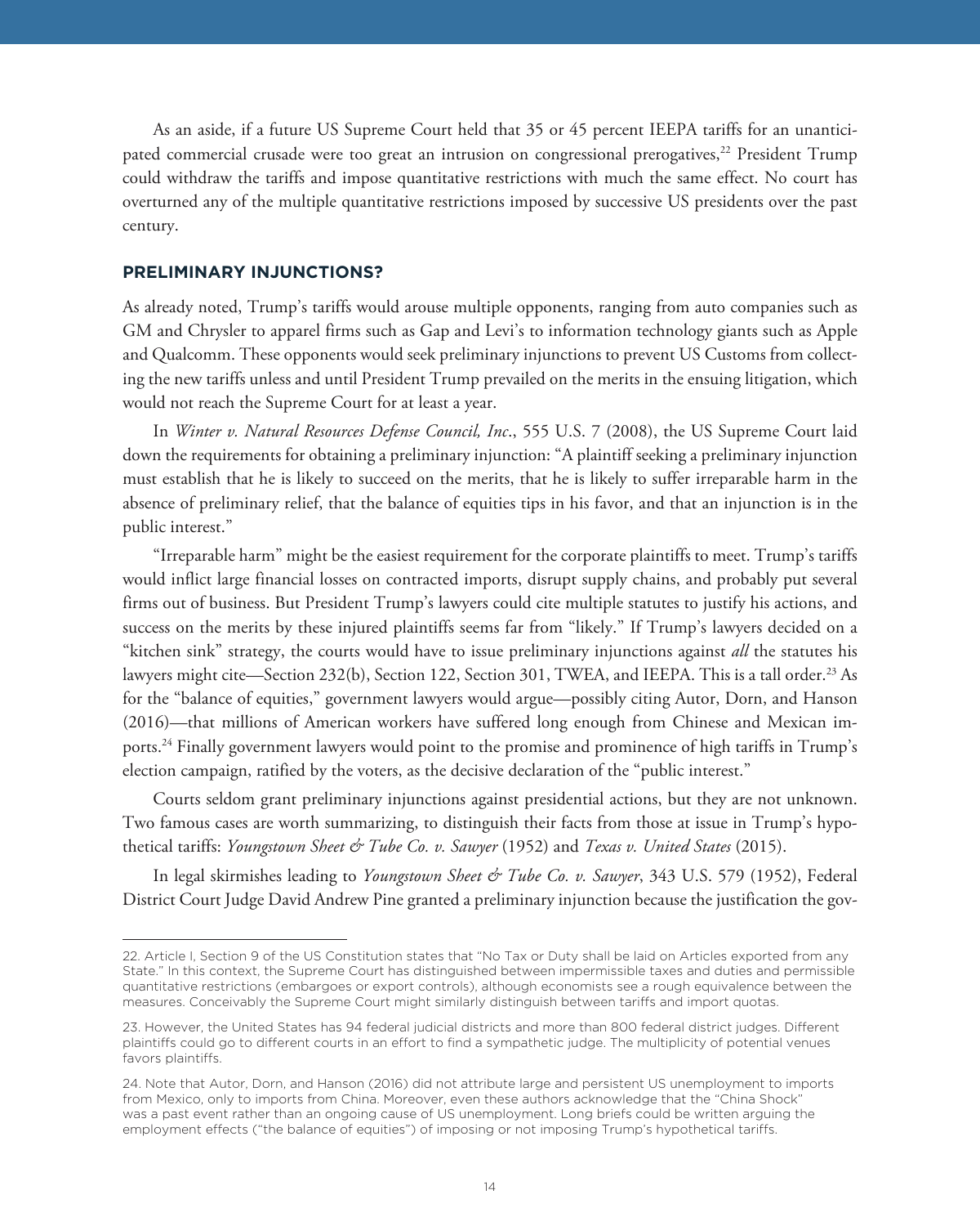As an aside, if a future US Supreme Court held that 35 or 45 percent IEEPA tariffs for an unanticipated commercial crusade were too great an intrusion on congressional prerogatives,[22] President Trump could withdraw the tariffs and impose quantitative restrictions with much the same effect. No court has overturned any of the multiple quantitative restrictions imposed by successive US presidents over the past century.

## PRELIMINARY INJUNCTIONS?

As already noted, Trump's tariffs would arouse multiple opponents, ranging from auto companies such as GM and Chrysler to apparel firms such as Gap and Levi's to information technology giants such as Apple and Qualcomm. These opponents would seek preliminary injunctions to prevent US Customs from collecting the new tariffs unless and until President Trump prevailed on the merits in the ensuing litigation, which would not reach the Supreme Court for at least a year.

In *Winter v. Natural Resources Defense Council, Inc*., 555 U.S. 7 (2008), the US Supreme Court laid down the requirements for obtaining a preliminary injunction: "A plaintiff seeking a preliminary injunction must establish that he is likely to succeed on the merits, that he is likely to suffer irreparable harm in the absence of preliminary relief, that the balance of equities tips in his favor, and that an injunction is in the public interest."

"Irreparable harm" might be the easiest requirement for the corporate plaintiffs to meet. Trump's tariffs would inflict large financial losses on contracted imports, disrupt supply chains, and probably put several firms out of business. But President Trump's lawyers could cite multiple statutes to justify his actions, and success on the merits by these injured plaintiffs seems far from "likely." If Trump's lawyers decided on a "kitchen sink" strategy, the courts would have to issue preliminary injunctions against *all* the statutes his lawyers might cite—Section 232(b), Section 122, Section 301, TWEA, and IEEPA. This is a tall order.[23] As for the "balance of equities," government lawyers would argue—possibly citing Autor, Dorn, and Hanson (2016)—that millions of American workers have suffered long enough from Chinese and Mexican imports.[24] Finally government lawyers would point to the promise and prominence of high tariffs in Trump's election campaign, ratified by the voters, as the decisive declaration of the "public interest."

Courts seldom grant preliminary injunctions against presidential actions, but they are not unknown. Two famous cases are worth summarizing, to distinguish their facts from those at issue in Trump's hypothetical tariffs: *Youngstown Sheet & Tube Co. v. Sawyer* (1952) and *Texas v. United States* (2015).

In legal skirmishes leading to *Youngstown Sheet & Tube Co. v. Sawyer*, 343 U.S. 579 (1952), Federal District Court Judge David Andrew Pine granted a preliminary injunction because the justification the gov-

---

22. Article I, Section 9 of the US Constitution states that "No Tax or Duty shall be laid on Articles exported from any State." In this context, the Supreme Court has distinguished between impermissible taxes and duties and permissible quantitative restrictions (embargoes or export controls), although economists see a rough equivalence between the measures. Conceivably the Supreme Court might similarly distinguish between tariffs and import quotas.

23. However, the United States has 94 federal judicial districts and more than 800 federal district judges. Different plaintiffs could go to different courts in an effort to find a sympathetic judge. The multiplicity of potential venues favors plaintiffs.

24. Note that Autor, Dorn, and Hanson (2016) did not attribute large and persistent US unemployment to imports from Mexico, only to imports from China. Moreover, even these authors acknowledge that the "China Shock" was a past event rather than an ongoing cause of US unemployment. Long briefs could be written arguing the employment effects ("the balance of equities") of imposing or not imposing Trump's hypothetical tariffs.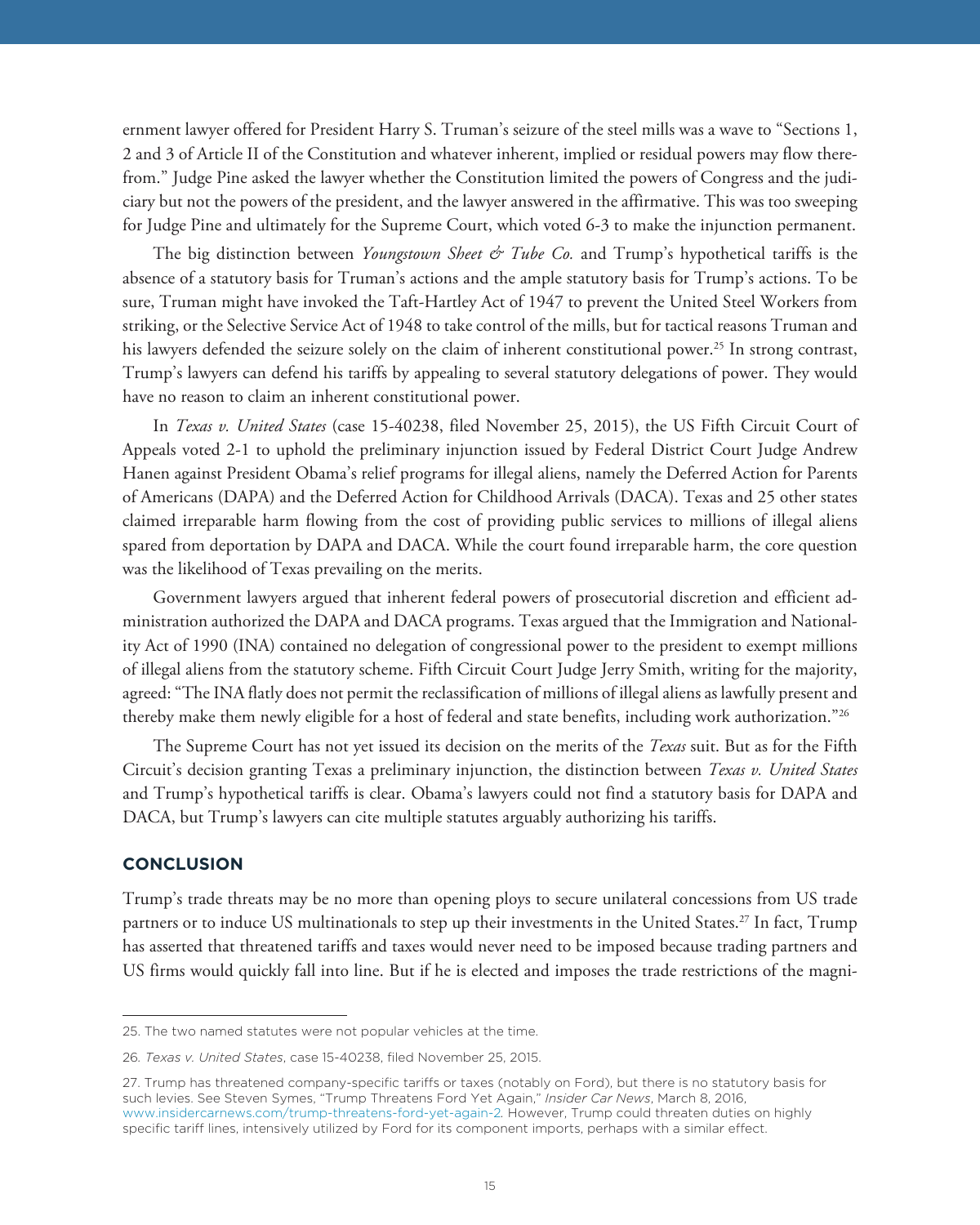ernment lawyer offered for President Harry S. Truman's seizure of the steel mills was a wave to "Sections 1, 2 and 3 of Article II of the Constitution and whatever inherent, implied or residual powers may flow therefrom." Judge Pine asked the lawyer whether the Constitution limited the powers of Congress and the judiciary but not the powers of the president, and the lawyer answered in the affirmative. This was too sweeping for Judge Pine and ultimately for the Supreme Court, which voted 6-3 to make the injunction permanent.

The big distinction between *Youngstown Sheet & Tube Co.* and Trump's hypothetical tariffs is the absence of a statutory basis for Truman's actions and the ample statutory basis for Trump's actions. To be sure, Truman might have invoked the Taft-Hartley Act of 1947 to prevent the United Steel Workers from striking, or the Selective Service Act of 1948 to take control of the mills, but for tactical reasons Truman and his lawyers defended the seizure solely on the claim of inherent constitutional power.[25] In strong contrast, Trump's lawyers can defend his tariffs by appealing to several statutory delegations of power. They would have no reason to claim an inherent constitutional power.

In *Texas v. United States* (case 15-40238, filed November 25, 2015), the US Fifth Circuit Court of Appeals voted 2-1 to uphold the preliminary injunction issued by Federal District Court Judge Andrew Hanen against President Obama's relief programs for illegal aliens, namely the Deferred Action for Parents of Americans (DAPA) and the Deferred Action for Childhood Arrivals (DACA). Texas and 25 other states claimed irreparable harm flowing from the cost of providing public services to millions of illegal aliens spared from deportation by DAPA and DACA. While the court found irreparable harm, the core question was the likelihood of Texas prevailing on the merits.

Government lawyers argued that inherent federal powers of prosecutorial discretion and efficient administration authorized the DAPA and DACA programs. Texas argued that the Immigration and Nationality Act of 1990 (INA) contained no delegation of congressional power to the president to exempt millions of illegal aliens from the statutory scheme. Fifth Circuit Court Judge Jerry Smith, writing for the majority, agreed: "The INA flatly does not permit the reclassification of millions of illegal aliens as lawfully present and thereby make them newly eligible for a host of federal and state benefits, including work authorization."[26]

The Supreme Court has not yet issued its decision on the merits of the *Texas* suit. But as for the Fifth Circuit's decision granting Texas a preliminary injunction, the distinction between *Texas v. United States* and Trump's hypothetical tariffs is clear. Obama's lawyers could not find a statutory basis for DAPA and DACA, but Trump's lawyers can cite multiple statutes arguably authorizing his tariffs.

## CONCLUSION

Trump's trade threats may be no more than opening ploys to secure unilateral concessions from US trade partners or to induce US multinationals to step up their investments in the United States.[27] In fact, Trump has asserted that threatened tariffs and taxes would never need to be imposed because trading partners and US firms would quickly fall into line. But if he is elected and imposes the trade restrictions of the magni-

---

25. The two named statutes were not popular vehicles at the time.

26. *Texas v. United States*, case 15-40238, filed November 25, 2015.

27. Trump has threatened company-specific tariffs or taxes (notably on Ford), but there is no statutory basis for such levies. See Steven Symes, "Trump Threatens Ford Yet Again," *Insider Car News*, March 8, 2016, www.insidercarnews.com/trump-threatens-ford-yet-again-2. However, Trump could threaten duties on highly specific tariff lines, intensively utilized by Ford for its component imports, perhaps with a similar effect.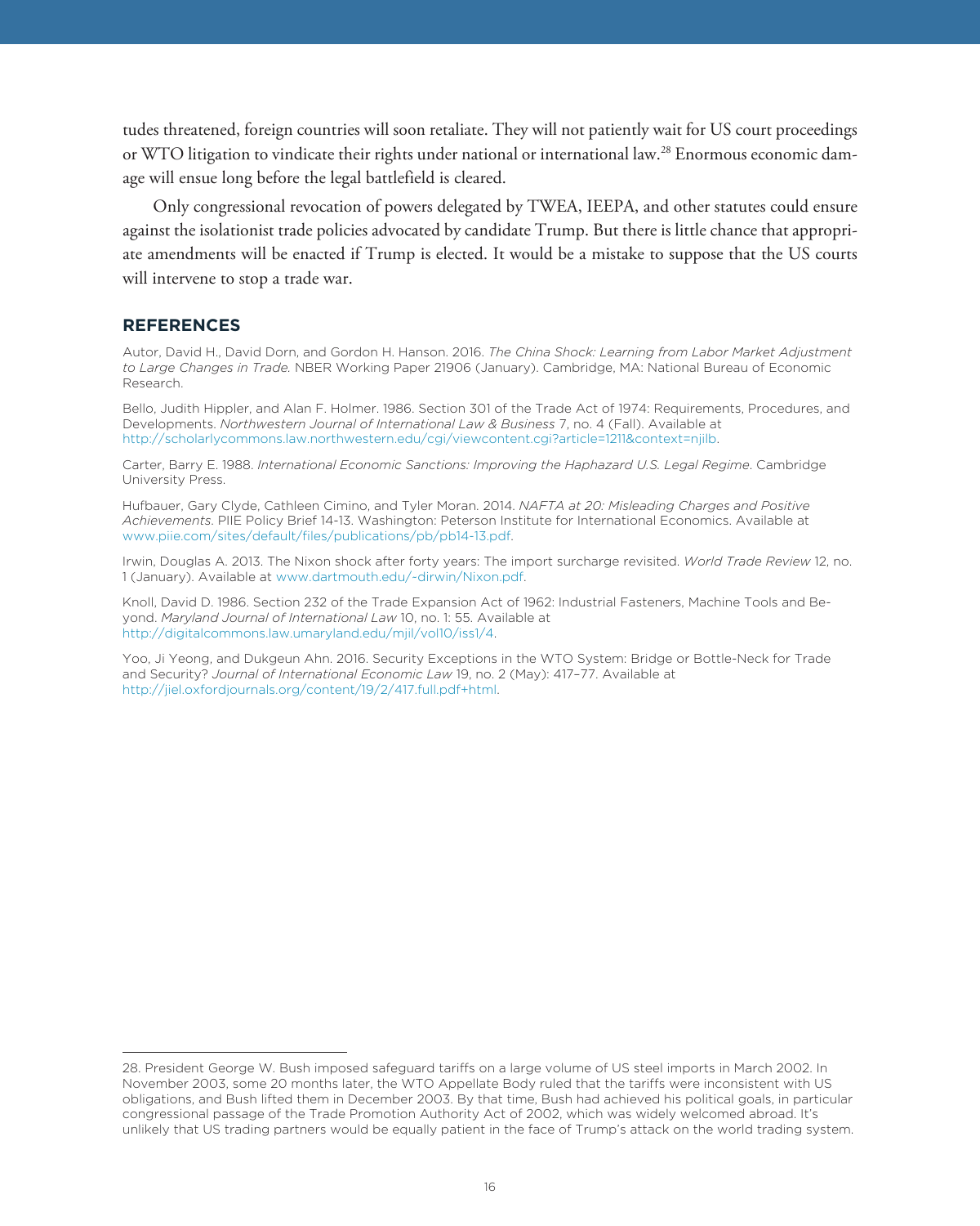tudes threatened, foreign countries will soon retaliate. They will not patiently wait for US court proceedings or WTO litigation to vindicate their rights under national or international law.[28] Enormous economic damage will ensue long before the legal battlefield is cleared.

Only congressional revocation of powers delegated by TWEA, IEEPA, and other statutes could ensure against the isolationist trade policies advocated by candidate Trump. But there is little chance that appropriate amendments will be enacted if Trump is elected. It would be a mistake to suppose that the US courts will intervene to stop a trade war.

## REFERENCES

Autor, David H., David Dorn, and Gordon H. Hanson. 2016. *The China Shock: Learning from Labor Market Adjustment to Large Changes in Trade.* NBER Working Paper 21906 (January). Cambridge, MA: National Bureau of Economic Research.

Bello, Judith Hippler, and Alan F. Holmer. 1986. Section 301 of the Trade Act of 1974: Requirements, Procedures, and Developments. *Northwestern Journal of International Law & Business* 7, no. 4 (Fall). Available at http://scholarlycommons.law.northwestern.edu/cgi/viewcontent.cgi?article=1211&context=njilb.

Carter, Barry E. 1988. *International Economic Sanctions: Improving the Haphazard U.S. Legal Regime.* Cambridge University Press.

Hufbauer, Gary Clyde, Cathleen Cimino, and Tyler Moran. 2014. *NAFTA at 20: Misleading Charges and Positive Achievements.* PIIE Policy Brief 14-13. Washington: Peterson Institute for International Economics. Available at www.piie.com/sites/default/files/publications/pb/pb14-13.pdf.

Irwin, Douglas A. 2013. The Nixon shock after forty years: The import surcharge revisited. *World Trade Review* 12, no. 1 (January). Available at www.dartmouth.edu/-dirwin/Nixon.pdf.

Knoll, David D. 1986. Section 232 of the Trade Expansion Act of 1962: Industrial Fasteners, Machine Tools and Beyond. *Maryland Journal of International Law* 10, no. 1: 55. Available at http://digitalcommons.law.umaryland.edu/mjil/vol10/iss1/4.

Yoo, Ji Yeong, and Dukgeun Ahn. 2016. Security Exceptions in the WTO System: Bridge or Bottle-Neck for Trade and Security? *Journal of International Economic Law* 19, no. 2 (May): 417–77. Available at http://jiel.oxfordjournals.org/content/19/2/417.full.pdf+html.

---

28. President George W. Bush imposed safeguard tariffs on a large volume of US steel imports in March 2002. In November 2003, some 20 months later, the WTO Appellate Body ruled that the tariffs were inconsistent with US obligations, and Bush lifted them in December 2003. By that time, Bush had achieved his political goals, in particular congressional passage of the Trade Promotion Authority Act of 2002, which was widely welcomed abroad. It's unlikely that US trading partners would be equally patient in the face of Trump's attack on the world trading system.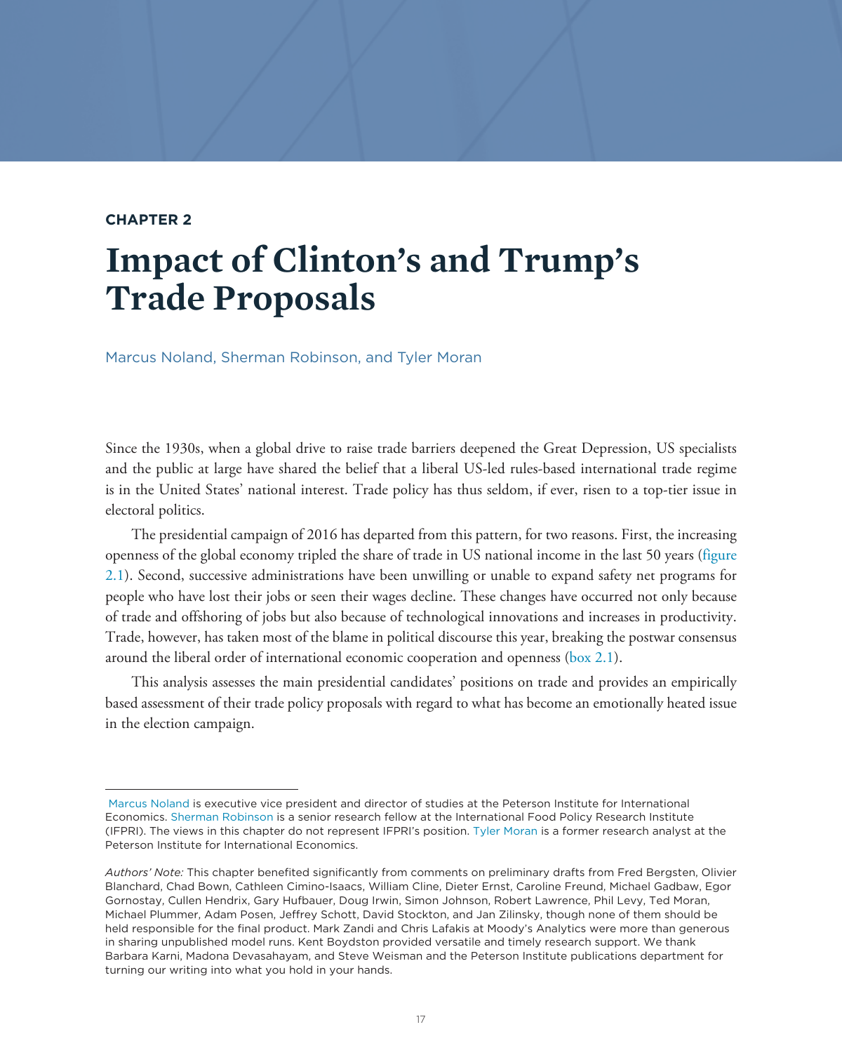**CHAPTER 2**

# Impact of Clinton's and Trump's Trade Proposals

Marcus Noland, Sherman Robinson, and Tyler Moran

Since the 1930s, when a global drive to raise trade barriers deepened the Great Depression, US specialists and the public at large have shared the belief that a liberal US-led rules-based international trade regime is in the United States' national interest. Trade policy has thus seldom, if ever, risen to a top-tier issue in electoral politics.

The presidential campaign of 2016 has departed from this pattern, for two reasons. First, the increasing openness of the global economy tripled the share of trade in US national income in the last 50 years (figure 2.1). Second, successive administrations have been unwilling or unable to expand safety net programs for people who have lost their jobs or seen their wages decline. These changes have occurred not only because of trade and offshoring of jobs but also because of technological innovations and increases in productivity. Trade, however, has taken most of the blame in political discourse this year, breaking the postwar consensus around the liberal order of international economic cooperation and openness (box 2.1).

This analysis assesses the main presidential candidates' positions on trade and provides an empirically based assessment of their trade policy proposals with regard to what has become an emotionally heated issue in the election campaign.

---

Marcus Noland is executive vice president and director of studies at the Peterson Institute for International Economics. Sherman Robinson is a senior research fellow at the International Food Policy Research Institute (IFPRI). The views in this chapter do not represent IFPRI's position. Tyler Moran is a former research analyst at the Peterson Institute for International Economics.

*Authors' Note:* This chapter benefited significantly from comments on preliminary drafts from Fred Bergsten, Olivier Blanchard, Chad Bown, Cathleen Cimino-Isaacs, William Cline, Dieter Ernst, Caroline Freund, Michael Gadbaw, Egor Gornostay, Cullen Hendrix, Gary Hufbauer, Doug Irwin, Simon Johnson, Robert Lawrence, Phil Levy, Ted Moran, Michael Plummer, Adam Posen, Jeffrey Schott, David Stockton, and Jan Zilinsky, though none of them should be held responsible for the final product. Mark Zandi and Chris Lafakis at Moody's Analytics were more than generous in sharing unpublished model runs. Kent Boydston provided versatile and timely research support. We thank Barbara Karni, Madona Devasahayam, and Steve Weisman and the Peterson Institute publications department for turning our writing into what you hold in your hands.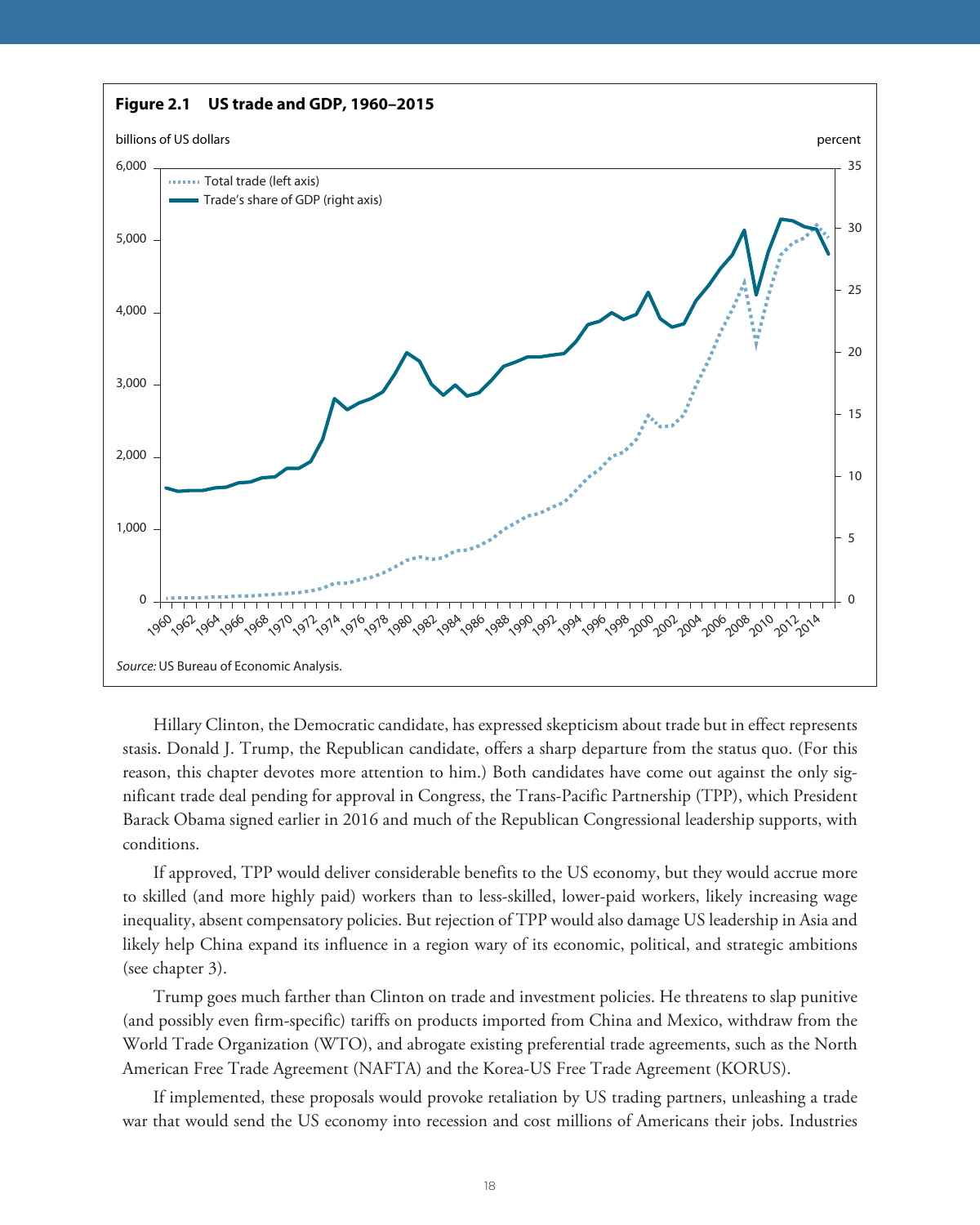**Figure 2.1 US trade and GDP, 1960–2015**

*Source:* US Bureau of Economic Analysis.

Hillary Clinton, the Democratic candidate, has expressed skepticism about trade but in effect represents stasis. Donald J. Trump, the Republican candidate, offers a sharp departure from the status quo. (For this reason, this chapter devotes more attention to him.) Both candidates have come out against the only significant trade deal pending for approval in Congress, the Trans-Pacific Partnership (TPP), which President Barack Obama signed earlier in 2016 and much of the Republican Congressional leadership supports, with conditions.

If approved, TPP would deliver considerable benefits to the US economy, but they would accrue more to skilled (and more highly paid) workers than to less-skilled, lower-paid workers, likely increasing wage inequality, absent compensatory policies. But rejection of TPP would also damage US leadership in Asia and likely help China expand its influence in a region wary of its economic, political, and strategic ambitions (see chapter 3).

Trump goes much farther than Clinton on trade and investment policies. He threatens to slap punitive (and possibly even firm-specific) tariffs on products imported from China and Mexico, withdraw from the World Trade Organization (WTO), and abrogate existing preferential trade agreements, such as the North American Free Trade Agreement (NAFTA) and the Korea-US Free Trade Agreement (KORUS).

If implemented, these proposals would provoke retaliation by US trading partners, unleashing a trade war that would send the US economy into recession and cost millions of Americans their jobs. Industries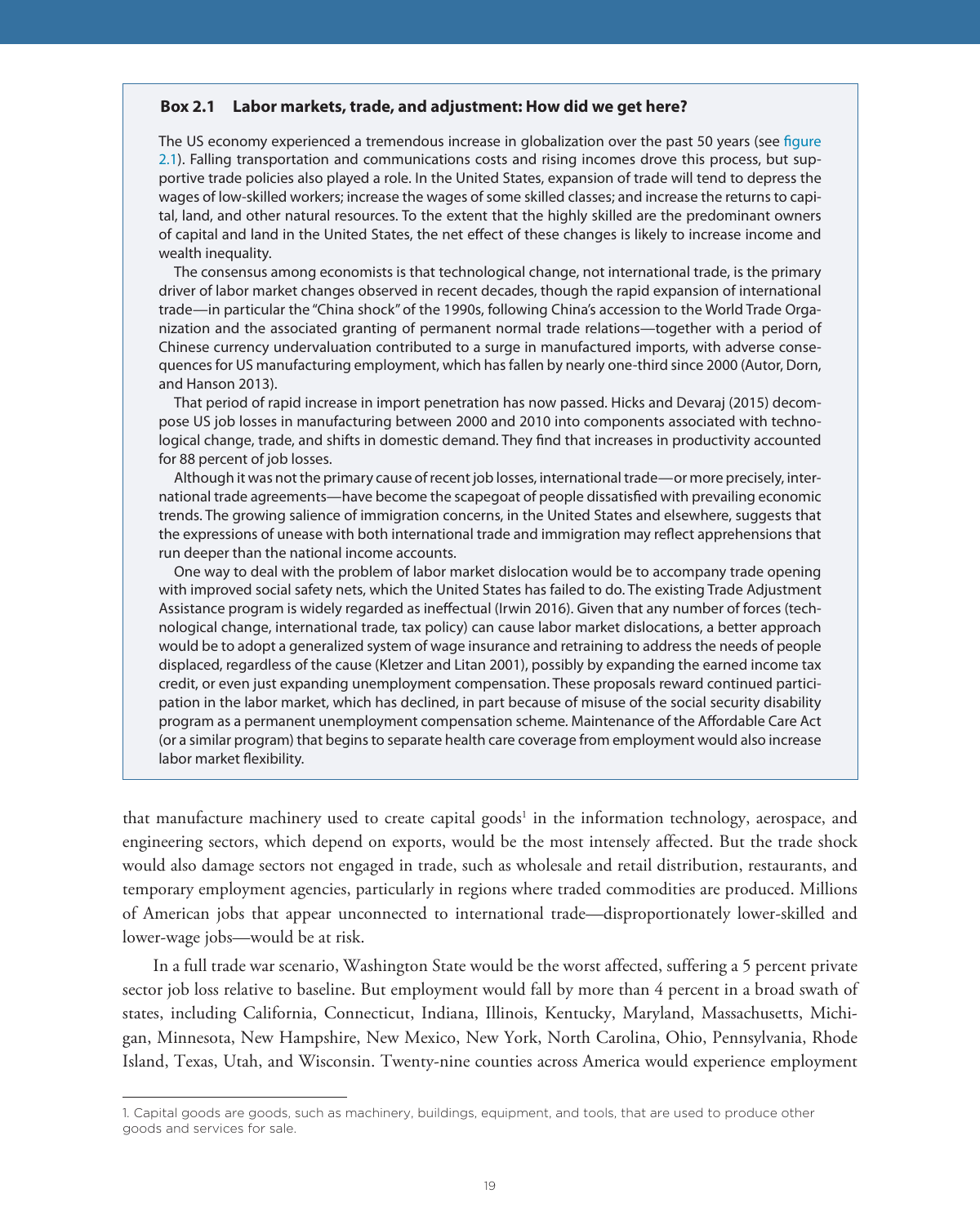### Box 2.1 Labor markets, trade, and adjustment: How did we get here?

The US economy experienced a tremendous increase in globalization over the past 50 years (see figure 2.1). Falling transportation and communications costs and rising incomes drove this process, but supportive trade policies also played a role. In the United States, expansion of trade will tend to depress the wages of low-skilled workers; increase the wages of some skilled classes; and increase the returns to capital, land, and other natural resources. To the extent that the highly skilled are the predominant owners of capital and land in the United States, the net effect of these changes is likely to increase income and wealth inequality.

The consensus among economists is that technological change, not international trade, is the primary driver of labor market changes observed in recent decades, though the rapid expansion of international trade—in particular the "China shock" of the 1990s, following China's accession to the World Trade Organization and the associated granting of permanent normal trade relations—together with a period of Chinese currency undervaluation contributed to a surge in manufactured imports, with adverse consequences for US manufacturing employment, which has fallen by nearly one-third since 2000 (Autor, Dorn, and Hanson 2013).

That period of rapid increase in import penetration has now passed. Hicks and Devaraj (2015) decompose US job losses in manufacturing between 2000 and 2010 into components associated with technological change, trade, and shifts in domestic demand. They find that increases in productivity accounted for 88 percent of job losses.

Although it was not the primary cause of recent job losses, international trade—or more precisely, international trade agreements—have become the scapegoat of people dissatisfied with prevailing economic trends. The growing salience of immigration concerns, in the United States and elsewhere, suggests that the expressions of unease with both international trade and immigration may reflect apprehensions that run deeper than the national income accounts.

One way to deal with the problem of labor market dislocation would be to accompany trade opening with improved social safety nets, which the United States has failed to do. The existing Trade Adjustment Assistance program is widely regarded as ineffectual (Irwin 2016). Given that any number of forces (technological change, international trade, tax policy) can cause labor market dislocations, a better approach would be to adopt a generalized system of wage insurance and retraining to address the needs of people displaced, regardless of the cause (Kletzer and Litan 2001), possibly by expanding the earned income tax credit, or even just expanding unemployment compensation. These proposals reward continued participation in the labor market, which has declined, in part because of misuse of the social security disability program as a permanent unemployment compensation scheme. Maintenance of the Affordable Care Act (or a similar program) that begins to separate health care coverage from employment would also increase labor market flexibility.

that manufacture machinery used to create capital goods[1] in the information technology, aerospace, and engineering sectors, which depend on exports, would be the most intensely affected. But the trade shock would also damage sectors not engaged in trade, such as wholesale and retail distribution, restaurants, and temporary employment agencies, particularly in regions where traded commodities are produced. Millions of American jobs that appear unconnected to international trade—disproportionately lower-skilled and lower-wage jobs—would be at risk.

In a full trade war scenario, Washington State would be the worst affected, suffering a 5 percent private sector job loss relative to baseline. But employment would fall by more than 4 percent in a broad swath of states, including California, Connecticut, Indiana, Illinois, Kentucky, Maryland, Massachusetts, Michigan, Minnesota, New Hampshire, New Mexico, New York, North Carolina, Ohio, Pennsylvania, Rhode Island, Texas, Utah, and Wisconsin. Twenty-nine counties across America would experience employment

1. Capital goods are goods, such as machinery, buildings, equipment, and tools, that are used to produce other goods and services for sale.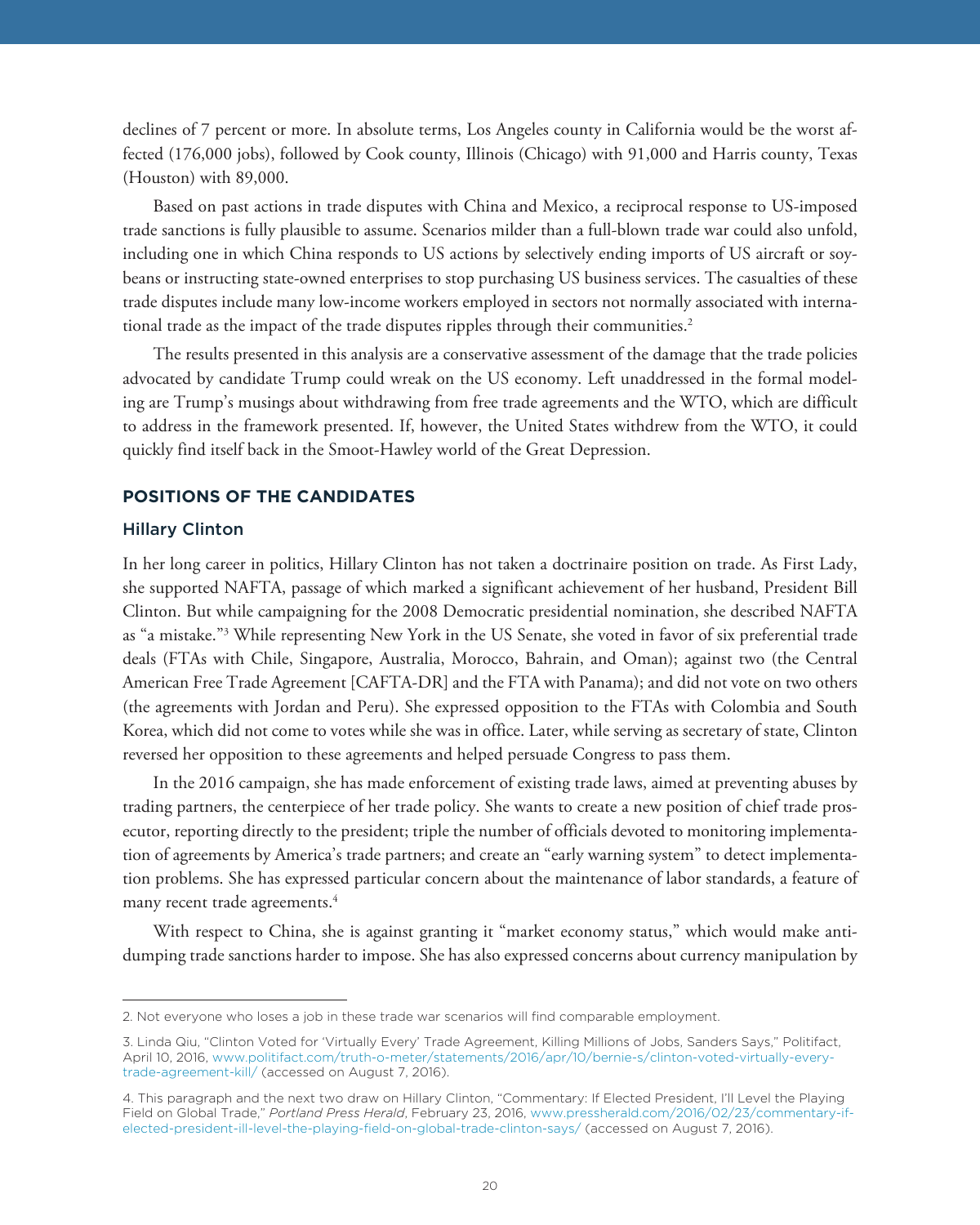declines of 7 percent or more. In absolute terms, Los Angeles county in California would be the worst affected (176,000 jobs), followed by Cook county, Illinois (Chicago) with 91,000 and Harris county, Texas (Houston) with 89,000.

Based on past actions in trade disputes with China and Mexico, a reciprocal response to US-imposed trade sanctions is fully plausible to assume. Scenarios milder than a full-blown trade war could also unfold, including one in which China responds to US actions by selectively ending imports of US aircraft or soybeans or instructing state-owned enterprises to stop purchasing US business services. The casualties of these trade disputes include many low-income workers employed in sectors not normally associated with international trade as the impact of the trade disputes ripples through their communities.[2]

The results presented in this analysis are a conservative assessment of the damage that the trade policies advocated by candidate Trump could wreak on the US economy. Left unaddressed in the formal modeling are Trump's musings about withdrawing from free trade agreements and the WTO, which are difficult to address in the framework presented. If, however, the United States withdrew from the WTO, it could quickly find itself back in the Smoot-Hawley world of the Great Depression.

## POSITIONS OF THE CANDIDATES

### Hillary Clinton

In her long career in politics, Hillary Clinton has not taken a doctrinaire position on trade. As First Lady, she supported NAFTA, passage of which marked a significant achievement of her husband, President Bill Clinton. But while campaigning for the 2008 Democratic presidential nomination, she described NAFTA as "a mistake."[3] While representing New York in the US Senate, she voted in favor of six preferential trade deals (FTAs with Chile, Singapore, Australia, Morocco, Bahrain, and Oman); against two (the Central American Free Trade Agreement [CAFTA-DR] and the FTA with Panama); and did not vote on two others (the agreements with Jordan and Peru). She expressed opposition to the FTAs with Colombia and South Korea, which did not come to votes while she was in office. Later, while serving as secretary of state, Clinton reversed her opposition to these agreements and helped persuade Congress to pass them.

In the 2016 campaign, she has made enforcement of existing trade laws, aimed at preventing abuses by trading partners, the centerpiece of her trade policy. She wants to create a new position of chief trade prosecutor, reporting directly to the president; triple the number of officials devoted to monitoring implementation of agreements by America's trade partners; and create an "early warning system" to detect implementation problems. She has expressed particular concern about the maintenance of labor standards, a feature of many recent trade agreements.[4]

With respect to China, she is against granting it "market economy status," which would make antidumping trade sanctions harder to impose. She has also expressed concerns about currency manipulation by

---

2. Not everyone who loses a job in these trade war scenarios will find comparable employment.

3. Linda Qiu, "Clinton Voted for 'Virtually Every' Trade Agreement, Killing Millions of Jobs, Sanders Says," Politifact, April 10, 2016, www.politifact.com/truth-o-meter/statements/2016/apr/10/bernie-s/clinton-voted-virtually-every-trade-agreement-kill/ (accessed on August 7, 2016).

4. This paragraph and the next two draw on Hillary Clinton, "Commentary: If Elected President, I'll Level the Playing Field on Global Trade," *Portland Press Herald*, February 23, 2016, www.pressherald.com/2016/02/23/commentary-if-elected-president-ill-level-the-playing-field-on-global-trade-clinton-says/ (accessed on August 7, 2016).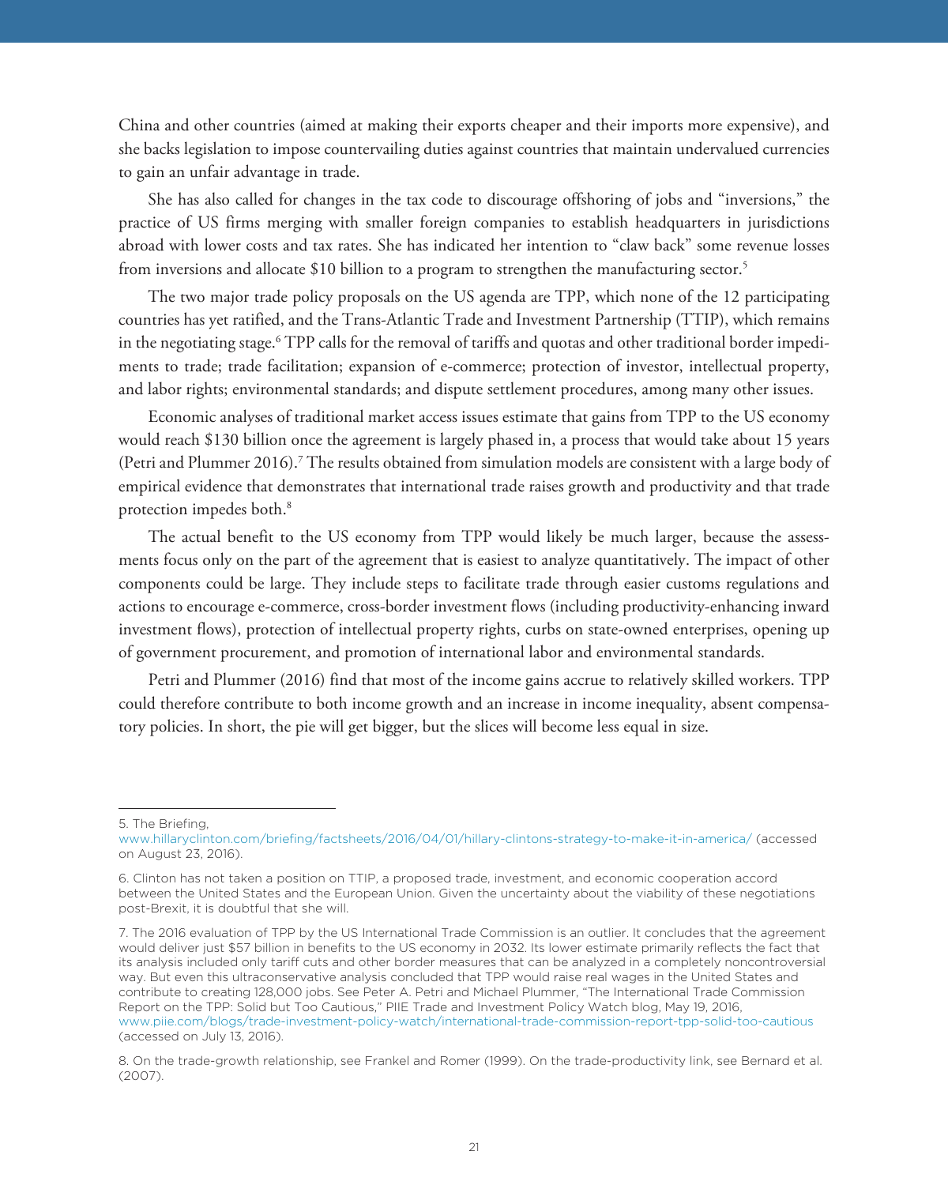China and other countries (aimed at making their exports cheaper and their imports more expensive), and she backs legislation to impose countervailing duties against countries that maintain undervalued currencies to gain an unfair advantage in trade.

She has also called for changes in the tax code to discourage offshoring of jobs and "inversions," the practice of US firms merging with smaller foreign companies to establish headquarters in jurisdictions abroad with lower costs and tax rates. She has indicated her intention to "claw back" some revenue losses from inversions and allocate $10 billion to a program to strengthen the manufacturing sector.[5]

The two major trade policy proposals on the US agenda are TPP, which none of the 12 participating countries has yet ratified, and the Trans-Atlantic Trade and Investment Partnership (TTIP), which remains in the negotiating stage.[6] TPP calls for the removal of tariffs and quotas and other traditional border impediments to trade; trade facilitation; expansion of e-commerce; protection of investor, intellectual property, and labor rights; environmental standards; and dispute settlement procedures, among many other issues.

Economic analyses of traditional market access issues estimate that gains from TPP to the US economy would reach $130 billion once the agreement is largely phased in, a process that would take about 15 years (Petri and Plummer 2016).[7] The results obtained from simulation models are consistent with a large body of empirical evidence that demonstrates that international trade raises growth and productivity and that trade protection impedes both.[8]

The actual benefit to the US economy from TPP would likely be much larger, because the assessments focus only on the part of the agreement that is easiest to analyze quantitatively. The impact of other components could be large. They include steps to facilitate trade through easier customs regulations and actions to encourage e-commerce, cross-border investment flows (including productivity-enhancing inward investment flows), protection of intellectual property rights, curbs on state-owned enterprises, opening up of government procurement, and promotion of international labor and environmental standards.

Petri and Plummer (2016) find that most of the income gains accrue to relatively skilled workers. TPP could therefore contribute to both income growth and an increase in income inequality, absent compensatory policies. In short, the pie will get bigger, but the slices will become less equal in size.

---

5. The Briefing, www.hillaryclinton.com/briefing/factsheets/2016/04/01/hillary-clintons-strategy-to-make-it-in-america/ (accessed on August 23, 2016).

6. Clinton has not taken a position on TTIP, a proposed trade, investment, and economic cooperation accord between the United States and the European Union. Given the uncertainty about the viability of these negotiations post-Brexit, it is doubtful that she will.

7. The 2016 evaluation of TPP by the US International Trade Commission is an outlier. It concludes that the agreement would deliver just $57 billion in benefits to the US economy in 2032. Its lower estimate primarily reflects the fact that its analysis included only tariff cuts and other border measures that can be analyzed in a completely noncontroversial way. But even this ultraconservative analysis concluded that TPP would raise real wages in the United States and contribute to creating 128,000 jobs. See Peter A. Petri and Michael Plummer, "The International Trade Commission Report on the TPP: Solid but Too Cautious," PIIE Trade and Investment Policy Watch blog, May 19, 2016, www.piie.com/blogs/trade-investment-policy-watch/international-trade-commission-report-tpp-solid-too-cautious (accessed on July 13, 2016).

8. On the trade-growth relationship, see Frankel and Romer (1999). On the trade-productivity link, see Bernard et al. (2007).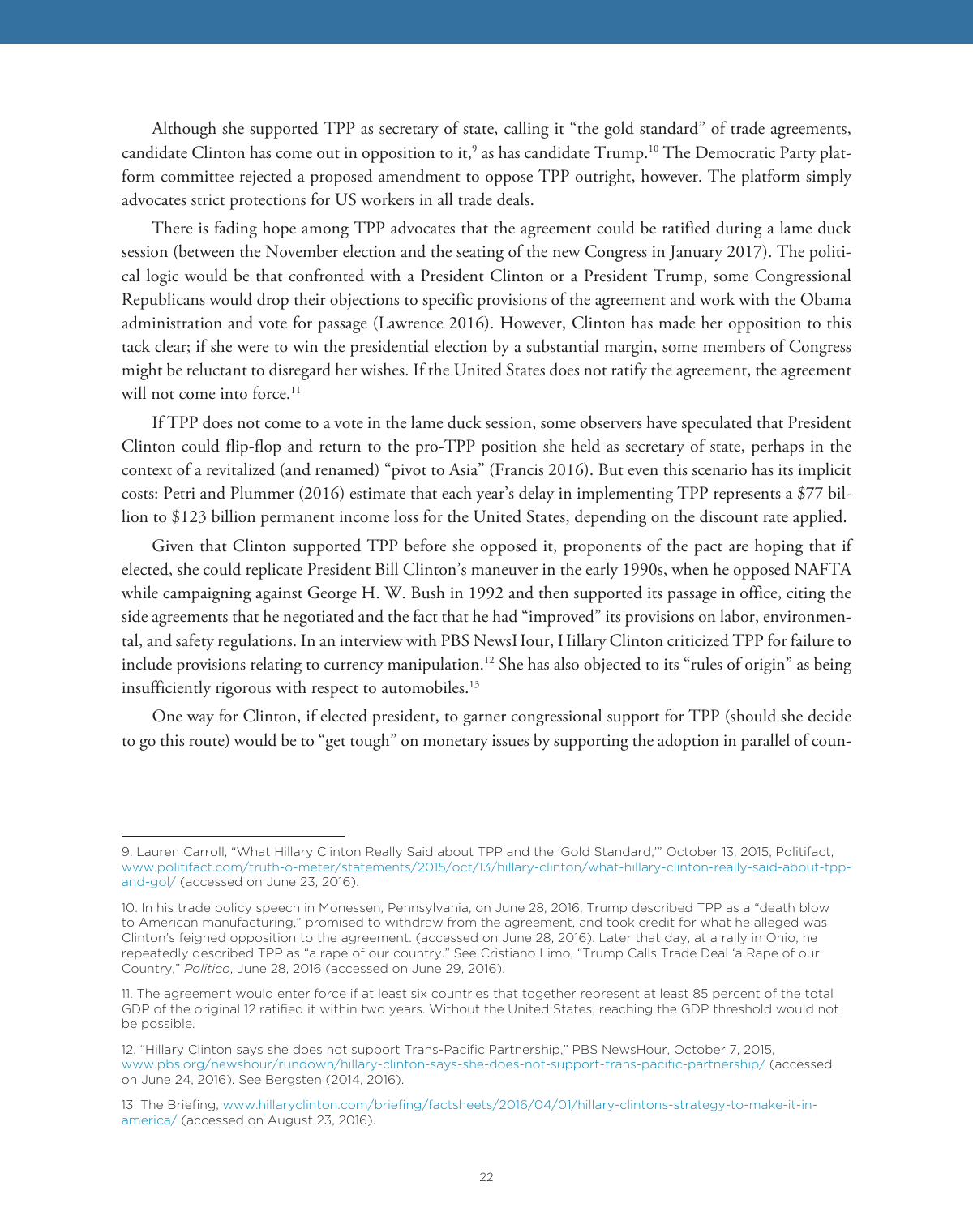Although she supported TPP as secretary of state, calling it "the gold standard" of trade agreements, candidate Clinton has come out in opposition to it,[9] as has candidate Trump.[10] The Democratic Party platform committee rejected a proposed amendment to oppose TPP outright, however. The platform simply advocates strict protections for US workers in all trade deals.

There is fading hope among TPP advocates that the agreement could be ratified during a lame duck session (between the November election and the seating of the new Congress in January 2017). The political logic would be that confronted with a President Clinton or a President Trump, some Congressional Republicans would drop their objections to specific provisions of the agreement and work with the Obama administration and vote for passage (Lawrence 2016). However, Clinton has made her opposition to this tack clear; if she were to win the presidential election by a substantial margin, some members of Congress might be reluctant to disregard her wishes. If the United States does not ratify the agreement, the agreement will not come into force.[11]

If TPP does not come to a vote in the lame duck session, some observers have speculated that President Clinton could flip-flop and return to the pro-TPP position she held as secretary of state, perhaps in the context of a revitalized (and renamed) "pivot to Asia" (Francis 2016). But even this scenario has its implicit costs: Petri and Plummer (2016) estimate that each year's delay in implementing TPP represents a $77 billion to $123 billion permanent income loss for the United States, depending on the discount rate applied.

Given that Clinton supported TPP before she opposed it, proponents of the pact are hoping that if elected, she could replicate President Bill Clinton's maneuver in the early 1990s, when he opposed NAFTA while campaigning against George H. W. Bush in 1992 and then supported its passage in office, citing the side agreements that he negotiated and the fact that he had "improved" its provisions on labor, environmental, and safety regulations. In an interview with PBS NewsHour, Hillary Clinton criticized TPP for failure to include provisions relating to currency manipulation.[12] She has also objected to its "rules of origin" as being insufficiently rigorous with respect to automobiles.[13]

One way for Clinton, if elected president, to garner congressional support for TPP (should she decide to go this route) would be to "get tough" on monetary issues by supporting the adoption in parallel of coun-

---

9. Lauren Carroll, "What Hillary Clinton Really Said about TPP and the 'Gold Standard,'" October 13, 2015, Politifact, www.politifact.com/truth-o-meter/statements/2015/oct/13/hillary-clinton/what-hillary-clinton-really-said-about-tpp-and-gol/ (accessed on June 23, 2016).

10. In his trade policy speech in Monessen, Pennsylvania, on June 28, 2016, Trump described TPP as a "death blow to American manufacturing," promised to withdraw from the agreement, and took credit for what he alleged was Clinton's feigned opposition to the agreement. (accessed on June 28, 2016). Later that day, at a rally in Ohio, he repeatedly described TPP as "a rape of our country." See Cristiano Limo, "Trump Calls Trade Deal 'a Rape of our Country,'" *Politico*, June 28, 2016 (accessed on June 29, 2016).

11. The agreement would enter force if at least six countries that together represent at least 85 percent of the total GDP of the original 12 ratified it within two years. Without the United States, reaching the GDP threshold would not be possible.

12. "Hillary Clinton says she does not support Trans-Pacific Partnership," PBS NewsHour, October 7, 2015, www.pbs.org/newshour/rundown/hillary-clinton-says-she-does-not-support-trans-pacific-partnership/ (accessed on June 24, 2016). See Bergsten (2014, 2016).

13. The Briefing, www.hillaryclinton.com/briefing/factsheets/2016/04/01/hillary-clintons-strategy-to-make-it-in-america/ (accessed on August 23, 2016).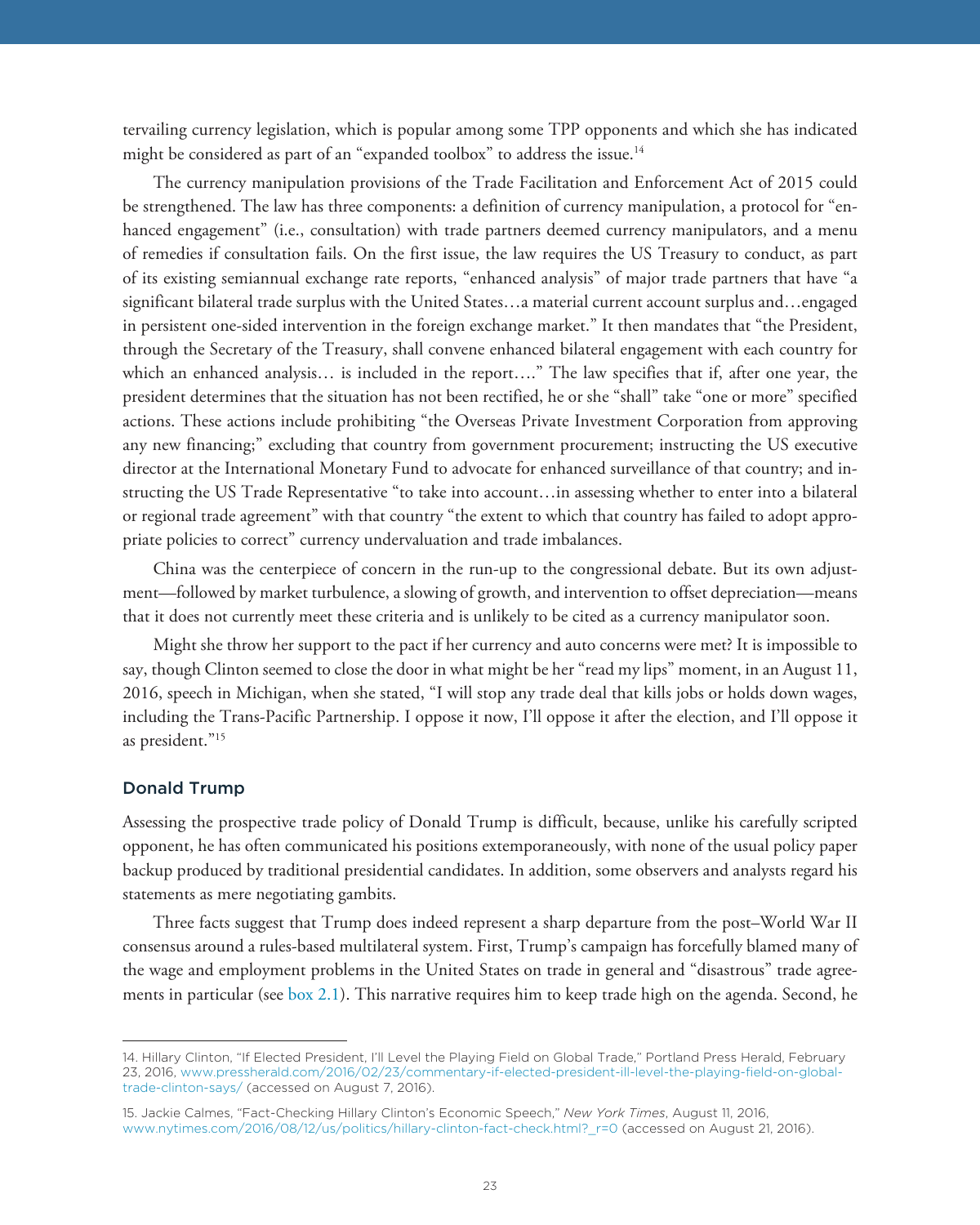tervailing currency legislation, which is popular among some TPP opponents and which she has indicated might be considered as part of an "expanded toolbox" to address the issue.[14]

The currency manipulation provisions of the Trade Facilitation and Enforcement Act of 2015 could be strengthened. The law has three components: a definition of currency manipulation, a protocol for "enhanced engagement" (i.e., consultation) with trade partners deemed currency manipulators, and a menu of remedies if consultation fails. On the first issue, the law requires the US Treasury to conduct, as part of its existing semiannual exchange rate reports, "enhanced analysis" of major trade partners that have "a significant bilateral trade surplus with the United States…a material current account surplus and…engaged in persistent one-sided intervention in the foreign exchange market." It then mandates that "the President, through the Secretary of the Treasury, shall convene enhanced bilateral engagement with each country for which an enhanced analysis… is included in the report…." The law specifies that if, after one year, the president determines that the situation has not been rectified, he or she "shall" take "one or more" specified actions. These actions include prohibiting "the Overseas Private Investment Corporation from approving any new financing;" excluding that country from government procurement; instructing the US executive director at the International Monetary Fund to advocate for enhanced surveillance of that country; and instructing the US Trade Representative "to take into account…in assessing whether to enter into a bilateral or regional trade agreement" with that country "the extent to which that country has failed to adopt appropriate policies to correct" currency undervaluation and trade imbalances.

China was the centerpiece of concern in the run-up to the congressional debate. But its own adjustment—followed by market turbulence, a slowing of growth, and intervention to offset depreciation—means that it does not currently meet these criteria and is unlikely to be cited as a currency manipulator soon.

Might she throw her support to the pact if her currency and auto concerns were met? It is impossible to say, though Clinton seemed to close the door in what might be her "read my lips" moment, in an August 11, 2016, speech in Michigan, when she stated, "I will stop any trade deal that kills jobs or holds down wages, including the Trans-Pacific Partnership. I oppose it now, I'll oppose it after the election, and I'll oppose it as president."[15]

### Donald Trump

Assessing the prospective trade policy of Donald Trump is difficult, because, unlike his carefully scripted opponent, he has often communicated his positions extemporaneously, with none of the usual policy paper backup produced by traditional presidential candidates. In addition, some observers and analysts regard his statements as mere negotiating gambits.

Three facts suggest that Trump does indeed represent a sharp departure from the post–World War II consensus around a rules-based multilateral system. First, Trump's campaign has forcefully blamed many of the wage and employment problems in the United States on trade in general and "disastrous" trade agreements in particular (see box 2.1). This narrative requires him to keep trade high on the agenda. Second, he

14. Hillary Clinton, "If Elected President, I'll Level the Playing Field on Global Trade," Portland Press Herald, February 23, 2016, www.pressherald.com/2016/02/23/commentary-if-elected-president-ill-level-the-playing-field-on-global-trade-clinton-says/ (accessed on August 7, 2016).

15. Jackie Calmes, "Fact-Checking Hillary Clinton's Economic Speech," *New York Times*, August 11, 2016, www.nytimes.com/2016/08/12/us/politics/hillary-clinton-fact-check.html?_r=0 (accessed on August 21, 2016).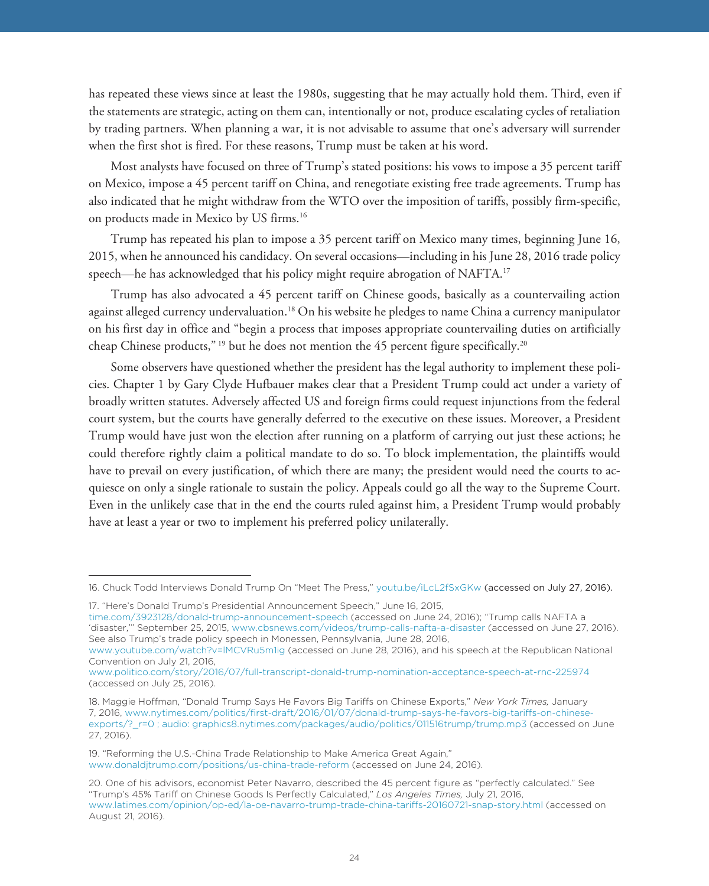has repeated these views since at least the 1980s, suggesting that he may actually hold them. Third, even if the statements are strategic, acting on them can, intentionally or not, produce escalating cycles of retaliation by trading partners. When planning a war, it is not advisable to assume that one's adversary will surrender when the first shot is fired. For these reasons, Trump must be taken at his word.

Most analysts have focused on three of Trump's stated positions: his vows to impose a 35 percent tariff on Mexico, impose a 45 percent tariff on China, and renegotiate existing free trade agreements. Trump has also indicated that he might withdraw from the WTO over the imposition of tariffs, possibly firm-specific, on products made in Mexico by US firms.[16]

Trump has repeated his plan to impose a 35 percent tariff on Mexico many times, beginning June 16, 2015, when he announced his candidacy. On several occasions—including in his June 28, 2016 trade policy speech—he has acknowledged that his policy might require abrogation of NAFTA.[17]

Trump has also advocated a 45 percent tariff on Chinese goods, basically as a countervailing action against alleged currency undervaluation.[18] On his website he pledges to name China a currency manipulator on his first day in office and "begin a process that imposes appropriate countervailing duties on artificially cheap Chinese products,"[19] but he does not mention the 45 percent figure specifically.[20]

Some observers have questioned whether the president has the legal authority to implement these policies. Chapter 1 by Gary Clyde Hufbauer makes clear that a President Trump could act under a variety of broadly written statutes. Adversely affected US and foreign firms could request injunctions from the federal court system, but the courts have generally deferred to the executive on these issues. Moreover, a President Trump would have just won the election after running on a platform of carrying out just these actions; he could therefore rightly claim a political mandate to do so. To block implementation, the plaintiffs would have to prevail on every justification, of which there are many; the president would need the courts to acquiesce on only a single rationale to sustain the policy. Appeals could go all the way to the Supreme Court. Even in the unlikely case that in the end the courts ruled against him, a President Trump would probably have at least a year or two to implement his preferred policy unilaterally.

---

16. Chuck Todd Interviews Donald Trump On "Meet The Press," youtu.be/iLcL2fSxGKw (accessed on July 27, 2016).

17. "Here's Donald Trump's Presidential Announcement Speech," June 16, 2015, time.com/3923128/donald-trump-announcement-speech (accessed on June 24, 2016); "Trump calls NAFTA a 'disaster,'" September 25, 2015, www.cbsnews.com/videos/trump-calls-nafta-a-disaster (accessed on June 27, 2016). See also Trump's trade policy speech in Monessen, Pennsylvania, June 28, 2016, www.youtube.com/watch?v=lMCVRu5m1ig (accessed on June 28, 2016), and his speech at the Republican National Convention on July 21, 2016, www.politico.com/story/2016/07/full-transcript-donald-trump-nomination-acceptance-speech-at-rnc-225974 (accessed on July 25, 2016).

18. Maggie Hoffman, "Donald Trump Says He Favors Big Tariffs on Chinese Exports," *New York Times,* January 7, 2016, www.nytimes.com/politics/first-draft/2016/01/07/donald-trump-says-he-favors-big-tariffs-on-chinese-exports/?_r=0 ; audio: graphics8.nytimes.com/packages/audio/politics/011516trump/trump.mp3 (accessed on June 27, 2016).

19. "Reforming the U.S.-China Trade Relationship to Make America Great Again," www.donaldjtrump.com/positions/us-china-trade-reform (accessed on June 24, 2016).

20. One of his advisors, economist Peter Navarro, described the 45 percent figure as "perfectly calculated." See "Trump's 45% Tariff on Chinese Goods Is Perfectly Calculated," *Los Angeles Times,* July 21, 2016, www.latimes.com/opinion/op-ed/la-oe-navarro-trump-trade-china-tariffs-20160721-snap-story.html (accessed on August 21, 2016).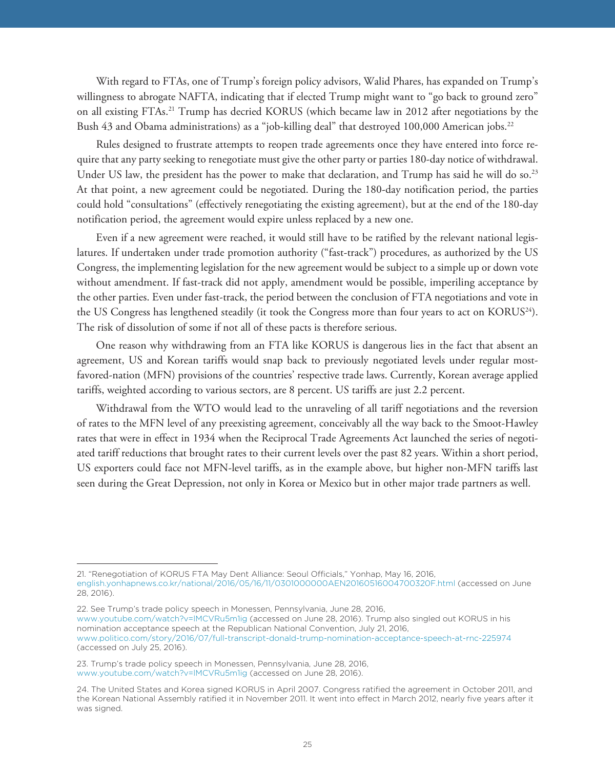With regard to FTAs, one of Trump's foreign policy advisors, Walid Phares, has expanded on Trump's willingness to abrogate NAFTA, indicating that if elected Trump might want to "go back to ground zero" on all existing FTAs.[21] Trump has decried KORUS (which became law in 2012 after negotiations by the Bush 43 and Obama administrations) as a "job-killing deal" that destroyed 100,000 American jobs.[22]

Rules designed to frustrate attempts to reopen trade agreements once they have entered into force require that any party seeking to renegotiate must give the other party or parties 180-day notice of withdrawal. Under US law, the president has the power to make that declaration, and Trump has said he will do so.[23] At that point, a new agreement could be negotiated. During the 180-day notification period, the parties could hold "consultations" (effectively renegotiating the existing agreement), but at the end of the 180-day notification period, the agreement would expire unless replaced by a new one.

Even if a new agreement were reached, it would still have to be ratified by the relevant national legislatures. If undertaken under trade promotion authority ("fast-track") procedures, as authorized by the US Congress, the implementing legislation for the new agreement would be subject to a simple up or down vote without amendment. If fast-track did not apply, amendment would be possible, imperiling acceptance by the other parties. Even under fast-track, the period between the conclusion of FTA negotiations and vote in the US Congress has lengthened steadily (it took the Congress more than four years to act on KORUS[24]). The risk of dissolution of some if not all of these pacts is therefore serious.

One reason why withdrawing from an FTA like KORUS is dangerous lies in the fact that absent an agreement, US and Korean tariffs would snap back to previously negotiated levels under regular most-favored-nation (MFN) provisions of the countries' respective trade laws. Currently, Korean average applied tariffs, weighted according to various sectors, are 8 percent. US tariffs are just 2.2 percent.

Withdrawal from the WTO would lead to the unraveling of all tariff negotiations and the reversion of rates to the MFN level of any preexisting agreement, conceivably all the way back to the Smoot-Hawley rates that were in effect in 1934 when the Reciprocal Trade Agreements Act launched the series of negotiated tariff reductions that brought rates to their current levels over the past 82 years. Within a short period, US exporters could face not MFN-level tariffs, as in the example above, but higher non-MFN tariffs last seen during the Great Depression, not only in Korea or Mexico but in other major trade partners as well.

---

21. "Renegotiation of KORUS FTA May Dent Alliance: Seoul Officials," Yonhap, May 16, 2016, english.yonhapnews.co.kr/national/2016/05/16/11/0301000000AEN20160516004700320F.html (accessed on June 28, 2016).

22. See Trump's trade policy speech in Monessen, Pennsylvania, June 28, 2016, www.youtube.com/watch?v=lMCVRu5m1ig (accessed on June 28, 2016). Trump also singled out KORUS in his nomination acceptance speech at the Republican National Convention, July 21, 2016, www.politico.com/story/2016/07/full-transcript-donald-trump-nomination-acceptance-speech-at-rnc-225974 (accessed on July 25, 2016).

23. Trump's trade policy speech in Monessen, Pennsylvania, June 28, 2016, www.youtube.com/watch?v=lMCVRu5m1ig (accessed on June 28, 2016).

24. The United States and Korea signed KORUS in April 2007. Congress ratified the agreement in October 2011, and the Korean National Assembly ratified it in November 2011. It went into effect in March 2012, nearly five years after it was signed.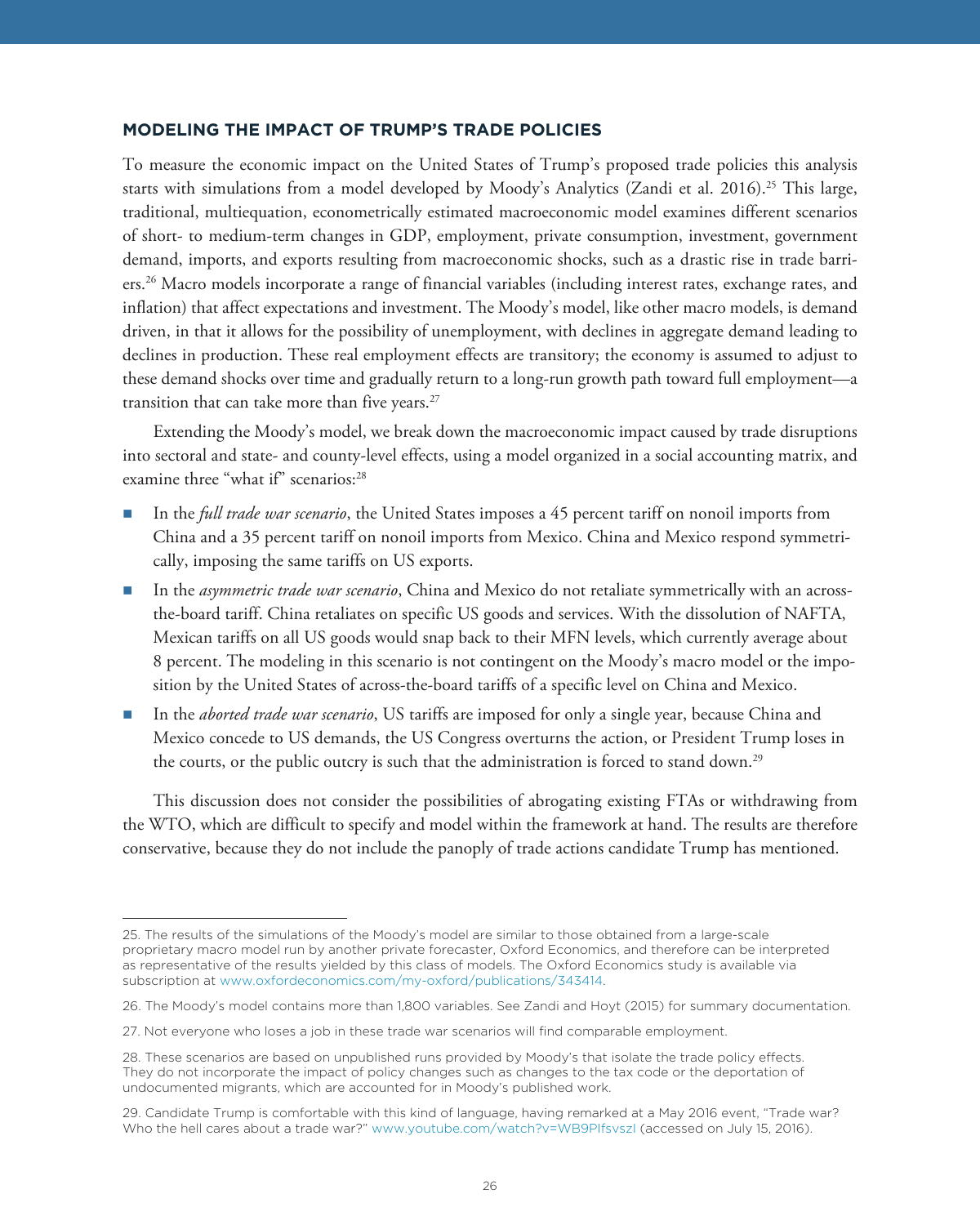## MODELING THE IMPACT OF TRUMP'S TRADE POLICIES

To measure the economic impact on the United States of Trump's proposed trade policies this analysis starts with simulations from a model developed by Moody's Analytics (Zandi et al. 2016).[25] This large, traditional, multiequation, econometrically estimated macroeconomic model examines different scenarios of short- to medium-term changes in GDP, employment, private consumption, investment, government demand, imports, and exports resulting from macroeconomic shocks, such as a drastic rise in trade barriers.[26] Macro models incorporate a range of financial variables (including interest rates, exchange rates, and inflation) that affect expectations and investment. The Moody's model, like other macro models, is demand driven, in that it allows for the possibility of unemployment, with declines in aggregate demand leading to declines in production. These real employment effects are transitory; the economy is assumed to adjust to these demand shocks over time and gradually return to a long-run growth path toward full employment—a transition that can take more than five years.[27]

Extending the Moody's model, we break down the macroeconomic impact caused by trade disruptions into sectoral and state- and county-level effects, using a model organized in a social accounting matrix, and examine three "what if" scenarios:[28]

- In the *full trade war scenario*, the United States imposes a 45 percent tariff on nonoil imports from China and a 35 percent tariff on nonoil imports from Mexico. China and Mexico respond symmetrically, imposing the same tariffs on US exports.
- In the *asymmetric trade war scenario*, China and Mexico do not retaliate symmetrically with an across-the-board tariff. China retaliates on specific US goods and services. With the dissolution of NAFTA, Mexican tariffs on all US goods would snap back to their MFN levels, which currently average about 8 percent. The modeling in this scenario is not contingent on the Moody's macro model or the imposition by the United States of across-the-board tariffs of a specific level on China and Mexico.
- In the *aborted trade war scenario*, US tariffs are imposed for only a single year, because China and Mexico concede to US demands, the US Congress overturns the action, or President Trump loses in the courts, or the public outcry is such that the administration is forced to stand down.[29]

This discussion does not consider the possibilities of abrogating existing FTAs or withdrawing from the WTO, which are difficult to specify and model within the framework at hand. The results are therefore conservative, because they do not include the panoply of trade actions candidate Trump has mentioned.

---

25. The results of the simulations of the Moody's model are similar to those obtained from a large-scale proprietary macro model run by another private forecaster, Oxford Economics, and therefore can be interpreted as representative of the results yielded by this class of models. The Oxford Economics study is available via subscription at www.oxfordeconomics.com/my-oxford/publications/343414.

26. The Moody's model contains more than 1,800 variables. See Zandi and Hoyt (2015) for summary documentation.

27. Not everyone who loses a job in these trade war scenarios will find comparable employment.

28. These scenarios are based on unpublished runs provided by Moody's that isolate the trade policy effects. They do not incorporate the impact of policy changes such as changes to the tax code or the deportation of undocumented migrants, which are accounted for in Moody's published work.

29. Candidate Trump is comfortable with this kind of language, having remarked at a May 2016 event, "Trade war? Who the hell cares about a trade war?" www.youtube.com/watch?v=WB9PIfsvszI (accessed on July 15, 2016).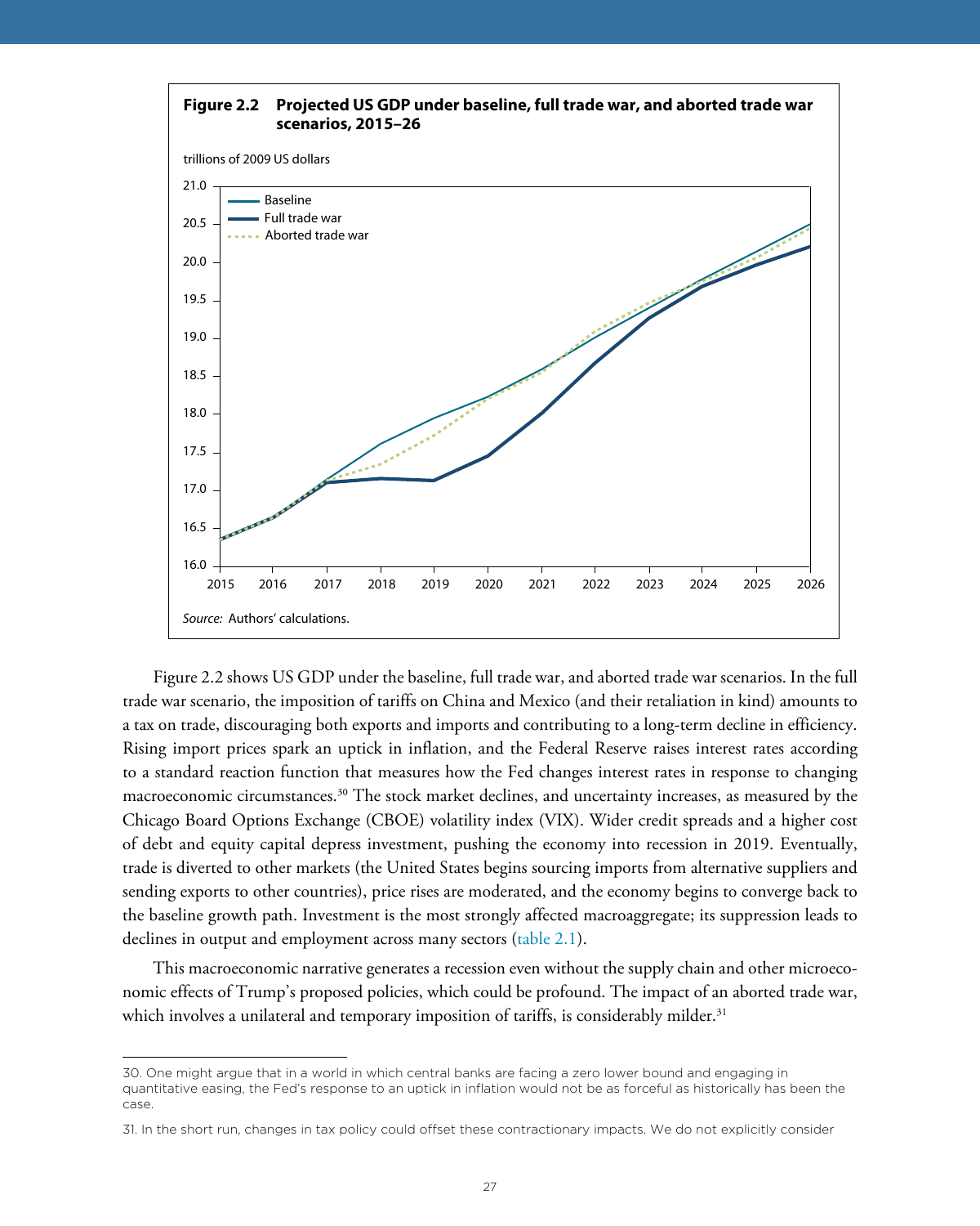**Figure 2.2 Projected US GDP under baseline, full trade war, and aborted trade war scenarios, 2015–26**

*Source:* Authors' calculations.

Figure 2.2 shows US GDP under the baseline, full trade war, and aborted trade war scenarios. In the full trade war scenario, the imposition of tariffs on China and Mexico (and their retaliation in kind) amounts to a tax on trade, discouraging both exports and imports and contributing to a long-term decline in efficiency. Rising import prices spark an uptick in inflation, and the Federal Reserve raises interest rates according to a standard reaction function that measures how the Fed changes interest rates in response to changing macroeconomic circumstances.[30] The stock market declines, and uncertainty increases, as measured by the Chicago Board Options Exchange (CBOE) volatility index (VIX). Wider credit spreads and a higher cost of debt and equity capital depress investment, pushing the economy into recession in 2019. Eventually, trade is diverted to other markets (the United States begins sourcing imports from alternative suppliers and sending exports to other countries), price rises are moderated, and the economy begins to converge back to the baseline growth path. Investment is the most strongly affected macroaggregate; its suppression leads to declines in output and employment across many sectors (table 2.1).

This macroeconomic narrative generates a recession even without the supply chain and other microeconomic effects of Trump's proposed policies, which could be profound. The impact of an aborted trade war, which involves a unilateral and temporary imposition of tariffs, is considerably milder.[31]

30. One might argue that in a world in which central banks are facing a zero lower bound and engaging in quantitative easing, the Fed's response to an uptick in inflation would not be as forceful as historically has been the case.

31. In the short run, changes in tax policy could offset these contractionary impacts. We do not explicitly consider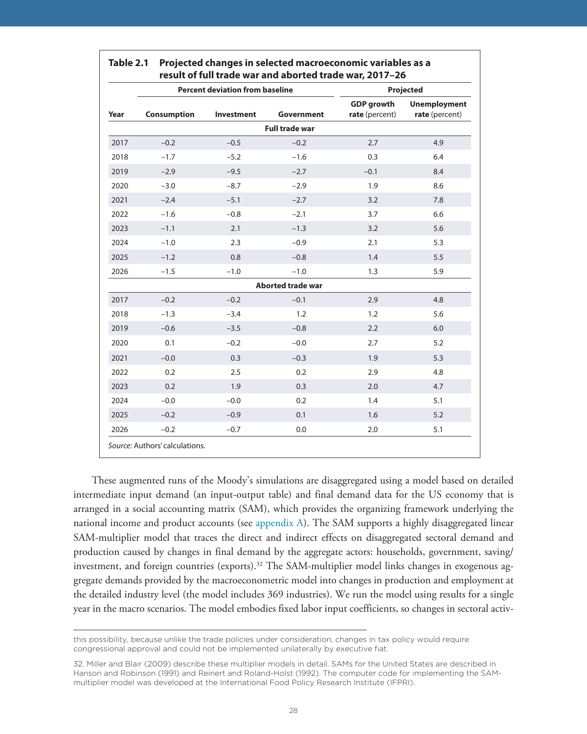**Table 2.1 Projected changes in selected macroeconomic variables as a result of full trade war and aborted trade war, 2017–26**

| | Percent deviation from baseline | | | Projected | |
|---|---|---|---|---|---|
| Year | Consumption | Investment | Government | **GDP growth rate** (percent) | **Unemployment rate** (percent) |
| | | | **Full trade war** | | |
| 2017 | –0.2 | –0.5 | –0.2 | 2.7 | 4.9 |
| 2018 | –1.7 | –5.2 | –1.6 | 0.3 | 6.4 |
| 2019 | –2.9 | –9.5 | –2.7 | –0.1 | 8.4 |
| 2020 | –3.0 | –8.7 | –2.9 | 1.9 | 8.6 |
| 2021 | –2.4 | –5.1 | –2.7 | 3.2 | 7.8 |
| 2022 | –1.6 | –0.8 | –2.1 | 3.7 | 6.6 |
| 2023 | –1.1 | 2.1 | –1.3 | 3.2 | 5.6 |
| 2024 | –1.0 | 2.3 | –0.9 | 2.1 | 5.3 |
| 2025 | –1.2 | 0.8 | –0.8 | 1.4 | 5.5 |
| 2026 | –1.5 | –1.0 | –1.0 | 1.3 | 5.9 |
| | | | **Aborted trade war** | | |
| 2017 | –0.2 | –0.2 | –0.1 | 2.9 | 4.8 |
| 2018 | –1.3 | –3.4 | 1.2 | 1.2 | 5.6 |
| 2019 | –0.6 | –3.5 | –0.8 | 2.2 | 6.0 |
| 2020 | 0.1 | –0.2 | –0.0 | 2.7 | 5.2 |
| 2021 | –0.0 | 0.3 | –0.3 | 1.9 | 5.3 |
| 2022 | 0.2 | 2.5 | 0.2 | 2.9 | 4.8 |
| 2023 | 0.2 | 1.9 | 0.3 | 2.0 | 4.7 |
| 2024 | –0.0 | –0.0 | 0.2 | 1.4 | 5.1 |
| 2025 | –0.2 | –0.9 | 0.1 | 1.6 | 5.2 |
| 2026 | –0.2 | –0.7 | 0.0 | 2.0 | 5.1 |

*Source:* Authors' calculations.

These augmented runs of the Moody's simulations are disaggregated using a model based on detailed intermediate input demand (an input-output table) and final demand data for the US economy that is arranged in a social accounting matrix (SAM), which provides the organizing framework underlying the national income and product accounts (see appendix A). The SAM supports a highly disaggregated linear SAM-multiplier model that traces the direct and indirect effects on disaggregated sectoral demand and production caused by changes in final demand by the aggregate actors: households, government, saving/investment, and foreign countries (exports).[32] The SAM-multiplier model links changes in exogenous aggregate demands provided by the macroeconometric model into changes in production and employment at the detailed industry level (the model includes 369 industries). We run the model using results for a single year in the macro scenarios. The model embodies fixed labor input coefficients, so changes in sectoral activ-

---

this possibility, because unlike the trade policies under consideration, changes in tax policy would require congressional approval and could not be implemented unilaterally by executive fiat.

32. Miller and Blair (2009) describe these multiplier models in detail. SAMs for the United States are described in Hanson and Robinson (1991) and Reinert and Roland-Holst (1992). The computer code for implementing the SAM-multiplier model was developed at the International Food Policy Research Institute (IFPRI).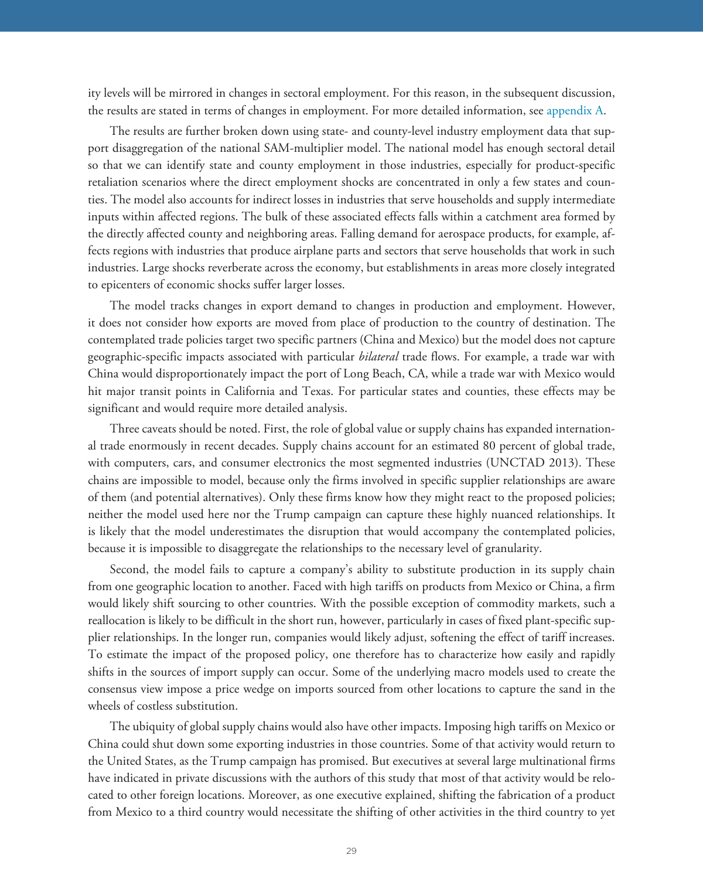ity levels will be mirrored in changes in sectoral employment. For this reason, in the subsequent discussion, the results are stated in terms of changes in employment. For more detailed information, see appendix A.

The results are further broken down using state- and county-level industry employment data that support disaggregation of the national SAM-multiplier model. The national model has enough sectoral detail so that we can identify state and county employment in those industries, especially for product-specific retaliation scenarios where the direct employment shocks are concentrated in only a few states and counties. The model also accounts for indirect losses in industries that serve households and supply intermediate inputs within affected regions. The bulk of these associated effects falls within a catchment area formed by the directly affected county and neighboring areas. Falling demand for aerospace products, for example, affects regions with industries that produce airplane parts and sectors that serve households that work in such industries. Large shocks reverberate across the economy, but establishments in areas more closely integrated to epicenters of economic shocks suffer larger losses.

The model tracks changes in export demand to changes in production and employment. However, it does not consider how exports are moved from place of production to the country of destination. The contemplated trade policies target two specific partners (China and Mexico) but the model does not capture geographic-specific impacts associated with particular *bilateral* trade flows. For example, a trade war with China would disproportionately impact the port of Long Beach, CA, while a trade war with Mexico would hit major transit points in California and Texas. For particular states and counties, these effects may be significant and would require more detailed analysis.

Three caveats should be noted. First, the role of global value or supply chains has expanded international trade enormously in recent decades. Supply chains account for an estimated 80 percent of global trade, with computers, cars, and consumer electronics the most segmented industries (UNCTAD 2013). These chains are impossible to model, because only the firms involved in specific supplier relationships are aware of them (and potential alternatives). Only these firms know how they might react to the proposed policies; neither the model used here nor the Trump campaign can capture these highly nuanced relationships. It is likely that the model underestimates the disruption that would accompany the contemplated policies, because it is impossible to disaggregate the relationships to the necessary level of granularity.

Second, the model fails to capture a company's ability to substitute production in its supply chain from one geographic location to another. Faced with high tariffs on products from Mexico or China, a firm would likely shift sourcing to other countries. With the possible exception of commodity markets, such a reallocation is likely to be difficult in the short run, however, particularly in cases of fixed plant-specific supplier relationships. In the longer run, companies would likely adjust, softening the effect of tariff increases. To estimate the impact of the proposed policy, one therefore has to characterize how easily and rapidly shifts in the sources of import supply can occur. Some of the underlying macro models used to create the consensus view impose a price wedge on imports sourced from other locations to capture the sand in the wheels of costless substitution.

The ubiquity of global supply chains would also have other impacts. Imposing high tariffs on Mexico or China could shut down some exporting industries in those countries. Some of that activity would return to the United States, as the Trump campaign has promised. But executives at several large multinational firms have indicated in private discussions with the authors of this study that most of that activity would be relocated to other foreign locations. Moreover, as one executive explained, shifting the fabrication of a product from Mexico to a third country would necessitate the shifting of other activities in the third country to yet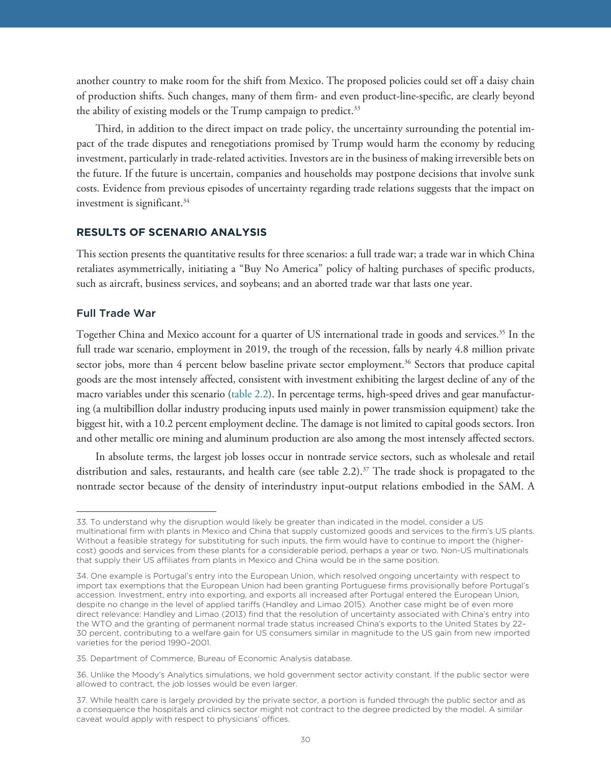another country to make room for the shift from Mexico. The proposed policies could set off a daisy chain of production shifts. Such changes, many of them firm- and even product-line-specific, are clearly beyond the ability of existing models or the Trump campaign to predict.[33]

Third, in addition to the direct impact on trade policy, the uncertainty surrounding the potential impact of the trade disputes and renegotiations promised by Trump would harm the economy by reducing investment, particularly in trade-related activities. Investors are in the business of making irreversible bets on the future. If the future is uncertain, companies and households may postpone decisions that involve sunk costs. Evidence from previous episodes of uncertainty regarding trade relations suggests that the impact on investment is significant.[34]

## RESULTS OF SCENARIO ANALYSIS

This section presents the quantitative results for three scenarios: a full trade war; a trade war in which China retaliates asymmetrically, initiating a "Buy No America" policy of halting purchases of specific products, such as aircraft, business services, and soybeans; and an aborted trade war that lasts one year.

### Full Trade War

Together China and Mexico account for a quarter of US international trade in goods and services.[35] In the full trade war scenario, employment in 2019, the trough of the recession, falls by nearly 4.8 million private sector jobs, more than 4 percent below baseline private sector employment.[36] Sectors that produce capital goods are the most intensely affected, consistent with investment exhibiting the largest decline of any of the macro variables under this scenario (table 2.2). In percentage terms, high-speed drives and gear manufacturing (a multibillion dollar industry producing inputs used mainly in power transmission equipment) take the biggest hit, with a 10.2 percent employment decline. The damage is not limited to capital goods sectors. Iron and other metallic ore mining and aluminum production are also among the most intensely affected sectors.

In absolute terms, the largest job losses occur in nontrade service sectors, such as wholesale and retail distribution and sales, restaurants, and health care (see table 2.2).[37] The trade shock is propagated to the nontrade sector because of the density of interindustry input-output relations embodied in the SAM. A

---

33. To understand why the disruption would likely be greater than indicated in the model, consider a US multinational firm with plants in Mexico and China that supply customized goods and services to the firm's US plants. Without a feasible strategy for substituting for such inputs, the firm would have to continue to import the (higher-cost) goods and services from these plants for a considerable period, perhaps a year or two. Non-US multinationals that supply their US affiliates from plants in Mexico and China would be in the same position.

34. One example is Portugal's entry into the European Union, which resolved ongoing uncertainty with respect to import tax exemptions that the European Union had been granting Portuguese firms provisionally before Portugal's accession. Investment, entry into exporting, and exports all increased after Portugal entered the European Union, despite no change in the level of applied tariffs (Handley and Limao 2015). Another case might be of even more direct relevance: Handley and Limao (2013) find that the resolution of uncertainty associated with China's entry into the WTO and the granting of permanent normal trade status increased China's exports to the United States by 22–30 percent, contributing to a welfare gain for US consumers similar in magnitude to the US gain from new imported varieties for the period 1990–2001.

35. Department of Commerce, Bureau of Economic Analysis database.

36. Unlike the Moody's Analytics simulations, we hold government sector activity constant. If the public sector were allowed to contract, the job losses would be even larger.

37. While health care is largely provided by the private sector, a portion is funded through the public sector and as a consequence the hospitals and clinics sector might not contract to the degree predicted by the model. A similar caveat would apply with respect to physicians' offices.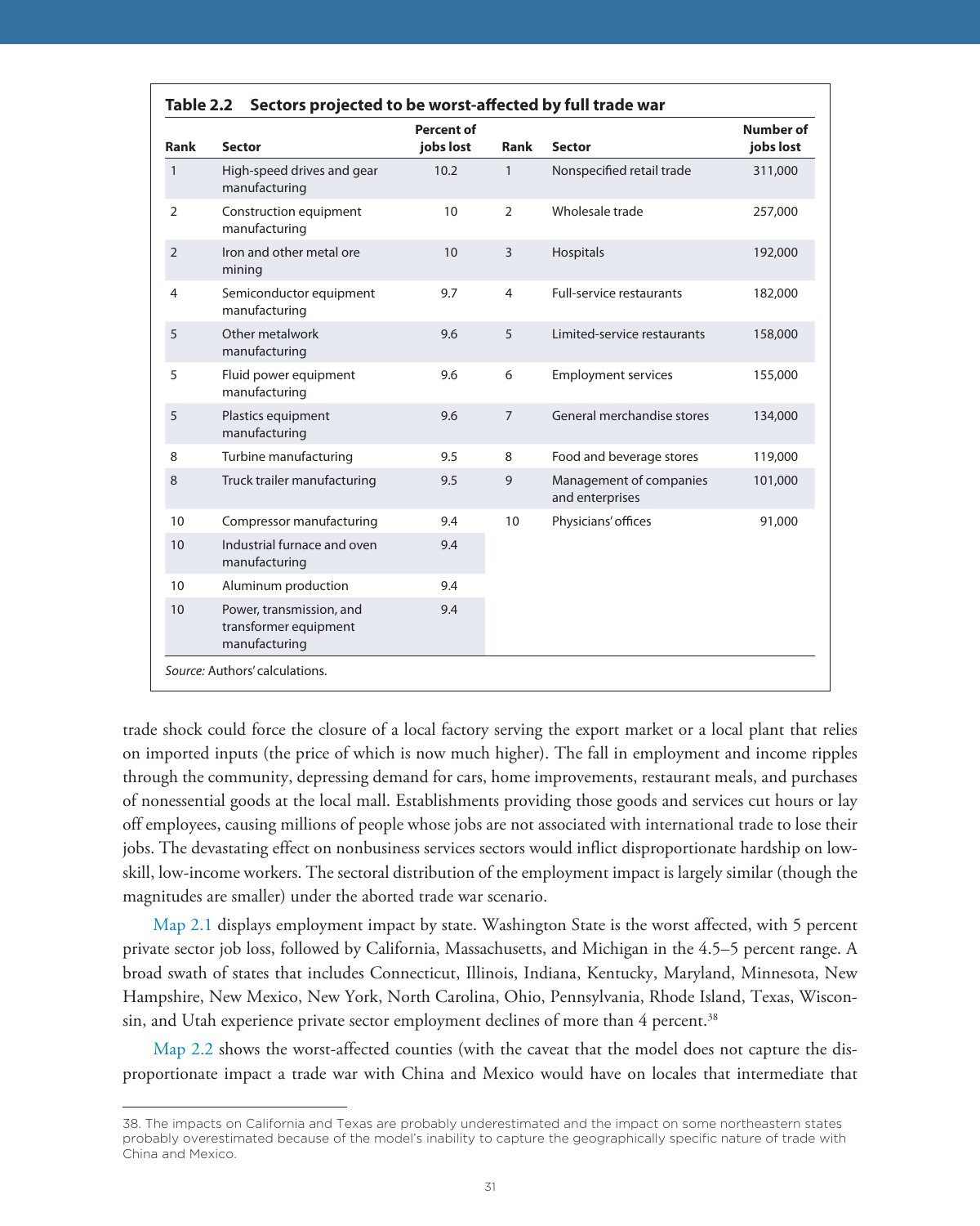**Table 2.2 Sectors projected to be worst-affected by full trade war**

| Rank | Sector | Percent of jobs lost | Rank | Sector | Number of jobs lost |
|---|---|---|---|---|---|
| 1 | High-speed drives and gear manufacturing | 10.2 | 1 | Nonspecified retail trade | 311,000 |
| 2 | Construction equipment manufacturing | 10 | 2 | Wholesale trade | 257,000 |
| 2 | Iron and other metal ore mining | 10 | 3 | Hospitals | 192,000 |
| 4 | Semiconductor equipment manufacturing | 9.7 | 4 | Full-service restaurants | 182,000 |
| 5 | Other metalwork manufacturing | 9.6 | 5 | Limited-service restaurants | 158,000 |
| 5 | Fluid power equipment manufacturing | 9.6 | 6 | Employment services | 155,000 |
| 5 | Plastics equipment manufacturing | 9.6 | 7 | General merchandise stores | 134,000 |
| 8 | Turbine manufacturing | 9.5 | 8 | Food and beverage stores | 119,000 |
| 8 | Truck trailer manufacturing | 9.5 | 9 | Management of companies and enterprises | 101,000 |
| 10 | Compressor manufacturing | 9.4 | 10 | Physicians' offices | 91,000 |
| 10 | Industrial furnace and oven manufacturing | 9.4 | | | |
| 10 | Aluminum production | 9.4 | | | |
| 10 | Power, transmission, and transformer equipment manufacturing | 9.4 | | | |

*Source:* Authors' calculations.

trade shock could force the closure of a local factory serving the export market or a local plant that relies on imported inputs (the price of which is now much higher). The fall in employment and income ripples through the community, depressing demand for cars, home improvements, restaurant meals, and purchases of nonessential goods at the local mall. Establishments providing those goods and services cut hours or lay off employees, causing millions of people whose jobs are not associated with international trade to lose their jobs. The devastating effect on nonbusiness services sectors would inflict disproportionate hardship on low-skill, low-income workers. The sectoral distribution of the employment impact is largely similar (though the magnitudes are smaller) under the aborted trade war scenario.

Map 2.1 displays employment impact by state. Washington State is the worst affected, with 5 percent private sector job loss, followed by California, Massachusetts, and Michigan in the 4.5–5 percent range. A broad swath of states that includes Connecticut, Illinois, Indiana, Kentucky, Maryland, Minnesota, New Hampshire, New Mexico, New York, North Carolina, Ohio, Pennsylvania, Rhode Island, Texas, Wisconsin, and Utah experience private sector employment declines of more than 4 percent.[38]

Map 2.2 shows the worst-affected counties (with the caveat that the model does not capture the disproportionate impact a trade war with China and Mexico would have on locales that intermediate that

38. The impacts on California and Texas are probably underestimated and the impact on some northeastern states probably overestimated because of the model's inability to capture the geographically specific nature of trade with China and Mexico.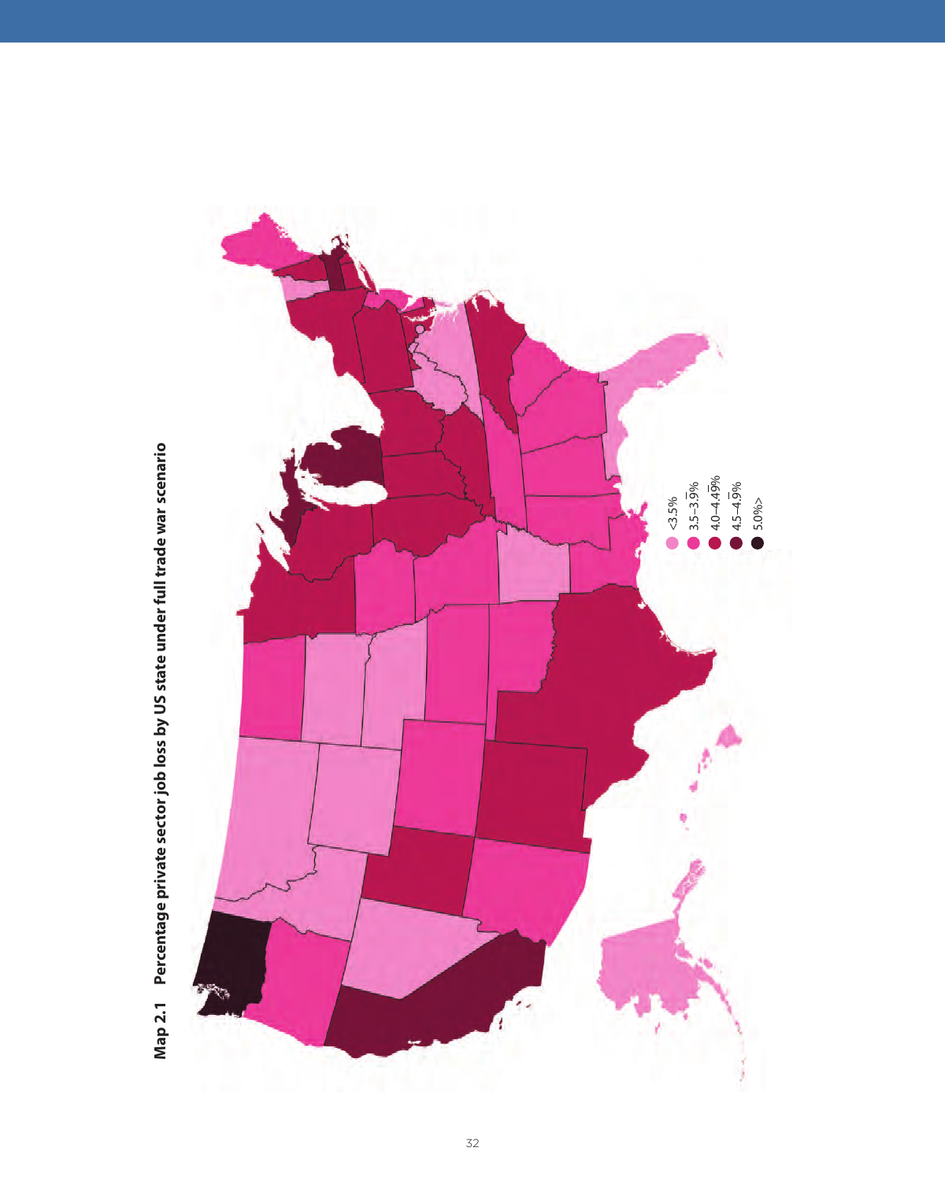**Map 2.1 Percentage private sector job loss by US state under full trade war scenario**

- <3.5%
- 3.5–3.9%
- 4.0–4.49%
- 4.5–4.9%
- 5.0%>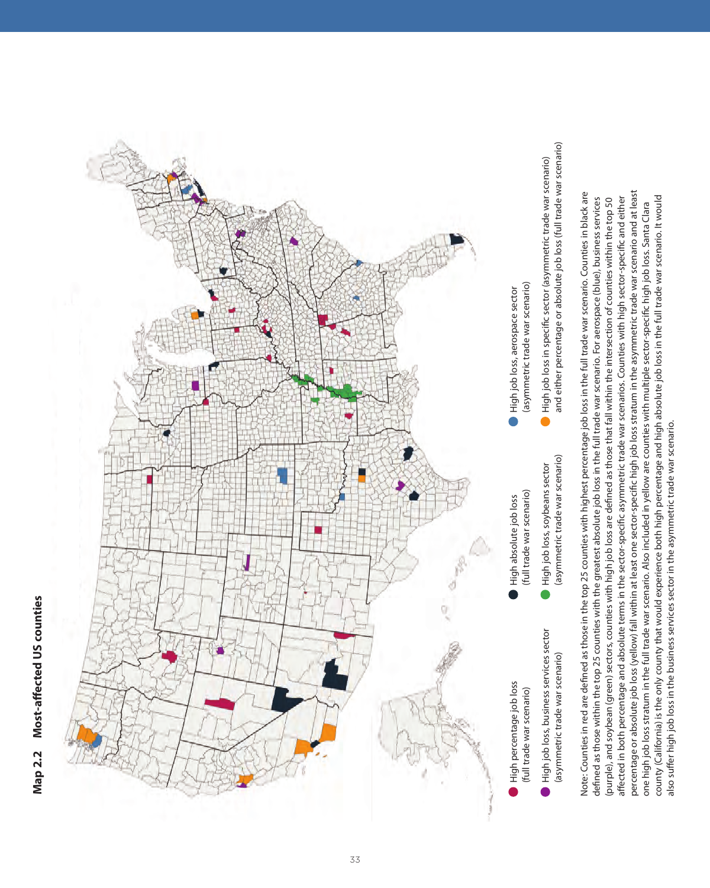**Map 2.2 Most-affected US counties**

- High percentage job loss (full trade war scenario)
- High absolute job loss (full trade war scenario)
- High job loss, aerospace sector (asymmetric trade war scenario)
- High job loss, business services sector (asymmetric trade war scenario)
- High job loss, soybeans sector (asymmetric trade war scenario)
- High job loss in specific sector (asymmetric trade war scenario) and either percentage or absolute job loss (full trade war scenario)

Note: Counties in red are defined as those in the top 25 counties with highest percentage job loss in the full trade war scenario. Counties in black are defined as those within the top 25 counties with the greatest absolute job loss in the full trade war scenario. For aerospace (blue), business services (purple), and soybean (green) sectors, counties with high job loss are defined as those that fall within the intersection of counties within the top 50 affected in both percentage and absolute terms in the sector-specific asymmetric trade war scenarios. Counties with high sector-specific and either percentage or absolute job loss (yellow) fall within at least one sector-specific high job loss stratum in the asymmetric trade war scenario and at least one high job loss stratum in the full trade war scenario. Also included in yellow are counties with multiple sector-specific high job loss. Santa Clara county (California) is the only county that would experience both high percentage and high absolute job loss in the full trade war scenario. It would also suffer high job loss in the business services sector in the asymmetric trade war scenario.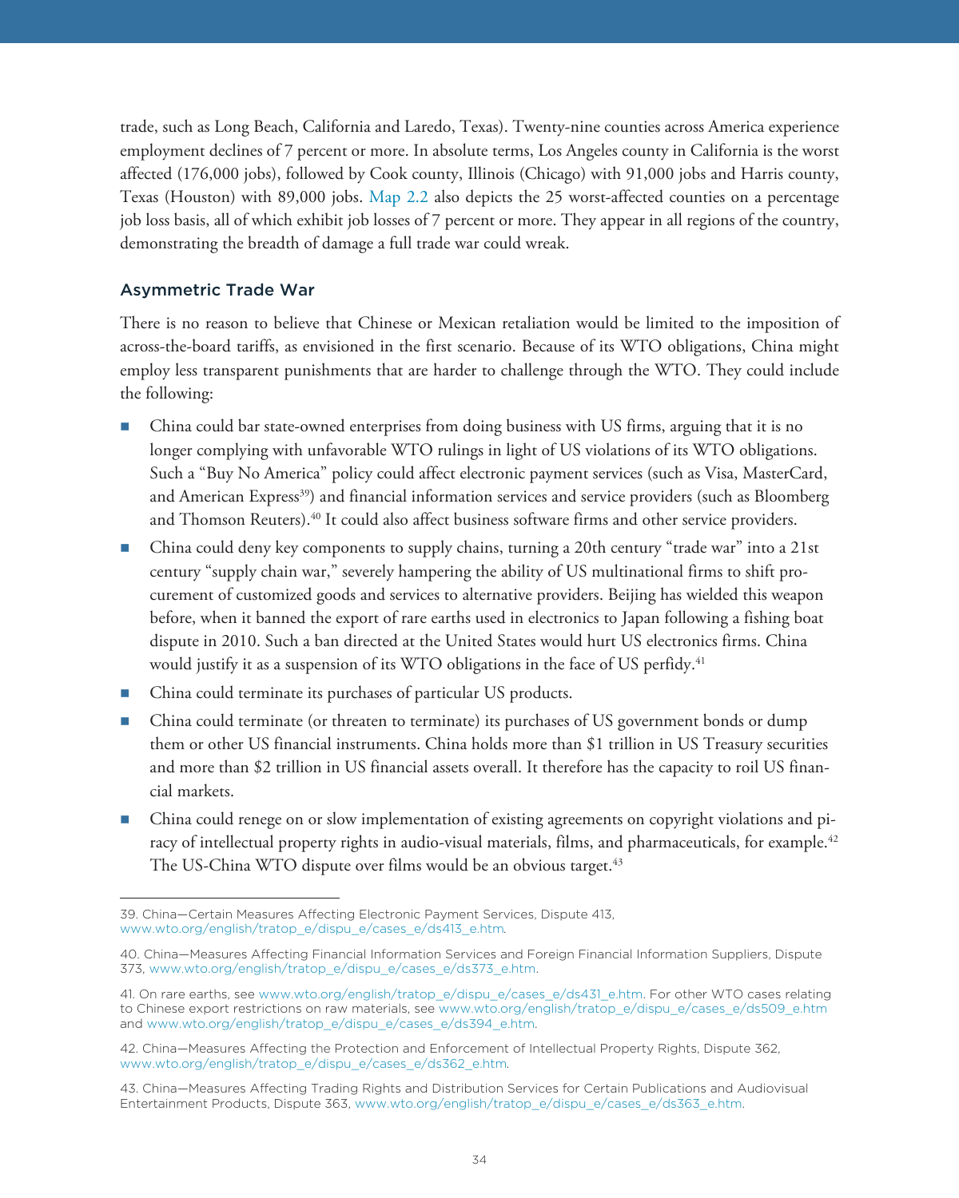trade, such as Long Beach, California and Laredo, Texas). Twenty-nine counties across America experience employment declines of 7 percent or more. In absolute terms, Los Angeles county in California is the worst affected (176,000 jobs), followed by Cook county, Illinois (Chicago) with 91,000 jobs and Harris county, Texas (Houston) with 89,000 jobs. Map 2.2 also depicts the 25 worst-affected counties on a percentage job loss basis, all of which exhibit job losses of 7 percent or more. They appear in all regions of the country, demonstrating the breadth of damage a full trade war could wreak.

### Asymmetric Trade War

There is no reason to believe that Chinese or Mexican retaliation would be limited to the imposition of across-the-board tariffs, as envisioned in the first scenario. Because of its WTO obligations, China might employ less transparent punishments that are harder to challenge through the WTO. They could include the following:

- China could bar state-owned enterprises from doing business with US firms, arguing that it is no longer complying with unfavorable WTO rulings in light of US violations of its WTO obligations. Such a "Buy No America" policy could affect electronic payment services (such as Visa, MasterCard, and American Express[39]) and financial information services and service providers (such as Bloomberg and Thomson Reuters).[40] It could also affect business software firms and other service providers.
- China could deny key components to supply chains, turning a 20th century "trade war" into a 21st century "supply chain war," severely hampering the ability of US multinational firms to shift procurement of customized goods and services to alternative providers. Beijing has wielded this weapon before, when it banned the export of rare earths used in electronics to Japan following a fishing boat dispute in 2010. Such a ban directed at the United States would hurt US electronics firms. China would justify it as a suspension of its WTO obligations in the face of US perfidy.[41]
- China could terminate its purchases of particular US products.
- China could terminate (or threaten to terminate) its purchases of US government bonds or dump them or other US financial instruments. China holds more than $1 trillion in US Treasury securities and more than $2 trillion in US financial assets overall. It therefore has the capacity to roil US financial markets.
- China could renege on or slow implementation of existing agreements on copyright violations and piracy of intellectual property rights in audio-visual materials, films, and pharmaceuticals, for example.[42] The US-China WTO dispute over films would be an obvious target.[43]

---

39. China—Certain Measures Affecting Electronic Payment Services, Dispute 413, www.wto.org/english/tratop_e/dispu_e/cases_e/ds413_e.htm.

40. China—Measures Affecting Financial Information Services and Foreign Financial Information Suppliers, Dispute 373, www.wto.org/english/tratop_e/dispu_e/cases_e/ds373_e.htm.

41. On rare earths, see www.wto.org/english/tratop_e/dispu_e/cases_e/ds431_e.htm. For other WTO cases relating to Chinese export restrictions on raw materials, see www.wto.org/english/tratop_e/dispu_e/cases_e/ds509_e.htm and www.wto.org/english/tratop_e/dispu_e/cases_e/ds394_e.htm.

42. China—Measures Affecting the Protection and Enforcement of Intellectual Property Rights, Dispute 362, www.wto.org/english/tratop_e/dispu_e/cases_e/ds362_e.htm.

43. China—Measures Affecting Trading Rights and Distribution Services for Certain Publications and Audiovisual Entertainment Products, Dispute 363, www.wto.org/english/tratop_e/dispu_e/cases_e/ds363_e.htm.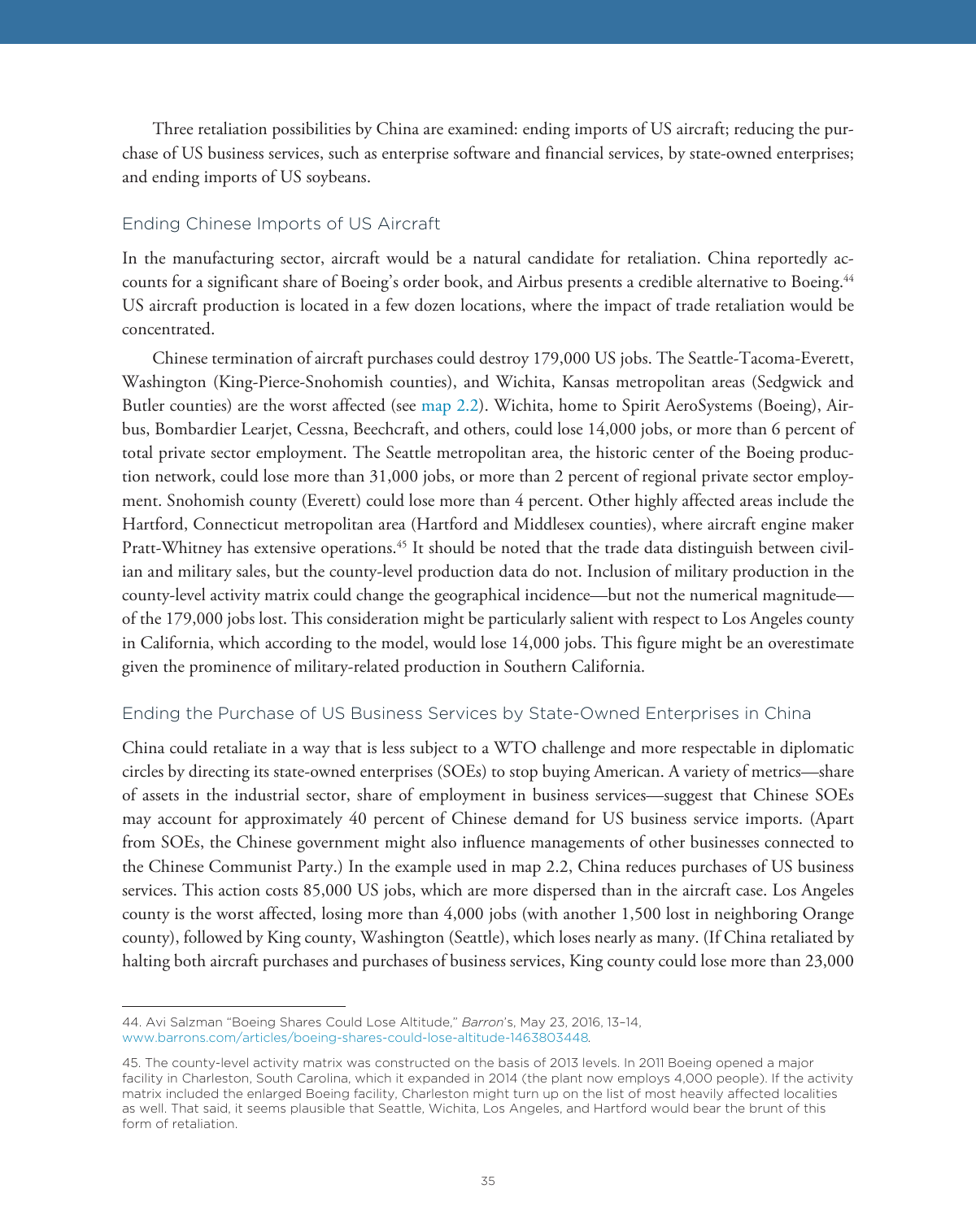Three retaliation possibilities by China are examined: ending imports of US aircraft; reducing the purchase of US business services, such as enterprise software and financial services, by state-owned enterprises; and ending imports of US soybeans.

### Ending Chinese Imports of US Aircraft

In the manufacturing sector, aircraft would be a natural candidate for retaliation. China reportedly accounts for a significant share of Boeing's order book, and Airbus presents a credible alternative to Boeing.[44] US aircraft production is located in a few dozen locations, where the impact of trade retaliation would be concentrated.

Chinese termination of aircraft purchases could destroy 179,000 US jobs. The Seattle-Tacoma-Everett, Washington (King-Pierce-Snohomish counties), and Wichita, Kansas metropolitan areas (Sedgwick and Butler counties) are the worst affected (see map 2.2). Wichita, home to Spirit AeroSystems (Boeing), Airbus, Bombardier Learjet, Cessna, Beechcraft, and others, could lose 14,000 jobs, or more than 6 percent of total private sector employment. The Seattle metropolitan area, the historic center of the Boeing production network, could lose more than 31,000 jobs, or more than 2 percent of regional private sector employment. Snohomish county (Everett) could lose more than 4 percent. Other highly affected areas include the Hartford, Connecticut metropolitan area (Hartford and Middlesex counties), where aircraft engine maker Pratt-Whitney has extensive operations.[45] It should be noted that the trade data distinguish between civilian and military sales, but the county-level production data do not. Inclusion of military production in the county-level activity matrix could change the geographical incidence—but not the numerical magnitude—of the 179,000 jobs lost. This consideration might be particularly salient with respect to Los Angeles county in California, which according to the model, would lose 14,000 jobs. This figure might be an overestimate given the prominence of military-related production in Southern California.

### Ending the Purchase of US Business Services by State-Owned Enterprises in China

China could retaliate in a way that is less subject to a WTO challenge and more respectable in diplomatic circles by directing its state-owned enterprises (SOEs) to stop buying American. A variety of metrics—share of assets in the industrial sector, share of employment in business services—suggest that Chinese SOEs may account for approximately 40 percent of Chinese demand for US business service imports. (Apart from SOEs, the Chinese government might also influence managements of other businesses connected to the Chinese Communist Party.) In the example used in map 2.2, China reduces purchases of US business services. This action costs 85,000 US jobs, which are more dispersed than in the aircraft case. Los Angeles county is the worst affected, losing more than 4,000 jobs (with another 1,500 lost in neighboring Orange county), followed by King county, Washington (Seattle), which loses nearly as many. (If China retaliated by halting both aircraft purchases and purchases of business services, King county could lose more than 23,000

---

44. Avi Salzman "Boeing Shares Could Lose Altitude," *Barron's*, May 23, 2016, 13–14, www.barrons.com/articles/boeing-shares-could-lose-altitude-1463803448.

45. The county-level activity matrix was constructed on the basis of 2013 levels. In 2011 Boeing opened a major facility in Charleston, South Carolina, which it expanded in 2014 (the plant now employs 4,000 people). If the activity matrix included the enlarged Boeing facility, Charleston might turn up on the list of most heavily affected localities as well. That said, it seems plausible that Seattle, Wichita, Los Angeles, and Hartford would bear the brunt of this form of retaliation.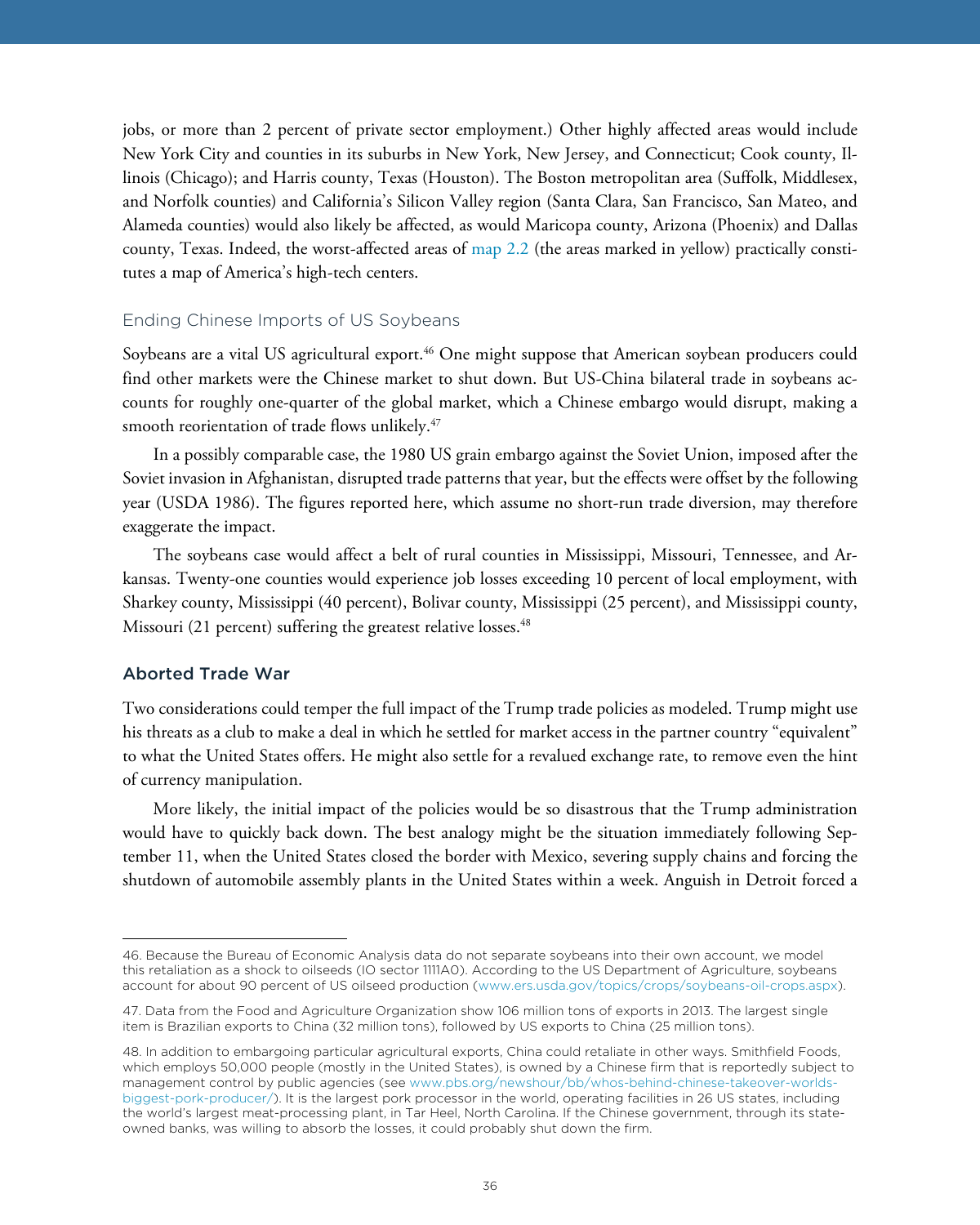jobs, or more than 2 percent of private sector employment.) Other highly affected areas would include New York City and counties in its suburbs in New York, New Jersey, and Connecticut; Cook county, Illinois (Chicago); and Harris county, Texas (Houston). The Boston metropolitan area (Suffolk, Middlesex, and Norfolk counties) and California's Silicon Valley region (Santa Clara, San Francisco, San Mateo, and Alameda counties) would also likely be affected, as would Maricopa county, Arizona (Phoenix) and Dallas county, Texas. Indeed, the worst-affected areas of map 2.2 (the areas marked in yellow) practically constitutes a map of America's high-tech centers.

### Ending Chinese Imports of US Soybeans

Soybeans are a vital US agricultural export.[46] One might suppose that American soybean producers could find other markets were the Chinese market to shut down. But US-China bilateral trade in soybeans accounts for roughly one-quarter of the global market, which a Chinese embargo would disrupt, making a smooth reorientation of trade flows unlikely.[47]

In a possibly comparable case, the 1980 US grain embargo against the Soviet Union, imposed after the Soviet invasion in Afghanistan, disrupted trade patterns that year, but the effects were offset by the following year (USDA 1986). The figures reported here, which assume no short-run trade diversion, may therefore exaggerate the impact.

The soybeans case would affect a belt of rural counties in Mississippi, Missouri, Tennessee, and Arkansas. Twenty-one counties would experience job losses exceeding 10 percent of local employment, with Sharkey county, Mississippi (40 percent), Bolivar county, Mississippi (25 percent), and Mississippi county, Missouri (21 percent) suffering the greatest relative losses.[48]

## Aborted Trade War

Two considerations could temper the full impact of the Trump trade policies as modeled. Trump might use his threats as a club to make a deal in which he settled for market access in the partner country "equivalent" to what the United States offers. He might also settle for a revalued exchange rate, to remove even the hint of currency manipulation.

More likely, the initial impact of the policies would be so disastrous that the Trump administration would have to quickly back down. The best analogy might be the situation immediately following September 11, when the United States closed the border with Mexico, severing supply chains and forcing the shutdown of automobile assembly plants in the United States within a week. Anguish in Detroit forced a

---

46. Because the Bureau of Economic Analysis data do not separate soybeans into their own account, we model this retaliation as a shock to oilseeds (IO sector 1111A0). According to the US Department of Agriculture, soybeans account for about 90 percent of US oilseed production (www.ers.usda.gov/topics/crops/soybeans-oil-crops.aspx).

47. Data from the Food and Agriculture Organization show 106 million tons of exports in 2013. The largest single item is Brazilian exports to China (32 million tons), followed by US exports to China (25 million tons).

48. In addition to embargoing particular agricultural exports, China could retaliate in other ways. Smithfield Foods, which employs 50,000 people (mostly in the United States), is owned by a Chinese firm that is reportedly subject to management control by public agencies (see www.pbs.org/newshour/bb/whos-behind-chinese-takeover-worlds-biggest-pork-producer/). It is the largest pork processor in the world, operating facilities in 26 US states, including the world's largest meat-processing plant, in Tar Heel, North Carolina. If the Chinese government, through its state-owned banks, was willing to absorb the losses, it could probably shut down the firm.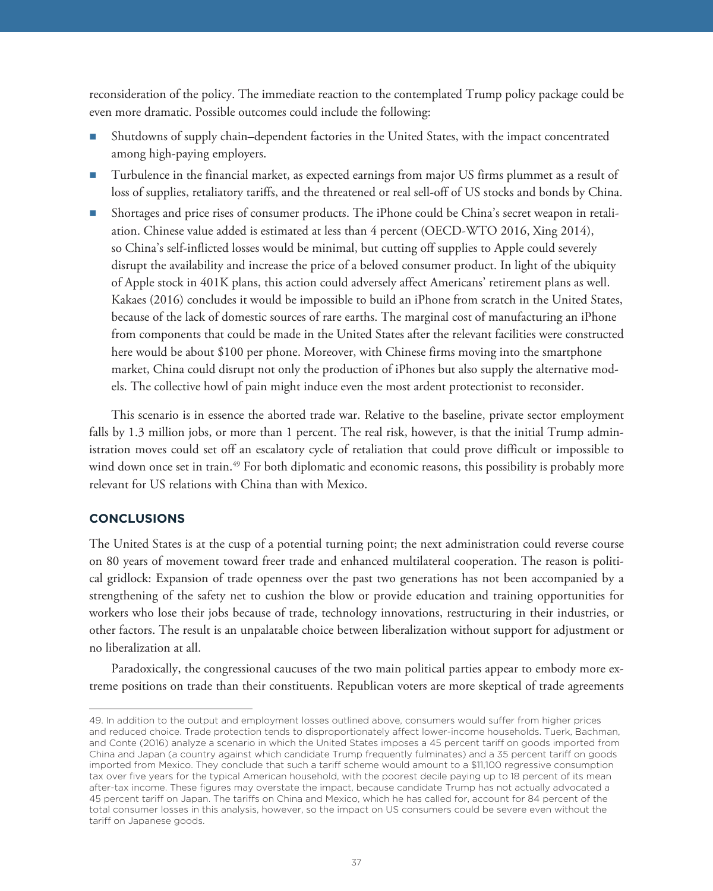reconsideration of the policy. The immediate reaction to the contemplated Trump policy package could be even more dramatic. Possible outcomes could include the following:

- Shutdowns of supply chain–dependent factories in the United States, with the impact concentrated among high-paying employers.
- Turbulence in the financial market, as expected earnings from major US firms plummet as a result of loss of supplies, retaliatory tariffs, and the threatened or real sell-off of US stocks and bonds by China.
- Shortages and price rises of consumer products. The iPhone could be China's secret weapon in retaliation. Chinese value added is estimated at less than 4 percent (OECD-WTO 2016, Xing 2014), so China's self-inflicted losses would be minimal, but cutting off supplies to Apple could severely disrupt the availability and increase the price of a beloved consumer product. In light of the ubiquity of Apple stock in 401K plans, this action could adversely affect Americans' retirement plans as well. Kakaes (2016) concludes it would be impossible to build an iPhone from scratch in the United States, because of the lack of domestic sources of rare earths. The marginal cost of manufacturing an iPhone from components that could be made in the United States after the relevant facilities were constructed here would be about $100 per phone. Moreover, with Chinese firms moving into the smartphone market, China could disrupt not only the production of iPhones but also supply the alternative models. The collective howl of pain might induce even the most ardent protectionist to reconsider.

This scenario is in essence the aborted trade war. Relative to the baseline, private sector employment falls by 1.3 million jobs, or more than 1 percent. The real risk, however, is that the initial Trump administration moves could set off an escalatory cycle of retaliation that could prove difficult or impossible to wind down once set in train.[49] For both diplomatic and economic reasons, this possibility is probably more relevant for US relations with China than with Mexico.

## CONCLUSIONS

The United States is at the cusp of a potential turning point; the next administration could reverse course on 80 years of movement toward freer trade and enhanced multilateral cooperation. The reason is political gridlock: Expansion of trade openness over the past two generations has not been accompanied by a strengthening of the safety net to cushion the blow or provide education and training opportunities for workers who lose their jobs because of trade, technology innovations, restructuring in their industries, or other factors. The result is an unpalatable choice between liberalization without support for adjustment or no liberalization at all.

Paradoxically, the congressional caucuses of the two main political parties appear to embody more extreme positions on trade than their constituents. Republican voters are more skeptical of trade agreements

---

49. In addition to the output and employment losses outlined above, consumers would suffer from higher prices and reduced choice. Trade protection tends to disproportionately affect lower-income households. Tuerk, Bachman, and Conte (2016) analyze a scenario in which the United States imposes a 45 percent tariff on goods imported from China and Japan (a country against which candidate Trump frequently fulminates) and a 35 percent tariff on goods imported from Mexico. They conclude that such a tariff scheme would amount to a $11,100 regressive consumption tax over five years for the typical American household, with the poorest decile paying up to 18 percent of its mean after-tax income. These figures may overstate the impact, because candidate Trump has not actually advocated a 45 percent tariff on Japan. The tariffs on China and Mexico, which he has called for, account for 84 percent of the total consumer losses in this analysis, however, so the impact on US consumers could be severe even without the tariff on Japanese goods.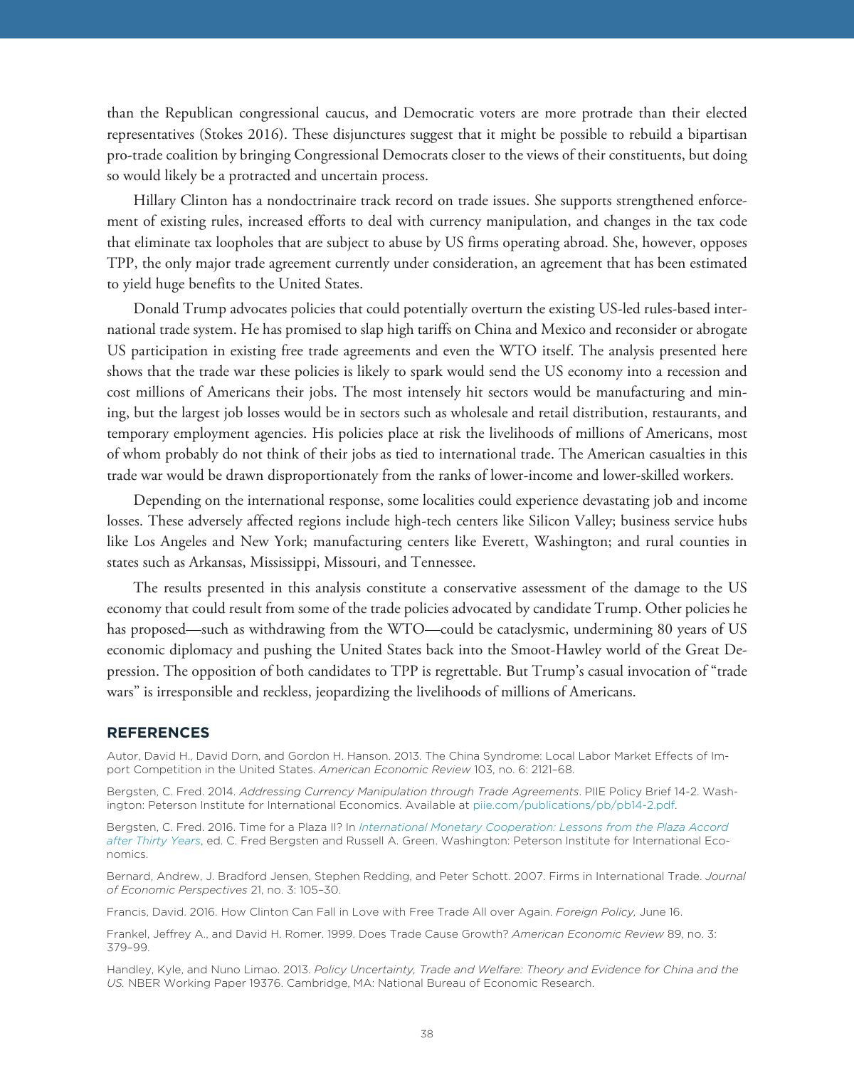than the Republican congressional caucus, and Democratic voters are more protrade than their elected representatives (Stokes 2016). These disjunctures suggest that it might be possible to rebuild a bipartisan pro-trade coalition by bringing Congressional Democrats closer to the views of their constituents, but doing so would likely be a protracted and uncertain process.

Hillary Clinton has a nondoctrinaire track record on trade issues. She supports strengthened enforcement of existing rules, increased efforts to deal with currency manipulation, and changes in the tax code that eliminate tax loopholes that are subject to abuse by US firms operating abroad. She, however, opposes TPP, the only major trade agreement currently under consideration, an agreement that has been estimated to yield huge benefits to the United States.

Donald Trump advocates policies that could potentially overturn the existing US-led rules-based international trade system. He has promised to slap high tariffs on China and Mexico and reconsider or abrogate US participation in existing free trade agreements and even the WTO itself. The analysis presented here shows that the trade war these policies is likely to spark would send the US economy into a recession and cost millions of Americans their jobs. The most intensely hit sectors would be manufacturing and mining, but the largest job losses would be in sectors such as wholesale and retail distribution, restaurants, and temporary employment agencies. His policies place at risk the livelihoods of millions of Americans, most of whom probably do not think of their jobs as tied to international trade. The American casualties in this trade war would be drawn disproportionately from the ranks of lower-income and lower-skilled workers.

Depending on the international response, some localities could experience devastating job and income losses. These adversely affected regions include high-tech centers like Silicon Valley; business service hubs like Los Angeles and New York; manufacturing centers like Everett, Washington; and rural counties in states such as Arkansas, Mississippi, Missouri, and Tennessee.

The results presented in this analysis constitute a conservative assessment of the damage to the US economy that could result from some of the trade policies advocated by candidate Trump. Other policies he has proposed—such as withdrawing from the WTO—could be cataclysmic, undermining 80 years of US economic diplomacy and pushing the United States back into the Smoot-Hawley world of the Great Depression. The opposition of both candidates to TPP is regrettable. But Trump's casual invocation of "trade wars" is irresponsible and reckless, jeopardizing the livelihoods of millions of Americans.

## REFERENCES

Autor, David H., David Dorn, and Gordon H. Hanson. 2013. The China Syndrome: Local Labor Market Effects of Import Competition in the United States. *American Economic Review* 103, no. 6: 2121–68.

Bergsten, C. Fred. 2014. *Addressing Currency Manipulation through Trade Agreements*. PIIE Policy Brief 14-2. Washington: Peterson Institute for International Economics. Available at piie.com/publications/pb/pb14-2.pdf.

Bergsten, C. Fred. 2016. Time for a Plaza II? In *International Monetary Cooperation: Lessons from the Plaza Accord after Thirty Years*, ed. C. Fred Bergsten and Russell A. Green. Washington: Peterson Institute for International Economics.

Bernard, Andrew, J. Bradford Jensen, Stephen Redding, and Peter Schott. 2007. Firms in International Trade. *Journal of Economic Perspectives* 21, no. 3: 105–30.

Francis, David. 2016. How Clinton Can Fall in Love with Free Trade All over Again. *Foreign Policy,* June 16.

Frankel, Jeffrey A., and David H. Romer. 1999. Does Trade Cause Growth? *American Economic Review* 89, no. 3: 379–99.

Handley, Kyle, and Nuno Limao. 2013. *Policy Uncertainty, Trade and Welfare: Theory and Evidence for China and the US.* NBER Working Paper 19376. Cambridge, MA: National Bureau of Economic Research.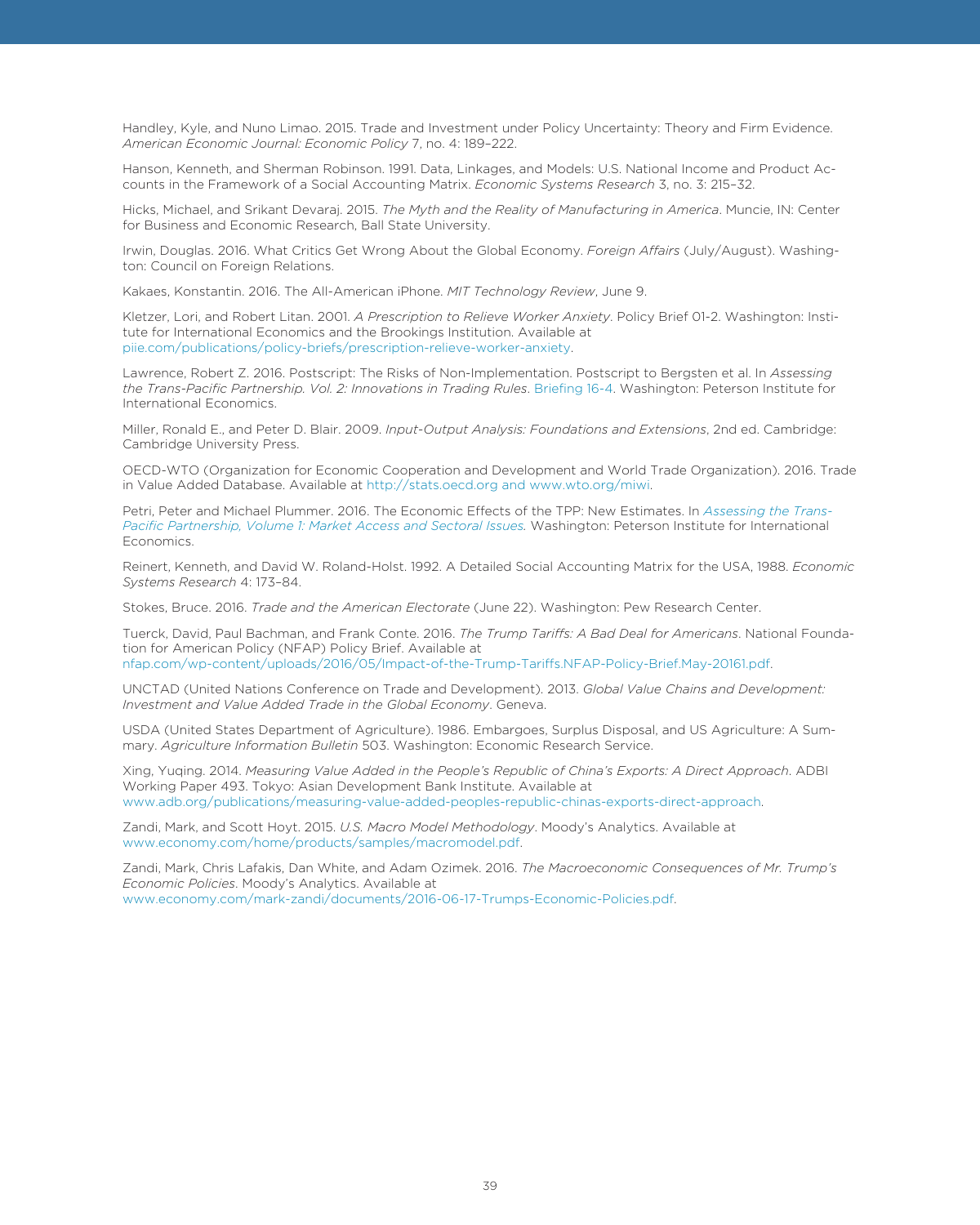Handley, Kyle, and Nuno Limao. 2015. Trade and Investment under Policy Uncertainty: Theory and Firm Evidence. *American Economic Journal: Economic Policy* 7, no. 4: 189–222.

Hanson, Kenneth, and Sherman Robinson. 1991. Data, Linkages, and Models: U.S. National Income and Product Accounts in the Framework of a Social Accounting Matrix. *Economic Systems Research* 3, no. 3: 215–32.

Hicks, Michael, and Srikant Devaraj. 2015. *The Myth and the Reality of Manufacturing in America*. Muncie, IN: Center for Business and Economic Research, Ball State University.

Irwin, Douglas. 2016. What Critics Get Wrong About the Global Economy. *Foreign Affairs* (July/August). Washington: Council on Foreign Relations.

Kakaes, Konstantin. 2016. The All-American iPhone. *MIT Technology Review*, June 9.

Kletzer, Lori, and Robert Litan. 2001. *A Prescription to Relieve Worker Anxiety*. Policy Brief 01-2. Washington: Institute for International Economics and the Brookings Institution. Available at piie.com/publications/policy-briefs/prescription-relieve-worker-anxiety.

Lawrence, Robert Z. 2016. Postscript: The Risks of Non-Implementation. Postscript to Bergsten et al. In *Assessing the Trans-Pacific Partnership. Vol. 2: Innovations in Trading Rules*. Briefing 16-4. Washington: Peterson Institute for International Economics.

Miller, Ronald E., and Peter D. Blair. 2009. *Input-Output Analysis: Foundations and Extensions*, 2nd ed. Cambridge: Cambridge University Press.

OECD-WTO (Organization for Economic Cooperation and Development and World Trade Organization). 2016. Trade in Value Added Database. Available at http://stats.oecd.org and www.wto.org/miwi.

Petri, Peter and Michael Plummer. 2016. The Economic Effects of the TPP: New Estimates. In *Assessing the Trans-Pacific Partnership, Volume 1: Market Access and Sectoral Issues.* Washington: Peterson Institute for International Economics.

Reinert, Kenneth, and David W. Roland-Holst. 1992. A Detailed Social Accounting Matrix for the USA, 1988. *Economic Systems Research* 4: 173–84.

Stokes, Bruce. 2016. *Trade and the American Electorate* (June 22). Washington: Pew Research Center.

Tuerck, David, Paul Bachman, and Frank Conte. 2016. *The Trump Tariffs: A Bad Deal for Americans*. National Foundation for American Policy (NFAP) Policy Brief. Available at nfap.com/wp-content/uploads/2016/05/Impact-of-the-Trump-Tariffs.NFAP-Policy-Brief.May-20161.pdf.

UNCTAD (United Nations Conference on Trade and Development). 2013. *Global Value Chains and Development: Investment and Value Added Trade in the Global Economy*. Geneva.

USDA (United States Department of Agriculture). 1986. Embargoes, Surplus Disposal, and US Agriculture: A Summary. *Agriculture Information Bulletin* 503. Washington: Economic Research Service.

Xing, Yuqing. 2014. *Measuring Value Added in the People's Republic of China's Exports: A Direct Approach*. ADBI Working Paper 493. Tokyo: Asian Development Bank Institute. Available at www.adb.org/publications/measuring-value-added-peoples-republic-chinas-exports-direct-approach.

Zandi, Mark, and Scott Hoyt. 2015. *U.S. Macro Model Methodology*. Moody's Analytics. Available at www.economy.com/home/products/samples/macromodel.pdf.

Zandi, Mark, Chris Lafakis, Dan White, and Adam Ozimek. 2016. *The Macroeconomic Consequences of Mr. Trump's Economic Policies*. Moody's Analytics. Available at www.economy.com/mark-zandi/documents/2016-06-17-Trumps-Economic-Policies.pdf.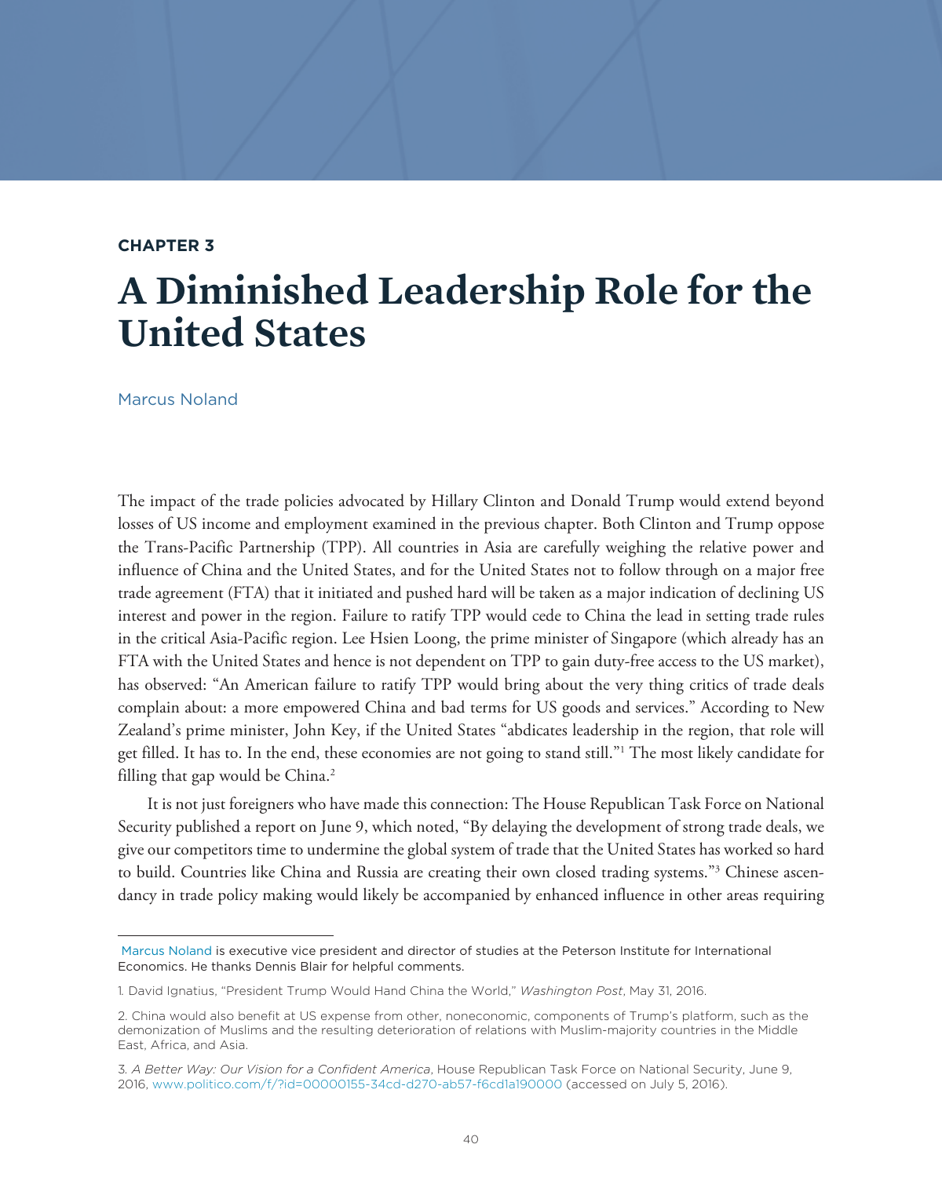**CHAPTER 3**

# A Diminished Leadership Role for the United States

Marcus Noland

The impact of the trade policies advocated by Hillary Clinton and Donald Trump would extend beyond losses of US income and employment examined in the previous chapter. Both Clinton and Trump oppose the Trans-Pacific Partnership (TPP). All countries in Asia are carefully weighing the relative power and influence of China and the United States, and for the United States not to follow through on a major free trade agreement (FTA) that it initiated and pushed hard will be taken as a major indication of declining US interest and power in the region. Failure to ratify TPP would cede to China the lead in setting trade rules in the critical Asia-Pacific region. Lee Hsien Loong, the prime minister of Singapore (which already has an FTA with the United States and hence is not dependent on TPP to gain duty-free access to the US market), has observed: "An American failure to ratify TPP would bring about the very thing critics of trade deals complain about: a more empowered China and bad terms for US goods and services." According to New Zealand's prime minister, John Key, if the United States "abdicates leadership in the region, that role will get filled. It has to. In the end, these economies are not going to stand still."[1] The most likely candidate for filling that gap would be China.[2]

It is not just foreigners who have made this connection: The House Republican Task Force on National Security published a report on June 9, which noted, "By delaying the development of strong trade deals, we give our competitors time to undermine the global system of trade that the United States has worked so hard to build. Countries like China and Russia are creating their own closed trading systems."[3] Chinese ascendancy in trade policy making would likely be accompanied by enhanced influence in other areas requiring

---

Marcus Noland is executive vice president and director of studies at the Peterson Institute for International Economics. He thanks Dennis Blair for helpful comments.

1. David Ignatius, "President Trump Would Hand China the World," *Washington Post*, May 31, 2016.

2. China would also benefit at US expense from other, noneconomic, components of Trump's platform, such as the demonization of Muslims and the resulting deterioration of relations with Muslim-majority countries in the Middle East, Africa, and Asia.

3. *A Better Way: Our Vision for a Confident America*, House Republican Task Force on National Security, June 9, 2016, www.politico.com/f/?id=00000155-34cd-d270-ab57-f6cd1a190000 (accessed on July 5, 2016).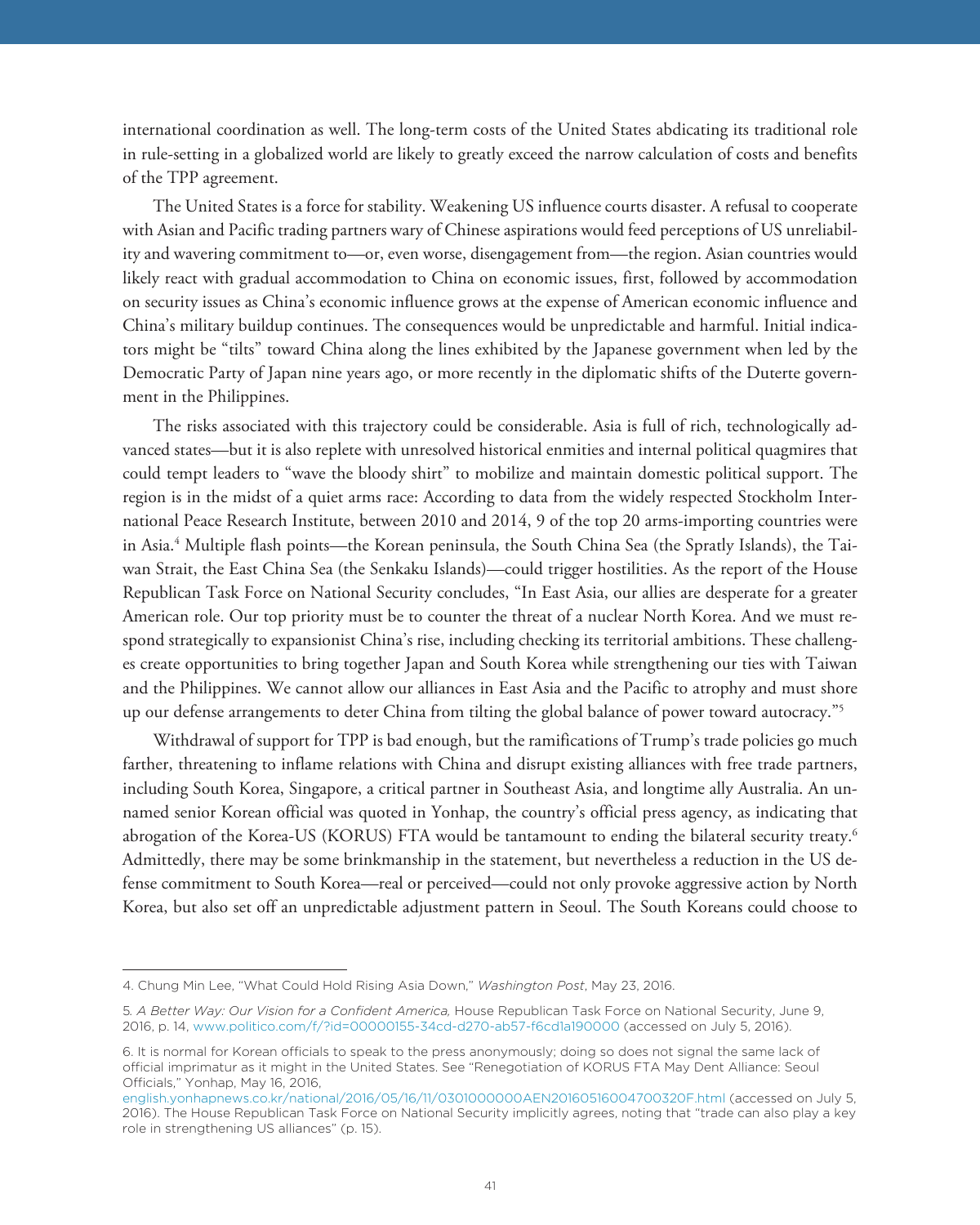international coordination as well. The long-term costs of the United States abdicating its traditional role in rule-setting in a globalized world are likely to greatly exceed the narrow calculation of costs and benefits of the TPP agreement.

The United States is a force for stability. Weakening US influence courts disaster. A refusal to cooperate with Asian and Pacific trading partners wary of Chinese aspirations would feed perceptions of US unreliability and wavering commitment to—or, even worse, disengagement from—the region. Asian countries would likely react with gradual accommodation to China on economic issues, first, followed by accommodation on security issues as China's economic influence grows at the expense of American economic influence and China's military buildup continues. The consequences would be unpredictable and harmful. Initial indicators might be "tilts" toward China along the lines exhibited by the Japanese government when led by the Democratic Party of Japan nine years ago, or more recently in the diplomatic shifts of the Duterte government in the Philippines.

The risks associated with this trajectory could be considerable. Asia is full of rich, technologically advanced states—but it is also replete with unresolved historical enmities and internal political quagmires that could tempt leaders to "wave the bloody shirt" to mobilize and maintain domestic political support. The region is in the midst of a quiet arms race: According to data from the widely respected Stockholm International Peace Research Institute, between 2010 and 2014, 9 of the top 20 arms-importing countries were in Asia.[4] Multiple flash points—the Korean peninsula, the South China Sea (the Spratly Islands), the Taiwan Strait, the East China Sea (the Senkaku Islands)—could trigger hostilities. As the report of the House Republican Task Force on National Security concludes, "In East Asia, our allies are desperate for a greater American role. Our top priority must be to counter the threat of a nuclear North Korea. And we must respond strategically to expansionist China's rise, including checking its territorial ambitions. These challenges create opportunities to bring together Japan and South Korea while strengthening our ties with Taiwan and the Philippines. We cannot allow our alliances in East Asia and the Pacific to atrophy and must shore up our defense arrangements to deter China from tilting the global balance of power toward autocracy."[5]

Withdrawal of support for TPP is bad enough, but the ramifications of Trump's trade policies go much farther, threatening to inflame relations with China and disrupt existing alliances with free trade partners, including South Korea, Singapore, a critical partner in Southeast Asia, and longtime ally Australia. An unnamed senior Korean official was quoted in Yonhap, the country's official press agency, as indicating that abrogation of the Korea-US (KORUS) FTA would be tantamount to ending the bilateral security treaty.[6] Admittedly, there may be some brinkmanship in the statement, but nevertheless a reduction in the US defense commitment to South Korea—real or perceived—could not only provoke aggressive action by North Korea, but also set off an unpredictable adjustment pattern in Seoul. The South Koreans could choose to

---

4. Chung Min Lee, "What Could Hold Rising Asia Down," *Washington Post*, May 23, 2016.

5. *A Better Way: Our Vision for a Confident America,* House Republican Task Force on National Security, June 9, 2016, p. 14, www.politico.com/f/?id=00000155-34cd-d270-ab57-f6cd1a190000 (accessed on July 5, 2016).

6. It is normal for Korean officials to speak to the press anonymously; doing so does not signal the same lack of official imprimatur as it might in the United States. See "Renegotiation of KORUS FTA May Dent Alliance: Seoul Officials," Yonhap, May 16, 2016, english.yonhapnews.co.kr/national/2016/05/16/11/0301000000AEN20160516004700320F.html (accessed on July 5, 2016). The House Republican Task Force on National Security implicitly agrees, noting that "trade can also play a key role in strengthening US alliances" (p. 15).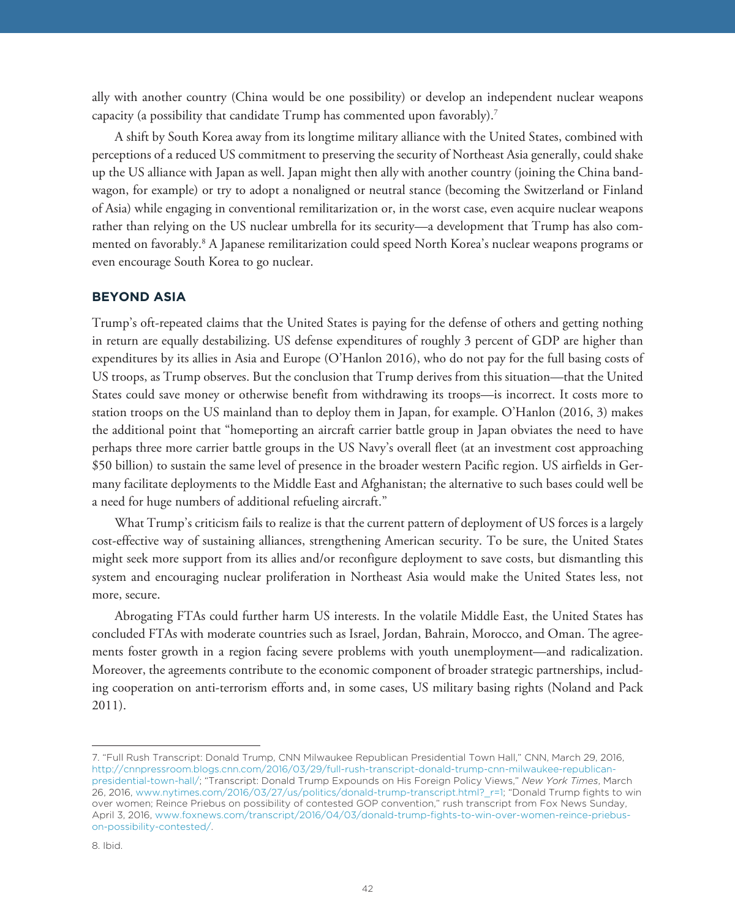ally with another country (China would be one possibility) or develop an independent nuclear weapons capacity (a possibility that candidate Trump has commented upon favorably).[7]

A shift by South Korea away from its longtime military alliance with the United States, combined with perceptions of a reduced US commitment to preserving the security of Northeast Asia generally, could shake up the US alliance with Japan as well. Japan might then ally with another country (joining the China bandwagon, for example) or try to adopt a nonaligned or neutral stance (becoming the Switzerland or Finland of Asia) while engaging in conventional remilitarization or, in the worst case, even acquire nuclear weapons rather than relying on the US nuclear umbrella for its security—a development that Trump has also commented on favorably.[8] A Japanese remilitarization could speed North Korea's nuclear weapons programs or even encourage South Korea to go nuclear.

## BEYOND ASIA

Trump's oft-repeated claims that the United States is paying for the defense of others and getting nothing in return are equally destabilizing. US defense expenditures of roughly 3 percent of GDP are higher than expenditures by its allies in Asia and Europe (O'Hanlon 2016), who do not pay for the full basing costs of US troops, as Trump observes. But the conclusion that Trump derives from this situation—that the United States could save money or otherwise benefit from withdrawing its troops—is incorrect. It costs more to station troops on the US mainland than to deploy them in Japan, for example. O'Hanlon (2016, 3) makes the additional point that "homeporting an aircraft carrier battle group in Japan obviates the need to have perhaps three more carrier battle groups in the US Navy's overall fleet (at an investment cost approaching $50 billion) to sustain the same level of presence in the broader western Pacific region. US airfields in Germany facilitate deployments to the Middle East and Afghanistan; the alternative to such bases could well be a need for huge numbers of additional refueling aircraft."

What Trump's criticism fails to realize is that the current pattern of deployment of US forces is a largely cost-effective way of sustaining alliances, strengthening American security. To be sure, the United States might seek more support from its allies and/or reconfigure deployment to save costs, but dismantling this system and encouraging nuclear proliferation in Northeast Asia would make the United States less, not more, secure.

Abrogating FTAs could further harm US interests. In the volatile Middle East, the United States has concluded FTAs with moderate countries such as Israel, Jordan, Bahrain, Morocco, and Oman. The agreements foster growth in a region facing severe problems with youth unemployment—and radicalization. Moreover, the agreements contribute to the economic component of broader strategic partnerships, including cooperation on anti-terrorism efforts and, in some cases, US military basing rights (Noland and Pack 2011).

---

7. "Full Rush Transcript: Donald Trump, CNN Milwaukee Republican Presidential Town Hall," CNN, March 29, 2016, http://cnnpressroom.blogs.cnn.com/2016/03/29/full-rush-transcript-donald-trump-cnn-milwaukee-republican-presidential-town-hall/; "Transcript: Donald Trump Expounds on His Foreign Policy Views," *New York Times*, March 26, 2016, www.nytimes.com/2016/03/27/us/politics/donald-trump-transcript.html?_r=1; "Donald Trump fights to win over women; Reince Priebus on possibility of contested GOP convention," rush transcript from Fox News Sunday, April 3, 2016, www.foxnews.com/transcript/2016/04/03/donald-trump-fights-to-win-over-women-reince-priebus-on-possibility-contested/.

8. Ibid.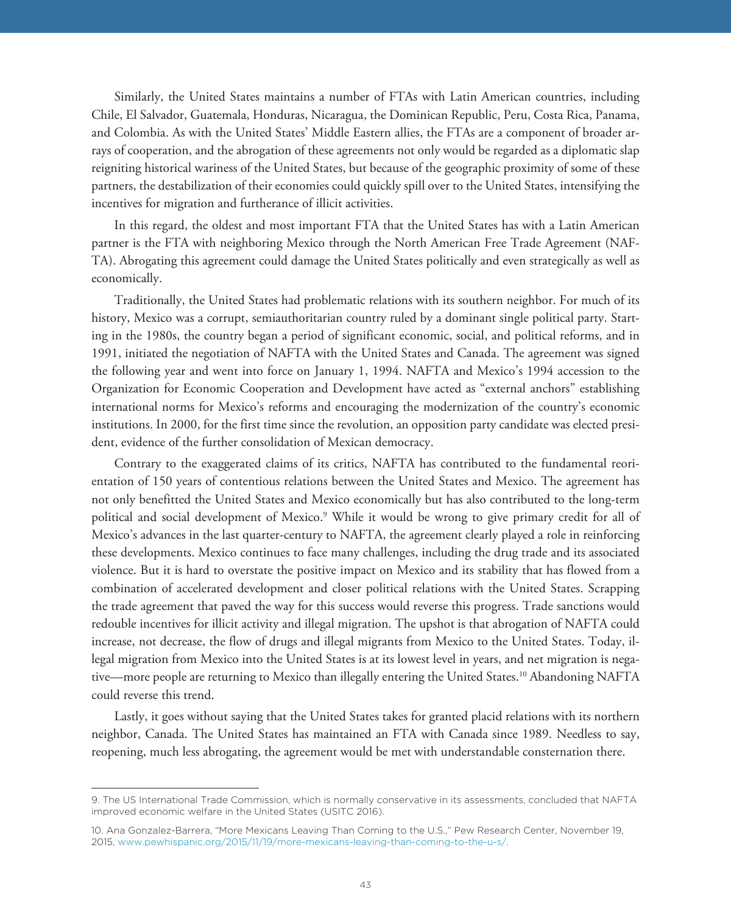Similarly, the United States maintains a number of FTAs with Latin American countries, including Chile, El Salvador, Guatemala, Honduras, Nicaragua, the Dominican Republic, Peru, Costa Rica, Panama, and Colombia. As with the United States' Middle Eastern allies, the FTAs are a component of broader arrays of cooperation, and the abrogation of these agreements not only would be regarded as a diplomatic slap reigniting historical wariness of the United States, but because of the geographic proximity of some of these partners, the destabilization of their economies could quickly spill over to the United States, intensifying the incentives for migration and furtherance of illicit activities.

In this regard, the oldest and most important FTA that the United States has with a Latin American partner is the FTA with neighboring Mexico through the North American Free Trade Agreement (NAFTA). Abrogating this agreement could damage the United States politically and even strategically as well as economically.

Traditionally, the United States had problematic relations with its southern neighbor. For much of its history, Mexico was a corrupt, semiauthoritarian country ruled by a dominant single political party. Starting in the 1980s, the country began a period of significant economic, social, and political reforms, and in 1991, initiated the negotiation of NAFTA with the United States and Canada. The agreement was signed the following year and went into force on January 1, 1994. NAFTA and Mexico's 1994 accession to the Organization for Economic Cooperation and Development have acted as "external anchors" establishing international norms for Mexico's reforms and encouraging the modernization of the country's economic institutions. In 2000, for the first time since the revolution, an opposition party candidate was elected president, evidence of the further consolidation of Mexican democracy.

Contrary to the exaggerated claims of its critics, NAFTA has contributed to the fundamental reorientation of 150 years of contentious relations between the United States and Mexico. The agreement has not only benefitted the United States and Mexico economically but has also contributed to the long-term political and social development of Mexico.[9] While it would be wrong to give primary credit for all of Mexico's advances in the last quarter-century to NAFTA, the agreement clearly played a role in reinforcing these developments. Mexico continues to face many challenges, including the drug trade and its associated violence. But it is hard to overstate the positive impact on Mexico and its stability that has flowed from a combination of accelerated development and closer political relations with the United States. Scrapping the trade agreement that paved the way for this success would reverse this progress. Trade sanctions would redouble incentives for illicit activity and illegal migration. The upshot is that abrogation of NAFTA could increase, not decrease, the flow of drugs and illegal migrants from Mexico to the United States. Today, illegal migration from Mexico into the United States is at its lowest level in years, and net migration is negative—more people are returning to Mexico than illegally entering the United States.[10] Abandoning NAFTA could reverse this trend.

Lastly, it goes without saying that the United States takes for granted placid relations with its northern neighbor, Canada. The United States has maintained an FTA with Canada since 1989. Needless to say, reopening, much less abrogating, the agreement would be met with understandable consternation there.

---

9. The US International Trade Commission, which is normally conservative in its assessments, concluded that NAFTA improved economic welfare in the United States (USITC 2016).

10. Ana Gonzalez-Barrera, "More Mexicans Leaving Than Coming to the U.S.," Pew Research Center, November 19, 2015, www.pewhispanic.org/2015/11/19/more-mexicans-leaving-than-coming-to-the-u-s/.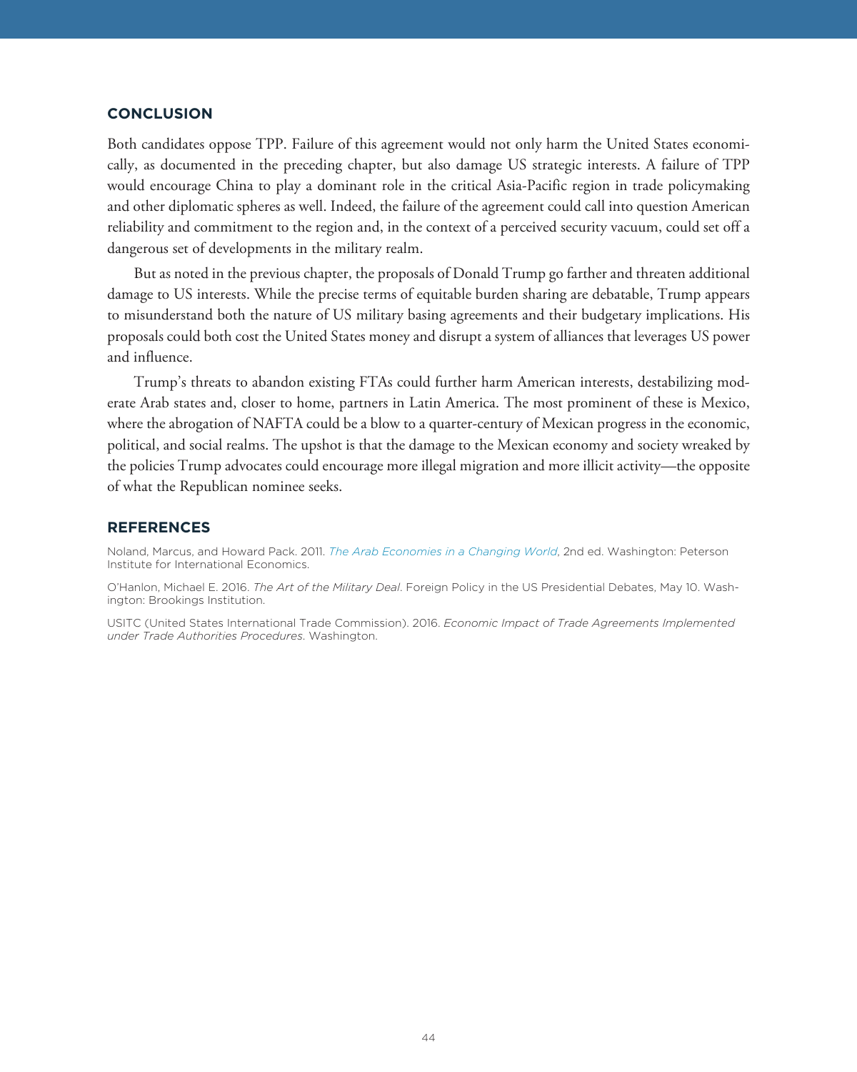## CONCLUSION

Both candidates oppose TPP. Failure of this agreement would not only harm the United States economically, as documented in the preceding chapter, but also damage US strategic interests. A failure of TPP would encourage China to play a dominant role in the critical Asia-Pacific region in trade policymaking and other diplomatic spheres as well. Indeed, the failure of the agreement could call into question American reliability and commitment to the region and, in the context of a perceived security vacuum, could set off a dangerous set of developments in the military realm.

But as noted in the previous chapter, the proposals of Donald Trump go farther and threaten additional damage to US interests. While the precise terms of equitable burden sharing are debatable, Trump appears to misunderstand both the nature of US military basing agreements and their budgetary implications. His proposals could both cost the United States money and disrupt a system of alliances that leverages US power and influence.

Trump's threats to abandon existing FTAs could further harm American interests, destabilizing moderate Arab states and, closer to home, partners in Latin America. The most prominent of these is Mexico, where the abrogation of NAFTA could be a blow to a quarter-century of Mexican progress in the economic, political, and social realms. The upshot is that the damage to the Mexican economy and society wreaked by the policies Trump advocates could encourage more illegal migration and more illicit activity—the opposite of what the Republican nominee seeks.

## REFERENCES

Noland, Marcus, and Howard Pack. 2011. *The Arab Economies in a Changing World*, 2nd ed. Washington: Peterson Institute for International Economics.

O'Hanlon, Michael E. 2016. *The Art of the Military Deal*. Foreign Policy in the US Presidential Debates, May 10. Washington: Brookings Institution.

USITC (United States International Trade Commission). 2016. *Economic Impact of Trade Agreements Implemented under Trade Authorities Procedures*. Washington.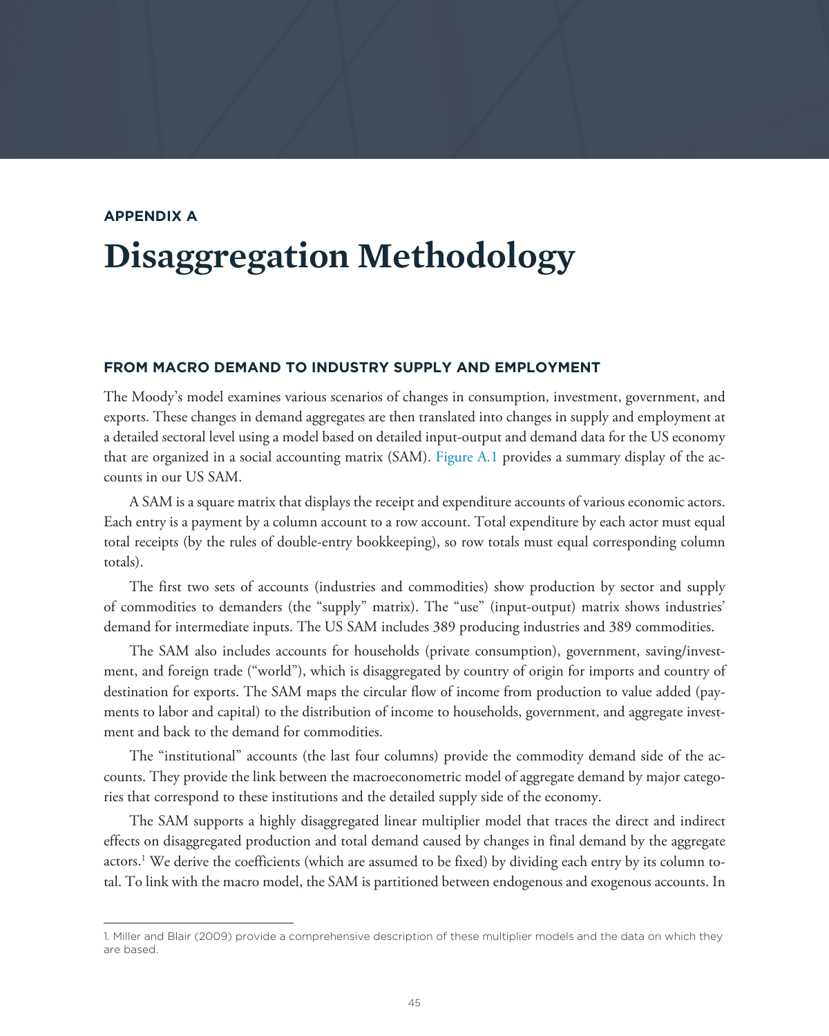**APPENDIX A**

# Disaggregation Methodology

## FROM MACRO DEMAND TO INDUSTRY SUPPLY AND EMPLOYMENT

The Moody's model examines various scenarios of changes in consumption, investment, government, and exports. These changes in demand aggregates are then translated into changes in supply and employment at a detailed sectoral level using a model based on detailed input-output and demand data for the US economy that are organized in a social accounting matrix (SAM). Figure A.1 provides a summary display of the accounts in our US SAM.

A SAM is a square matrix that displays the receipt and expenditure accounts of various economic actors. Each entry is a payment by a column account to a row account. Total expenditure by each actor must equal total receipts (by the rules of double-entry bookkeeping), so row totals must equal corresponding column totals).

The first two sets of accounts (industries and commodities) show production by sector and supply of commodities to demanders (the "supply" matrix). The "use" (input-output) matrix shows industries' demand for intermediate inputs. The US SAM includes 389 producing industries and 389 commodities.

The SAM also includes accounts for households (private consumption), government, saving/investment, and foreign trade ("world"), which is disaggregated by country of origin for imports and country of destination for exports. The SAM maps the circular flow of income from production to value added (payments to labor and capital) to the distribution of income to households, government, and aggregate investment and back to the demand for commodities.

The "institutional" accounts (the last four columns) provide the commodity demand side of the accounts. They provide the link between the macroeconometric model of aggregate demand by major categories that correspond to these institutions and the detailed supply side of the economy.

The SAM supports a highly disaggregated linear multiplier model that traces the direct and indirect effects on disaggregated production and total demand caused by changes in final demand by the aggregate actors.[1] We derive the coefficients (which are assumed to be fixed) by dividing each entry by its column total. To link with the macro model, the SAM is partitioned between endogenous and exogenous accounts. In

1. Miller and Blair (2009) provide a comprehensive description of these multiplier models and the data on which they are based.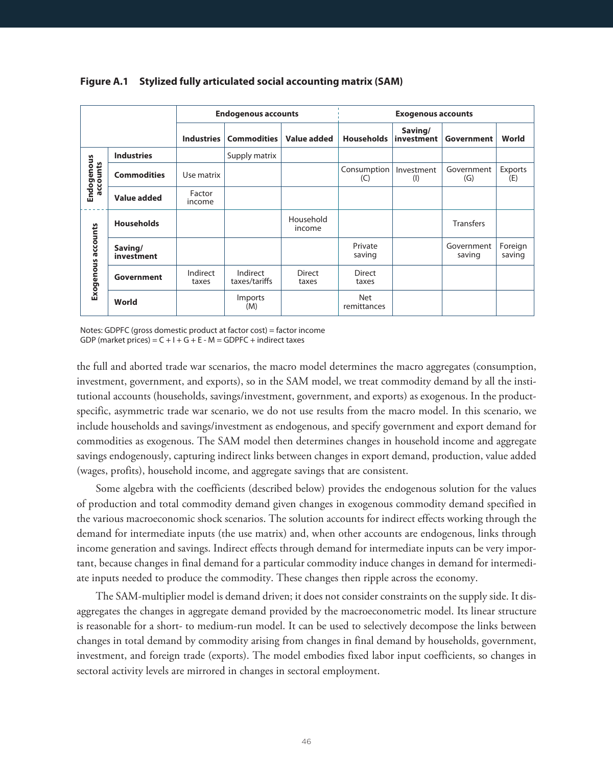**Figure A.1 Stylized fully articulated social accounting matrix (SAM)**

| | | Endogenous accounts | | | Exogenous accounts | | | |
|---|---|---|---|---|---|---|---|---|
| | | **Industries** | **Commodities** | **Value added** | **Households** | **Saving/ investment** | **Government** | **World** |
| **Endogenous accounts** | **Industries** | | Supply matrix | | | | | |
| | **Commodities** | Use matrix | | | Consumption (C) | Investment (I) | Government (G) | Exports (E) |
| | **Value added** | Factor income | | | | | | |
| **Exogenous accounts** | **Households** | | | Household income | | | Transfers | |
| | **Saving/ investment** | | | | Private saving | | Government saving | Foreign saving |
| | **Government** | Indirect taxes | Indirect taxes/tariffs | Direct taxes | Direct taxes | | | |
| | **World** | | Imports (M) | | Net remittances | | | |

Notes: GDPFC (gross domestic product at factor cost) = factor income
GDP (market prices) = C + I + G + E - M = GDPFC + indirect taxes

the full and aborted trade war scenarios, the macro model determines the macro aggregates (consumption, investment, government, and exports), so in the SAM model, we treat commodity demand by all the institutional accounts (households, savings/investment, government, and exports) as exogenous. In the product-specific, asymmetric trade war scenario, we do not use results from the macro model. In this scenario, we include households and savings/investment as endogenous, and specify government and export demand for commodities as exogenous. The SAM model then determines changes in household income and aggregate savings endogenously, capturing indirect links between changes in export demand, production, value added (wages, profits), household income, and aggregate savings that are consistent.

Some algebra with the coefficients (described below) provides the endogenous solution for the values of production and total commodity demand given changes in exogenous commodity demand specified in the various macroeconomic shock scenarios. The solution accounts for indirect effects working through the demand for intermediate inputs (the use matrix) and, when other accounts are endogenous, links through income generation and savings. Indirect effects through demand for intermediate inputs can be very important, because changes in final demand for a particular commodity induce changes in demand for intermediate inputs needed to produce the commodity. These changes then ripple across the economy.

The SAM-multiplier model is demand driven; it does not consider constraints on the supply side. It disaggregates the changes in aggregate demand provided by the macroeconometric model. Its linear structure is reasonable for a short- to medium-run model. It can be used to selectively decompose the links between changes in total demand by commodity arising from changes in final demand by households, government, investment, and foreign trade (exports). The model embodies fixed labor input coefficients, so changes in sectoral activity levels are mirrored in changes in sectoral employment.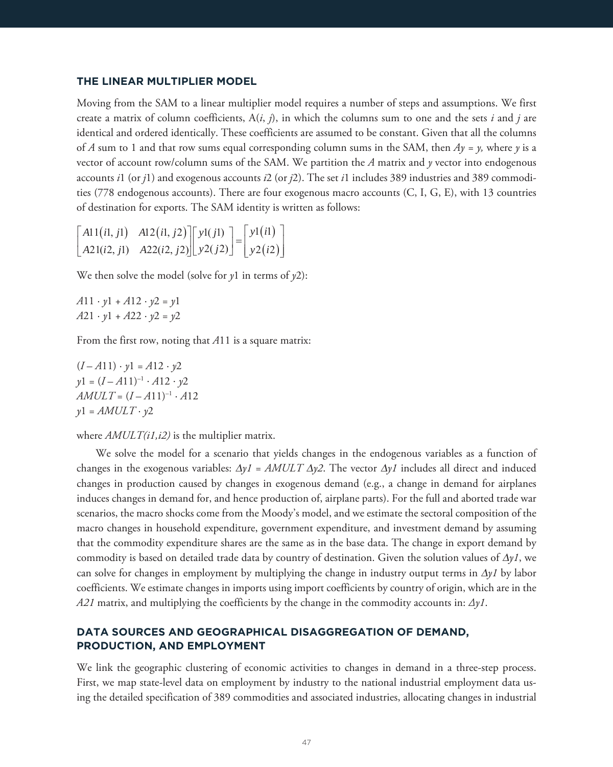## THE LINEAR MULTIPLIER MODEL

Moving from the SAM to a linear multiplier model requires a number of steps and assumptions. We first create a matrix of column coefficients, A($i$, $j$), in which the columns sum to one and the sets $i$ and $j$ are identical and ordered identically. These coefficients are assumed to be constant. Given that all the columns of $A$ sum to 1 and that row sums equal corresponding column sums in the SAM, then $Ay = y$, where $y$ is a vector of account row/column sums of the SAM. We partition the $A$ matrix and $y$ vector into endogenous accounts $i1$ (or $j1$) and exogenous accounts $i2$ (or $j2$). The set $i1$ includes 389 industries and 389 commodities (778 endogenous accounts). There are four exogenous macro accounts (C, I, G, E), with 13 countries of destination for exports. The SAM identity is written as follows:

$$\begin{bmatrix} A11(i1, j1) & A12(i1, j2) \\ A21(i2, j1) & A22(i2, j2) \end{bmatrix} \begin{bmatrix} y1(j1) \\ y2(j2) \end{bmatrix} = \begin{bmatrix} y1(i1) \\ y2(i2) \end{bmatrix}$$

We then solve the model (solve for $y1$ in terms of $y2$):

$$A11 \cdot y1 + A12 \cdot y2 = y1$$
$$A21 \cdot y1 + A22 \cdot y2 = y2$$

From the first row, noting that $A11$ is a square matrix:

$$(I - A11) \cdot y1 = A12 \cdot y2$$
$$y1 = (I - A11)^{-1} \cdot A12 \cdot y2$$
$$AMULT = (I - A11)^{-1} \cdot A12$$
$$y1 = AMULT \cdot y2$$

where $AMULT(i1,i2)$ is the multiplier matrix.

We solve the model for a scenario that yields changes in the endogenous variables as a function of changes in the exogenous variables: $\Delta y1 = AMULT \; \Delta y2$. The vector $\Delta y1$ includes all direct and induced changes in production caused by changes in exogenous demand (e.g., a change in demand for airplanes induces changes in demand for, and hence production of, airplane parts). For the full and aborted trade war scenarios, the macro shocks come from the Moody's model, and we estimate the sectoral composition of the macro changes in household expenditure, government expenditure, and investment demand by assuming that the commodity expenditure shares are the same as in the base data. The change in export demand by commodity is based on detailed trade data by country of destination. Given the solution values of $\Delta y1$, we can solve for changes in employment by multiplying the change in industry output terms in $\Delta y1$ by labor coefficients. We estimate changes in imports using import coefficients by country of origin, which are in the $A21$ matrix, and multiplying the coefficients by the change in the commodity accounts in: $\Delta y1$.

## DATA SOURCES AND GEOGRAPHICAL DISAGGREGATION OF DEMAND, PRODUCTION, AND EMPLOYMENT

We link the geographic clustering of economic activities to changes in demand in a three-step process. First, we map state-level data on employment by industry to the national industrial employment data using the detailed specification of 389 commodities and associated industries, allocating changes in industrial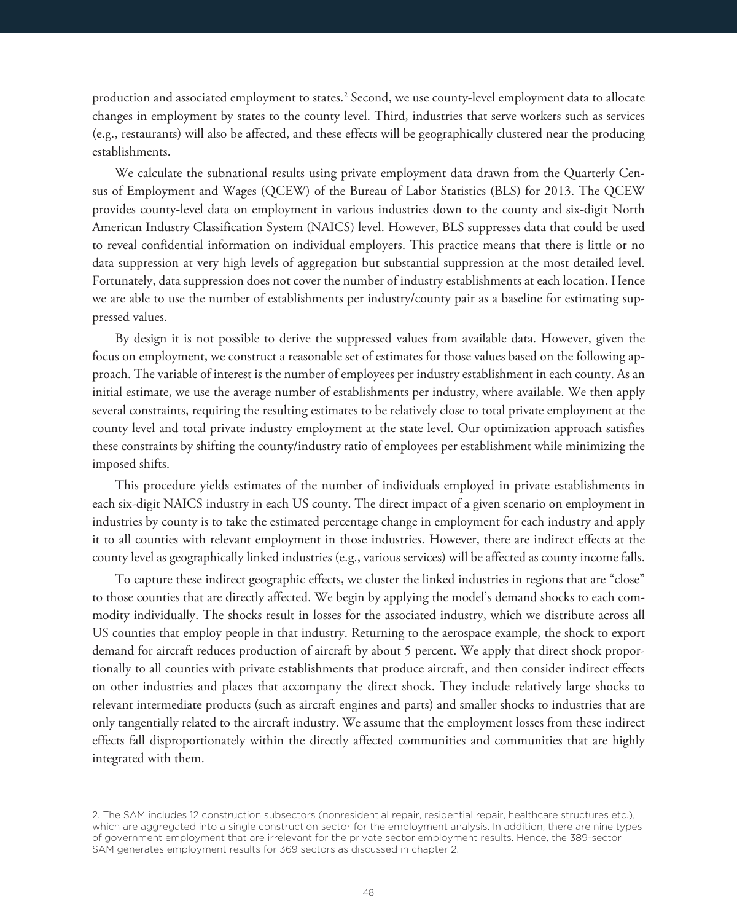production and associated employment to states.[2] Second, we use county-level employment data to allocate changes in employment by states to the county level. Third, industries that serve workers such as services (e.g., restaurants) will also be affected, and these effects will be geographically clustered near the producing establishments.

We calculate the subnational results using private employment data drawn from the Quarterly Census of Employment and Wages (QCEW) of the Bureau of Labor Statistics (BLS) for 2013. The QCEW provides county-level data on employment in various industries down to the county and six-digit North American Industry Classification System (NAICS) level. However, BLS suppresses data that could be used to reveal confidential information on individual employers. This practice means that there is little or no data suppression at very high levels of aggregation but substantial suppression at the most detailed level. Fortunately, data suppression does not cover the number of industry establishments at each location. Hence we are able to use the number of establishments per industry/county pair as a baseline for estimating suppressed values.

By design it is not possible to derive the suppressed values from available data. However, given the focus on employment, we construct a reasonable set of estimates for those values based on the following approach. The variable of interest is the number of employees per industry establishment in each county. As an initial estimate, we use the average number of establishments per industry, where available. We then apply several constraints, requiring the resulting estimates to be relatively close to total private employment at the county level and total private industry employment at the state level. Our optimization approach satisfies these constraints by shifting the county/industry ratio of employees per establishment while minimizing the imposed shifts.

This procedure yields estimates of the number of individuals employed in private establishments in each six-digit NAICS industry in each US county. The direct impact of a given scenario on employment in industries by county is to take the estimated percentage change in employment for each industry and apply it to all counties with relevant employment in those industries. However, there are indirect effects at the county level as geographically linked industries (e.g., various services) will be affected as county income falls.

To capture these indirect geographic effects, we cluster the linked industries in regions that are "close" to those counties that are directly affected. We begin by applying the model's demand shocks to each commodity individually. The shocks result in losses for the associated industry, which we distribute across all US counties that employ people in that industry. Returning to the aerospace example, the shock to export demand for aircraft reduces production of aircraft by about 5 percent. We apply that direct shock proportionally to all counties with private establishments that produce aircraft, and then consider indirect effects on other industries and places that accompany the direct shock. They include relatively large shocks to relevant intermediate products (such as aircraft engines and parts) and smaller shocks to industries that are only tangentially related to the aircraft industry. We assume that the employment losses from these indirect effects fall disproportionately within the directly affected communities and communities that are highly integrated with them.

---

2. The SAM includes 12 construction subsectors (nonresidential repair, residential repair, healthcare structures etc.), which are aggregated into a single construction sector for the employment analysis. In addition, there are nine types of government employment that are irrelevant for the private sector employment results. Hence, the 389-sector SAM generates employment results for 369 sectors as discussed in chapter 2.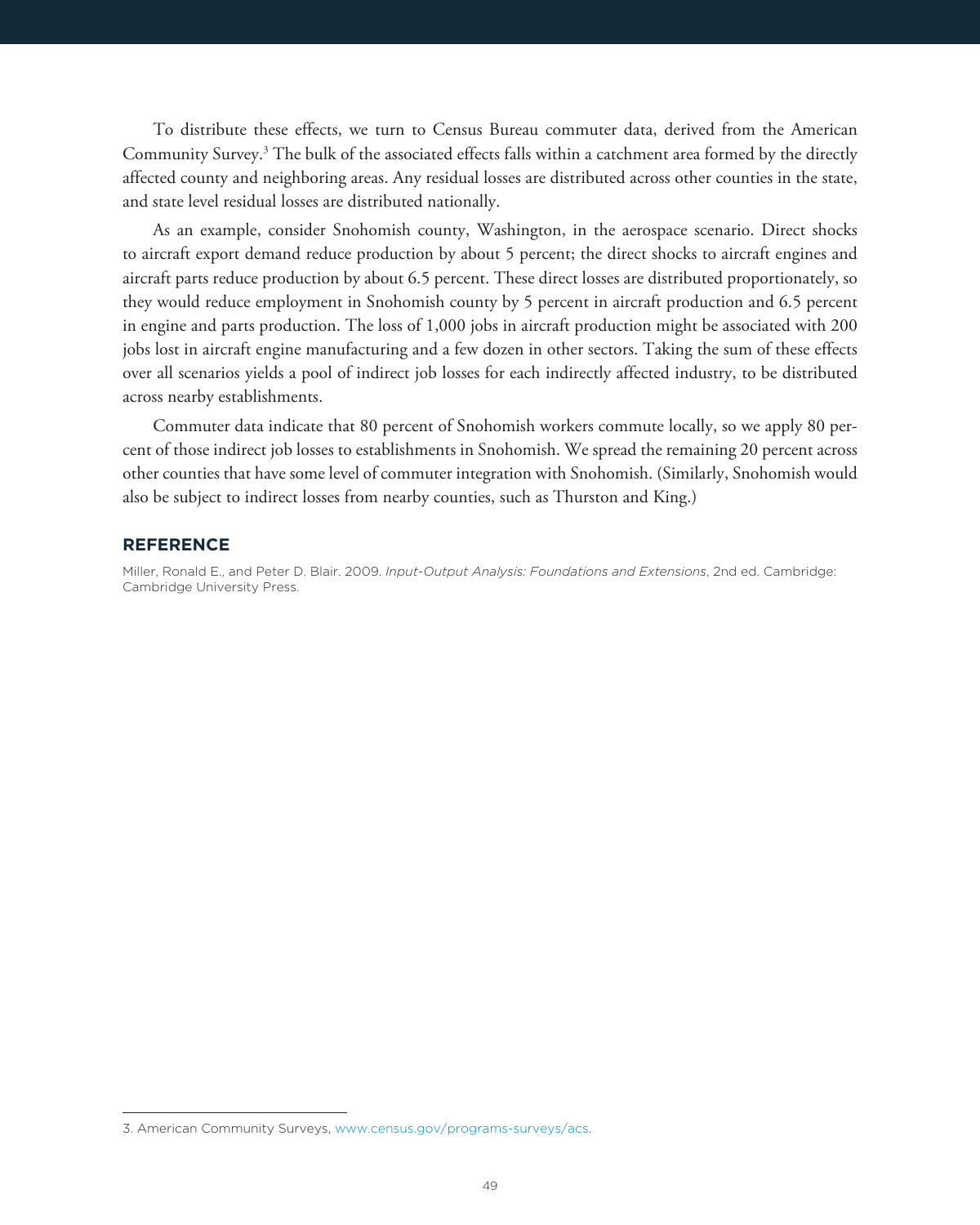To distribute these effects, we turn to Census Bureau commuter data, derived from the American Community Survey.[3] The bulk of the associated effects falls within a catchment area formed by the directly affected county and neighboring areas. Any residual losses are distributed across other counties in the state, and state level residual losses are distributed nationally.

As an example, consider Snohomish county, Washington, in the aerospace scenario. Direct shocks to aircraft export demand reduce production by about 5 percent; the direct shocks to aircraft engines and aircraft parts reduce production by about 6.5 percent. These direct losses are distributed proportionately, so they would reduce employment in Snohomish county by 5 percent in aircraft production and 6.5 percent in engine and parts production. The loss of 1,000 jobs in aircraft production might be associated with 200 jobs lost in aircraft engine manufacturing and a few dozen in other sectors. Taking the sum of these effects over all scenarios yields a pool of indirect job losses for each indirectly affected industry, to be distributed across nearby establishments.

Commuter data indicate that 80 percent of Snohomish workers commute locally, so we apply 80 percent of those indirect job losses to establishments in Snohomish. We spread the remaining 20 percent across other counties that have some level of commuter integration with Snohomish. (Similarly, Snohomish would also be subject to indirect losses from nearby counties, such as Thurston and King.)

## REFERENCE

Miller, Ronald E., and Peter D. Blair. 2009. *Input-Output Analysis: Foundations and Extensions*, 2nd ed. Cambridge: Cambridge University Press.

---

3. American Community Surveys, www.census.gov/programs-surveys/acs.